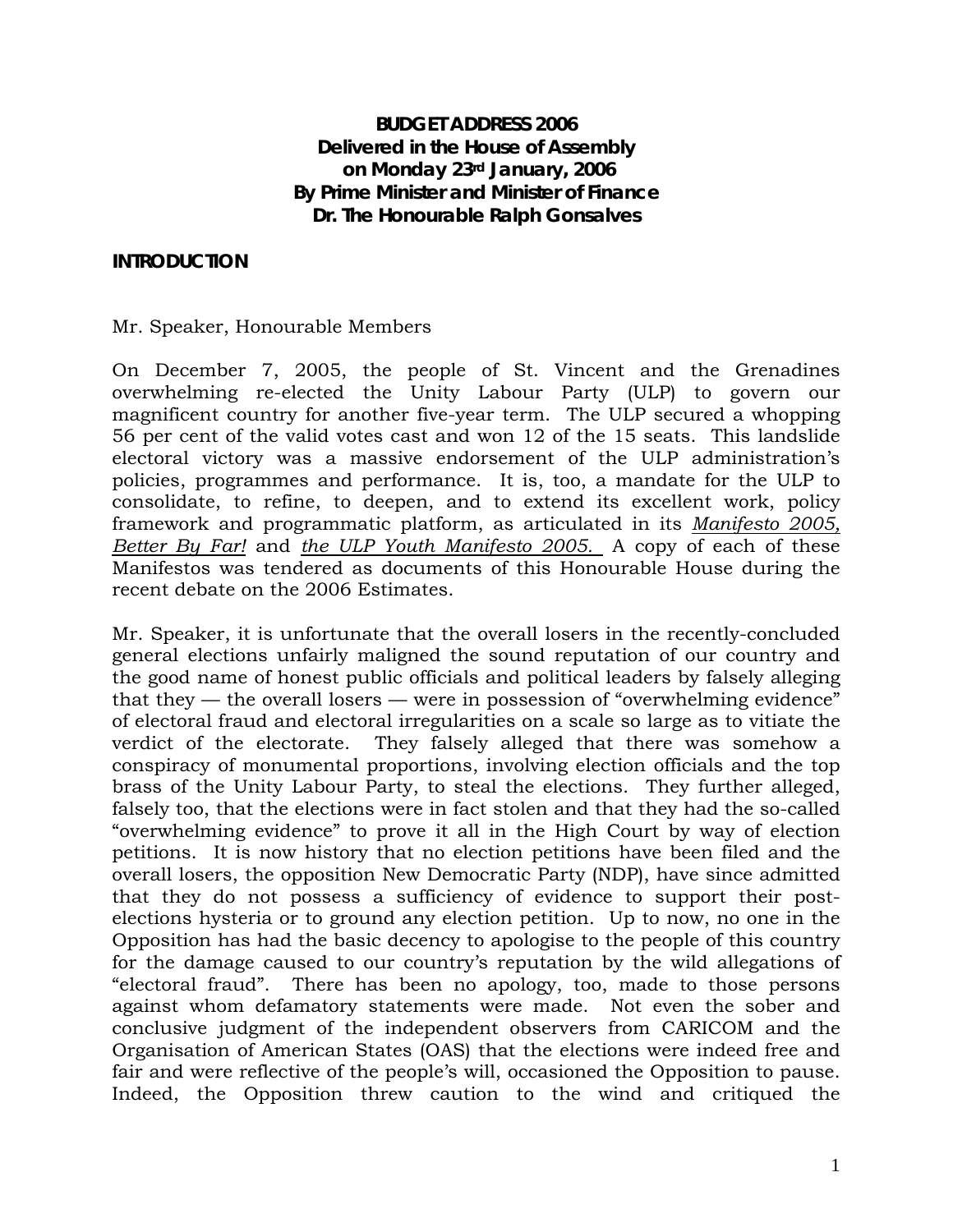**BUDGET ADDRESS 2006**
**Delivered in the House of Assembly**
**on Monday 23rd January, 2006**
**By Prime Minister and Minister of Finance**
**Dr. The Honourable Ralph Gonsalves**

## INTRODUCTION

Mr. Speaker, Honourable Members

On December 7, 2005, the people of St. Vincent and the Grenadines overwhelming re-elected the Unity Labour Party (ULP) to govern our magnificent country for another five-year term. The ULP secured a whopping 56 per cent of the valid votes cast and won 12 of the 15 seats. This landslide electoral victory was a massive endorsement of the ULP administration's policies, programmes and performance. It is, too, a mandate for the ULP to consolidate, to refine, to deepen, and to extend its excellent work, policy framework and programmatic platform, as articulated in its *Manifesto 2005, Better By Far!* and *the ULP Youth Manifesto 2005.* A copy of each of these Manifestos was tendered as documents of this Honourable House during the recent debate on the 2006 Estimates.

Mr. Speaker, it is unfortunate that the overall losers in the recently-concluded general elections unfairly maligned the sound reputation of our country and the good name of honest public officials and political leaders by falsely alleging that they — the overall losers — were in possession of "overwhelming evidence" of electoral fraud and electoral irregularities on a scale so large as to vitiate the verdict of the electorate. They falsely alleged that there was somehow a conspiracy of monumental proportions, involving election officials and the top brass of the Unity Labour Party, to steal the elections. They further alleged, falsely too, that the elections were in fact stolen and that they had the so-called "overwhelming evidence" to prove it all in the High Court by way of election petitions. It is now history that no election petitions have been filed and the overall losers, the opposition New Democratic Party (NDP), have since admitted that they do not possess a sufficiency of evidence to support their post-elections hysteria or to ground any election petition. Up to now, no one in the Opposition has had the basic decency to apologise to the people of this country for the damage caused to our country's reputation by the wild allegations of "electoral fraud". There has been no apology, too, made to those persons against whom defamatory statements were made. Not even the sober and conclusive judgment of the independent observers from CARICOM and the Organisation of American States (OAS) that the elections were indeed free and fair and were reflective of the people's will, occasioned the Opposition to pause. Indeed, the Opposition threw caution to the wind and critiqued the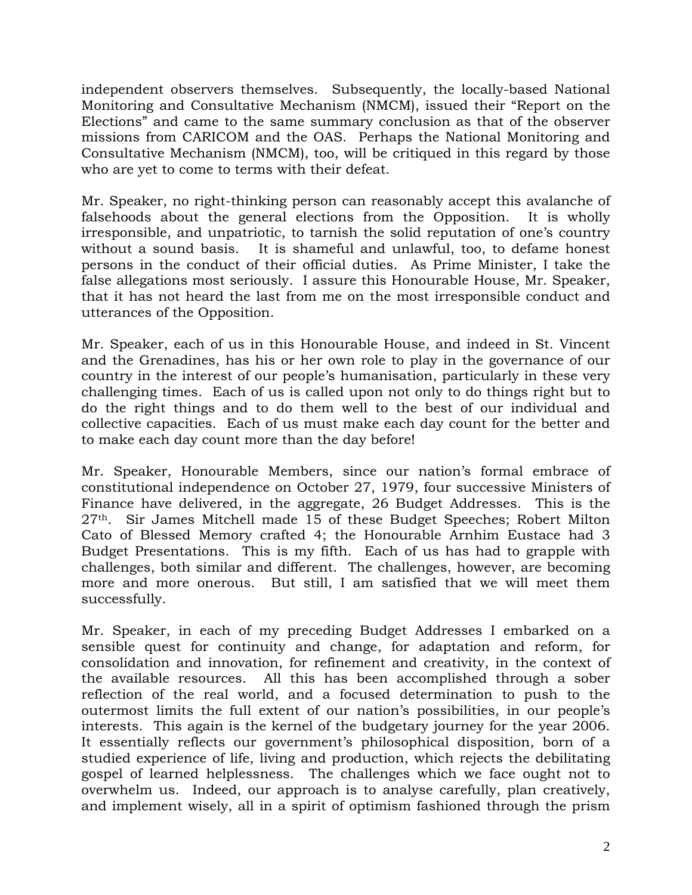independent observers themselves. Subsequently, the locally-based National Monitoring and Consultative Mechanism (NMCM), issued their "Report on the Elections" and came to the same summary conclusion as that of the observer missions from CARICOM and the OAS. Perhaps the National Monitoring and Consultative Mechanism (NMCM), too, will be critiqued in this regard by those who are yet to come to terms with their defeat.

Mr. Speaker, no right-thinking person can reasonably accept this avalanche of falsehoods about the general elections from the Opposition. It is wholly irresponsible, and unpatriotic, to tarnish the solid reputation of one's country without a sound basis. It is shameful and unlawful, too, to defame honest persons in the conduct of their official duties. As Prime Minister, I take the false allegations most seriously. I assure this Honourable House, Mr. Speaker, that it has not heard the last from me on the most irresponsible conduct and utterances of the Opposition.

Mr. Speaker, each of us in this Honourable House, and indeed in St. Vincent and the Grenadines, has his or her own role to play in the governance of our country in the interest of our people's humanisation, particularly in these very challenging times. Each of us is called upon not only to do things right but to do the right things and to do them well to the best of our individual and collective capacities. Each of us must make each day count for the better and to make each day count more than the day before!

Mr. Speaker, Honourable Members, since our nation's formal embrace of constitutional independence on October 27, 1979, four successive Ministers of Finance have delivered, in the aggregate, 26 Budget Addresses. This is the 27th. Sir James Mitchell made 15 of these Budget Speeches; Robert Milton Cato of Blessed Memory crafted 4; the Honourable Arnhim Eustace had 3 Budget Presentations. This is my fifth. Each of us has had to grapple with challenges, both similar and different. The challenges, however, are becoming more and more onerous. But still, I am satisfied that we will meet them successfully.

Mr. Speaker, in each of my preceding Budget Addresses I embarked on a sensible quest for continuity and change, for adaptation and reform, for consolidation and innovation, for refinement and creativity, in the context of the available resources. All this has been accomplished through a sober reflection of the real world, and a focused determination to push to the outermost limits the full extent of our nation's possibilities, in our people's interests. This again is the kernel of the budgetary journey for the year 2006. It essentially reflects our government's philosophical disposition, born of a studied experience of life, living and production, which rejects the debilitating gospel of learned helplessness. The challenges which we face ought not to overwhelm us. Indeed, our approach is to analyse carefully, plan creatively, and implement wisely, all in a spirit of optimism fashioned through the prism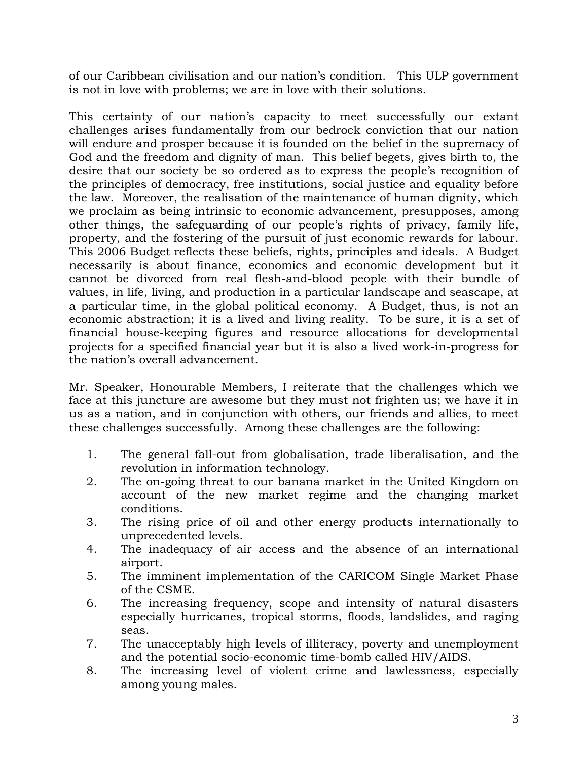of our Caribbean civilisation and our nation's condition. This ULP government is not in love with problems; we are in love with their solutions.

This certainty of our nation's capacity to meet successfully our extant challenges arises fundamentally from our bedrock conviction that our nation will endure and prosper because it is founded on the belief in the supremacy of God and the freedom and dignity of man. This belief begets, gives birth to, the desire that our society be so ordered as to express the people's recognition of the principles of democracy, free institutions, social justice and equality before the law. Moreover, the realisation of the maintenance of human dignity, which we proclaim as being intrinsic to economic advancement, presupposes, among other things, the safeguarding of our people's rights of privacy, family life, property, and the fostering of the pursuit of just economic rewards for labour. This 2006 Budget reflects these beliefs, rights, principles and ideals. A Budget necessarily is about finance, economics and economic development but it cannot be divorced from real flesh-and-blood people with their bundle of values, in life, living, and production in a particular landscape and seascape, at a particular time, in the global political economy. A Budget, thus, is not an economic abstraction; it is a lived and living reality. To be sure, it is a set of financial house-keeping figures and resource allocations for developmental projects for a specified financial year but it is also a lived work-in-progress for the nation's overall advancement.

Mr. Speaker, Honourable Members, I reiterate that the challenges which we face at this juncture are awesome but they must not frighten us; we have it in us as a nation, and in conjunction with others, our friends and allies, to meet these challenges successfully. Among these challenges are the following:

1. The general fall-out from globalisation, trade liberalisation, and the revolution in information technology.
2. The on-going threat to our banana market in the United Kingdom on account of the new market regime and the changing market conditions.
3. The rising price of oil and other energy products internationally to unprecedented levels.
4. The inadequacy of air access and the absence of an international airport.
5. The imminent implementation of the CARICOM Single Market Phase of the CSME.
6. The increasing frequency, scope and intensity of natural disasters especially hurricanes, tropical storms, floods, landslides, and raging seas.
7. The unacceptably high levels of illiteracy, poverty and unemployment and the potential socio-economic time-bomb called HIV/AIDS.
8. The increasing level of violent crime and lawlessness, especially among young males.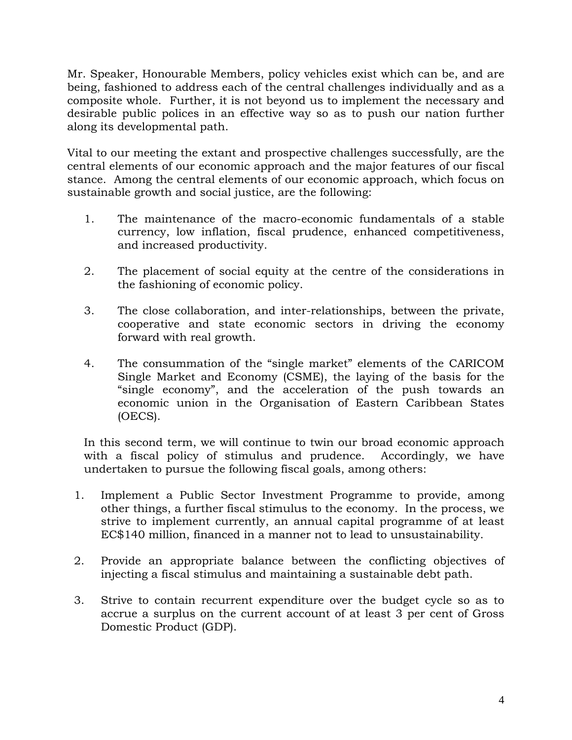Mr. Speaker, Honourable Members, policy vehicles exist which can be, and are being, fashioned to address each of the central challenges individually and as a composite whole. Further, it is not beyond us to implement the necessary and desirable public polices in an effective way so as to push our nation further along its developmental path.

Vital to our meeting the extant and prospective challenges successfully, are the central elements of our economic approach and the major features of our fiscal stance. Among the central elements of our economic approach, which focus on sustainable growth and social justice, are the following:

1. The maintenance of the macro-economic fundamentals of a stable currency, low inflation, fiscal prudence, enhanced competitiveness, and increased productivity.

2. The placement of social equity at the centre of the considerations in the fashioning of economic policy.

3. The close collaboration, and inter-relationships, between the private, cooperative and state economic sectors in driving the economy forward with real growth.

4. The consummation of the "single market" elements of the CARICOM Single Market and Economy (CSME), the laying of the basis for the "single economy", and the acceleration of the push towards an economic union in the Organisation of Eastern Caribbean States (OECS).

In this second term, we will continue to twin our broad economic approach with a fiscal policy of stimulus and prudence. Accordingly, we have undertaken to pursue the following fiscal goals, among others:

1. Implement a Public Sector Investment Programme to provide, among other things, a further fiscal stimulus to the economy. In the process, we strive to implement currently, an annual capital programme of at least EC$140 million, financed in a manner not to lead to unsustainability.

2. Provide an appropriate balance between the conflicting objectives of injecting a fiscal stimulus and maintaining a sustainable debt path.

3. Strive to contain recurrent expenditure over the budget cycle so as to accrue a surplus on the current account of at least 3 per cent of Gross Domestic Product (GDP).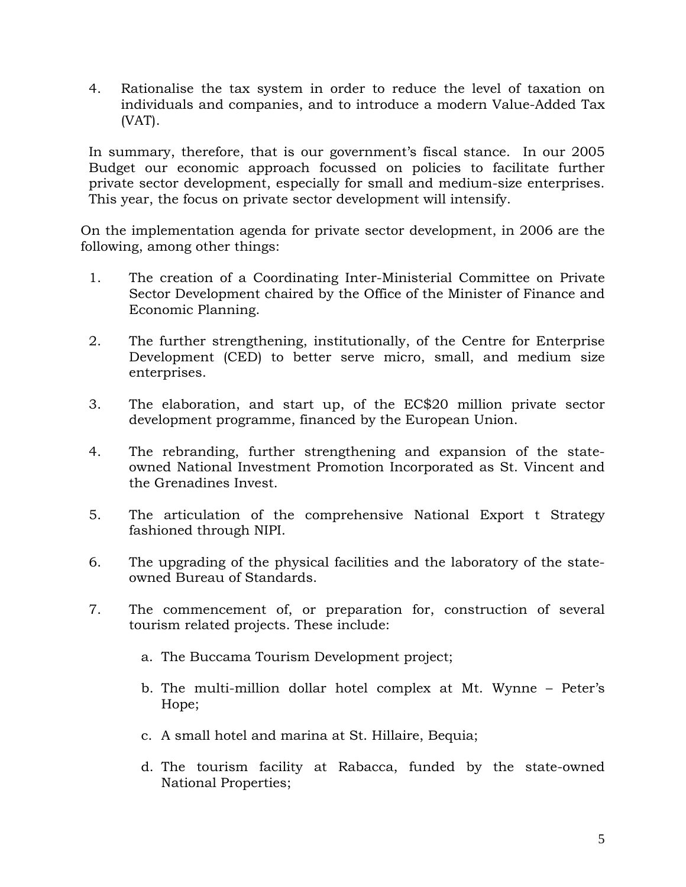4. Rationalise the tax system in order to reduce the level of taxation on individuals and companies, and to introduce a modern Value-Added Tax (VAT).

In summary, therefore, that is our government's fiscal stance. In our 2005 Budget our economic approach focussed on policies to facilitate further private sector development, especially for small and medium-size enterprises. This year, the focus on private sector development will intensify.

On the implementation agenda for private sector development, in 2006 are the following, among other things:

1. The creation of a Coordinating Inter-Ministerial Committee on Private Sector Development chaired by the Office of the Minister of Finance and Economic Planning.

2. The further strengthening, institutionally, of the Centre for Enterprise Development (CED) to better serve micro, small, and medium size enterprises.

3. The elaboration, and start up, of the EC$20 million private sector development programme, financed by the European Union.

4. The rebranding, further strengthening and expansion of the state-owned National Investment Promotion Incorporated as St. Vincent and the Grenadines Invest.

5. The articulation of the comprehensive National Export t Strategy fashioned through NIPI.

6. The upgrading of the physical facilities and the laboratory of the state-owned Bureau of Standards.

7. The commencement of, or preparation for, construction of several tourism related projects. These include:

   a. The Buccama Tourism Development project;

   b. The multi-million dollar hotel complex at Mt. Wynne – Peter's Hope;

   c. A small hotel and marina at St. Hillaire, Bequia;

   d. The tourism facility at Rabacca, funded by the state-owned National Properties;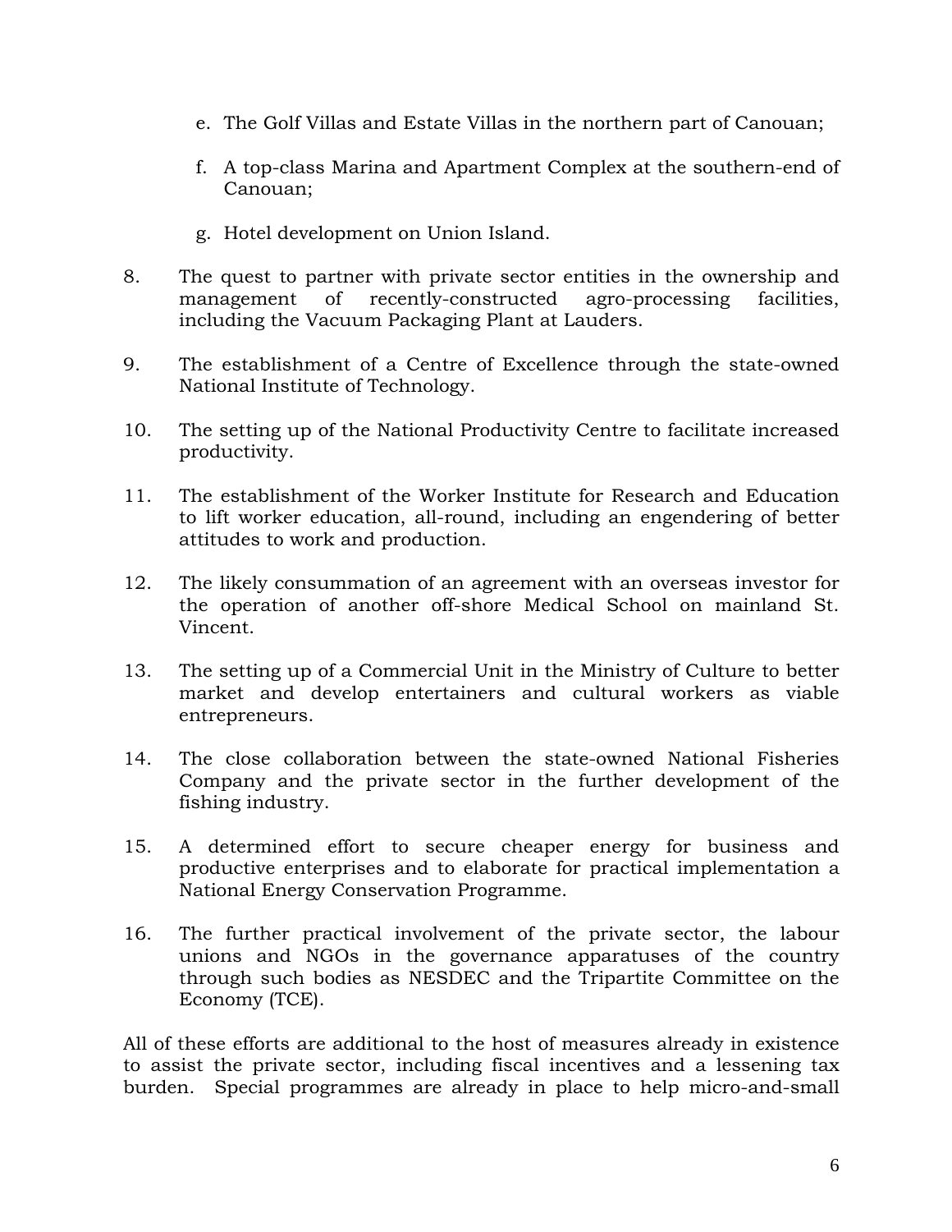e. The Golf Villas and Estate Villas in the northern part of Canouan;

f. A top-class Marina and Apartment Complex at the southern-end of Canouan;

g. Hotel development on Union Island.

8. The quest to partner with private sector entities in the ownership and management of recently-constructed agro-processing facilities, including the Vacuum Packaging Plant at Lauders.

9. The establishment of a Centre of Excellence through the state-owned National Institute of Technology.

10. The setting up of the National Productivity Centre to facilitate increased productivity.

11. The establishment of the Worker Institute for Research and Education to lift worker education, all-round, including an engendering of better attitudes to work and production.

12. The likely consummation of an agreement with an overseas investor for the operation of another off-shore Medical School on mainland St. Vincent.

13. The setting up of a Commercial Unit in the Ministry of Culture to better market and develop entertainers and cultural workers as viable entrepreneurs.

14. The close collaboration between the state-owned National Fisheries Company and the private sector in the further development of the fishing industry.

15. A determined effort to secure cheaper energy for business and productive enterprises and to elaborate for practical implementation a National Energy Conservation Programme.

16. The further practical involvement of the private sector, the labour unions and NGOs in the governance apparatuses of the country through such bodies as NESDEC and the Tripartite Committee on the Economy (TCE).

All of these efforts are additional to the host of measures already in existence to assist the private sector, including fiscal incentives and a lessening tax burden. Special programmes are already in place to help micro-and-small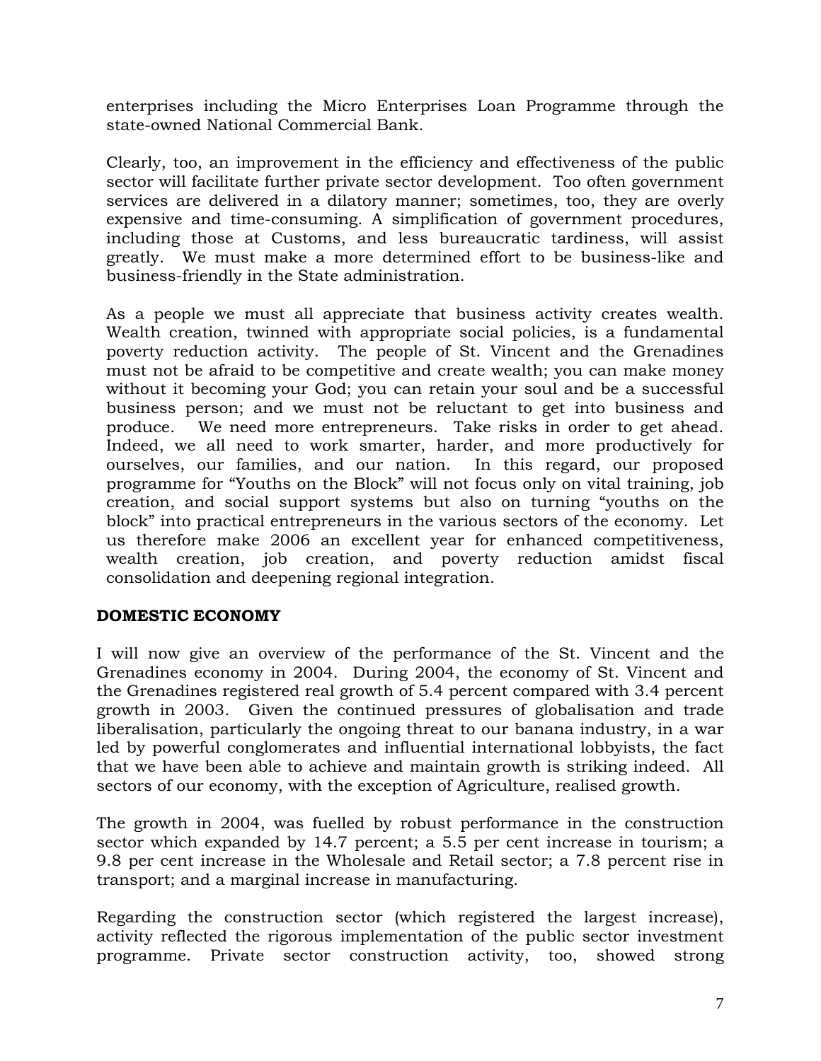enterprises including the Micro Enterprises Loan Programme through the state-owned National Commercial Bank.

Clearly, too, an improvement in the efficiency and effectiveness of the public sector will facilitate further private sector development. Too often government services are delivered in a dilatory manner; sometimes, too, they are overly expensive and time-consuming. A simplification of government procedures, including those at Customs, and less bureaucratic tardiness, will assist greatly. We must make a more determined effort to be business-like and business-friendly in the State administration.

As a people we must all appreciate that business activity creates wealth. Wealth creation, twinned with appropriate social policies, is a fundamental poverty reduction activity. The people of St. Vincent and the Grenadines must not be afraid to be competitive and create wealth; you can make money without it becoming your God; you can retain your soul and be a successful business person; and we must not be reluctant to get into business and produce. We need more entrepreneurs. Take risks in order to get ahead. Indeed, we all need to work smarter, harder, and more productively for ourselves, our families, and our nation. In this regard, our proposed programme for "Youths on the Block" will not focus only on vital training, job creation, and social support systems but also on turning "youths on the block" into practical entrepreneurs in the various sectors of the economy. Let us therefore make 2006 an excellent year for enhanced competitiveness, wealth creation, job creation, and poverty reduction amidst fiscal consolidation and deepening regional integration.

**DOMESTIC ECONOMY**

I will now give an overview of the performance of the St. Vincent and the Grenadines economy in 2004. During 2004, the economy of St. Vincent and the Grenadines registered real growth of 5.4 percent compared with 3.4 percent growth in 2003. Given the continued pressures of globalisation and trade liberalisation, particularly the ongoing threat to our banana industry, in a war led by powerful conglomerates and influential international lobbyists, the fact that we have been able to achieve and maintain growth is striking indeed. All sectors of our economy, with the exception of Agriculture, realised growth.

The growth in 2004, was fuelled by robust performance in the construction sector which expanded by 14.7 percent; a 5.5 per cent increase in tourism; a 9.8 per cent increase in the Wholesale and Retail sector; a 7.8 percent rise in transport; and a marginal increase in manufacturing.

Regarding the construction sector (which registered the largest increase), activity reflected the rigorous implementation of the public sector investment programme. Private sector construction activity, too, showed strong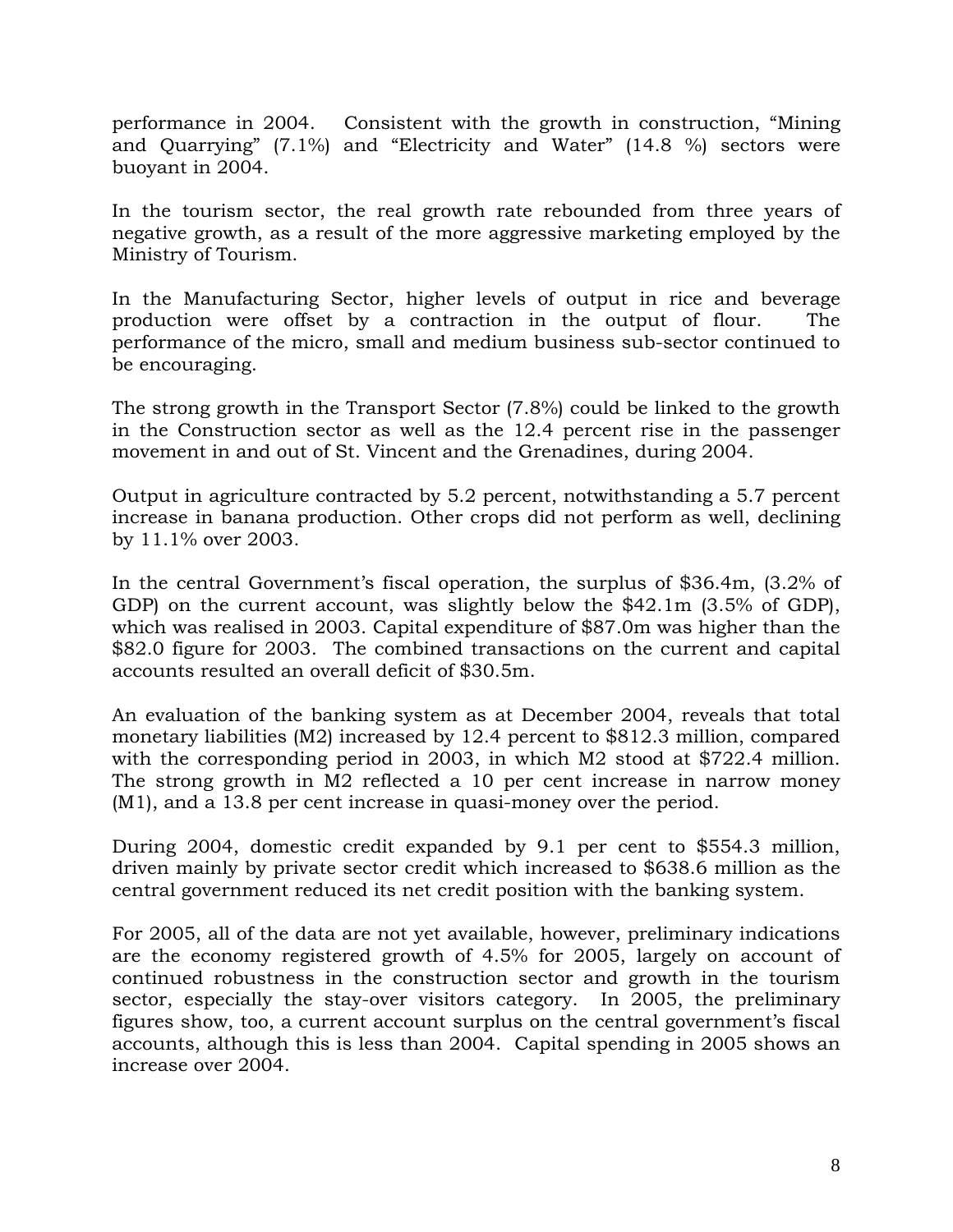performance in 2004. Consistent with the growth in construction, “Mining and Quarrying” (7.1%) and “Electricity and Water” (14.8 %) sectors were buoyant in 2004.

In the tourism sector, the real growth rate rebounded from three years of negative growth, as a result of the more aggressive marketing employed by the Ministry of Tourism.

In the Manufacturing Sector, higher levels of output in rice and beverage production were offset by a contraction in the output of flour. The performance of the micro, small and medium business sub-sector continued to be encouraging.

The strong growth in the Transport Sector (7.8%) could be linked to the growth in the Construction sector as well as the 12.4 percent rise in the passenger movement in and out of St. Vincent and the Grenadines, during 2004.

Output in agriculture contracted by 5.2 percent, notwithstanding a 5.7 percent increase in banana production. Other crops did not perform as well, declining by 11.1% over 2003.

In the central Government’s fiscal operation, the surplus of $36.4m, (3.2% of GDP) on the current account, was slightly below the $42.1m (3.5% of GDP), which was realised in 2003. Capital expenditure of $87.0m was higher than the $82.0 figure for 2003. The combined transactions on the current and capital accounts resulted an overall deficit of $30.5m.

An evaluation of the banking system as at December 2004, reveals that total monetary liabilities (M2) increased by 12.4 percent to $812.3 million, compared with the corresponding period in 2003, in which M2 stood at $722.4 million. The strong growth in M2 reflected a 10 per cent increase in narrow money (M1), and a 13.8 per cent increase in quasi-money over the period.

During 2004, domestic credit expanded by 9.1 per cent to $554.3 million, driven mainly by private sector credit which increased to $638.6 million as the central government reduced its net credit position with the banking system.

For 2005, all of the data are not yet available, however, preliminary indications are the economy registered growth of 4.5% for 2005, largely on account of continued robustness in the construction sector and growth in the tourism sector, especially the stay-over visitors category. In 2005, the preliminary figures show, too, a current account surplus on the central government’s fiscal accounts, although this is less than 2004. Capital spending in 2005 shows an increase over 2004.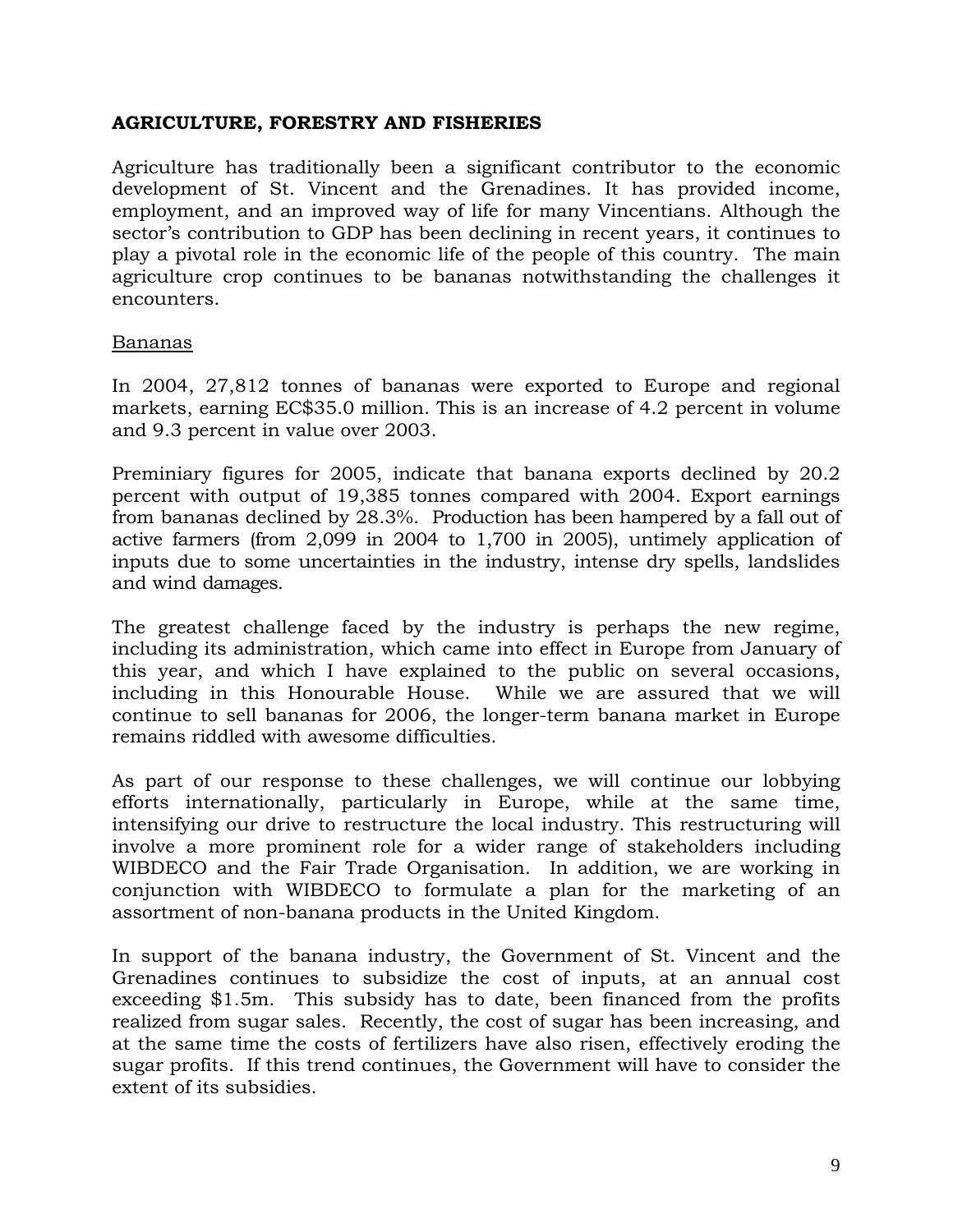**AGRICULTURE, FORESTRY AND FISHERIES**

Agriculture has traditionally been a significant contributor to the economic development of St. Vincent and the Grenadines. It has provided income, employment, and an improved way of life for many Vincentians. Although the sector's contribution to GDP has been declining in recent years, it continues to play a pivotal role in the economic life of the people of this country. The main agriculture crop continues to be bananas notwithstanding the challenges it encounters.

Bananas

In 2004, 27,812 tonnes of bananas were exported to Europe and regional markets, earning EC$35.0 million. This is an increase of 4.2 percent in volume and 9.3 percent in value over 2003.

Preminiary figures for 2005, indicate that banana exports declined by 20.2 percent with output of 19,385 tonnes compared with 2004. Export earnings from bananas declined by 28.3%. Production has been hampered by a fall out of active farmers (from 2,099 in 2004 to 1,700 in 2005), untimely application of inputs due to some uncertainties in the industry, intense dry spells, landslides and wind damages.

The greatest challenge faced by the industry is perhaps the new regime, including its administration, which came into effect in Europe from January of this year, and which I have explained to the public on several occasions, including in this Honourable House. While we are assured that we will continue to sell bananas for 2006, the longer-term banana market in Europe remains riddled with awesome difficulties.

As part of our response to these challenges, we will continue our lobbying efforts internationally, particularly in Europe, while at the same time, intensifying our drive to restructure the local industry. This restructuring will involve a more prominent role for a wider range of stakeholders including WIBDECO and the Fair Trade Organisation. In addition, we are working in conjunction with WIBDECO to formulate a plan for the marketing of an assortment of non-banana products in the United Kingdom.

In support of the banana industry, the Government of St. Vincent and the Grenadines continues to subsidize the cost of inputs, at an annual cost exceeding $1.5m. This subsidy has to date, been financed from the profits realized from sugar sales. Recently, the cost of sugar has been increasing, and at the same time the costs of fertilizers have also risen, effectively eroding the sugar profits. If this trend continues, the Government will have to consider the extent of its subsidies.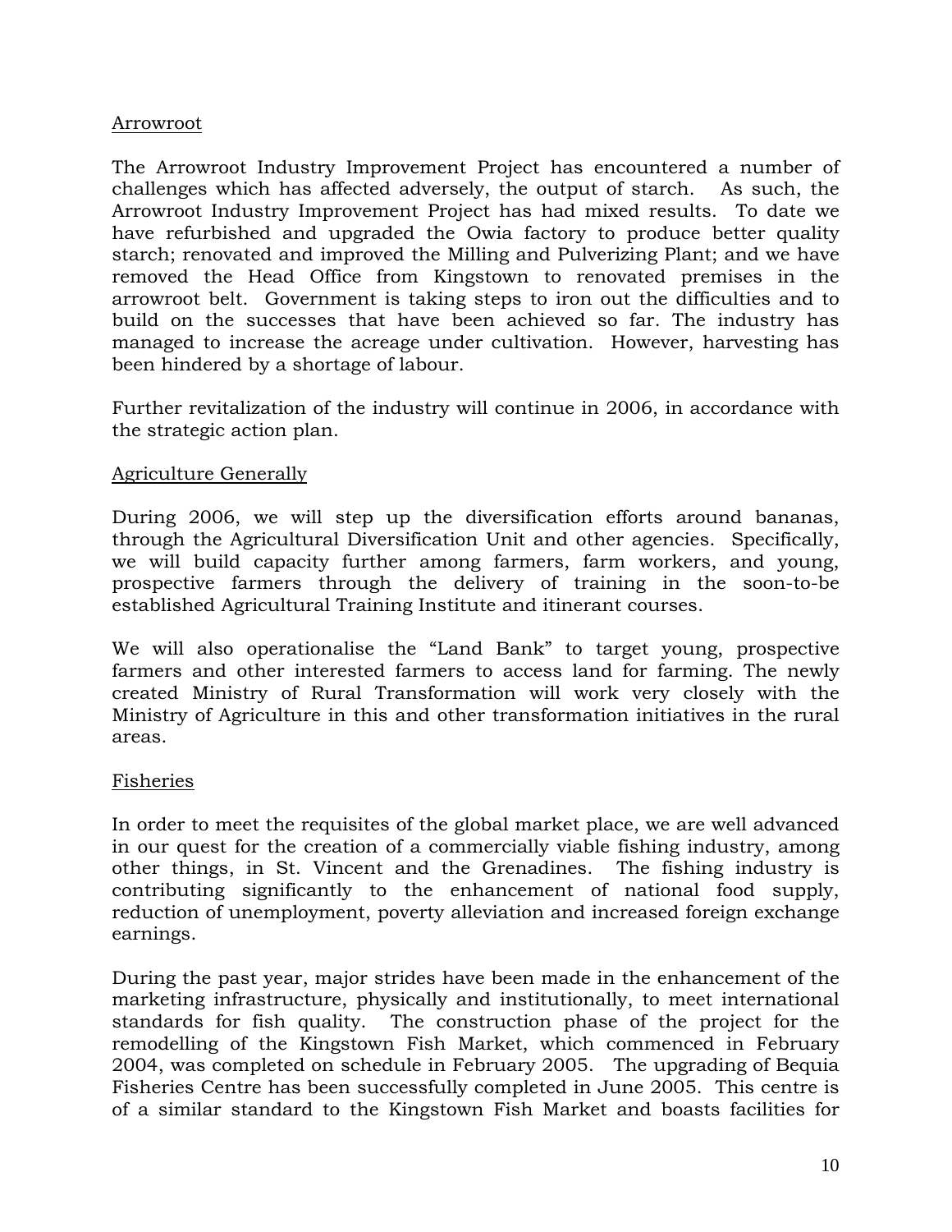Arrowroot

The Arrowroot Industry Improvement Project has encountered a number of challenges which has affected adversely, the output of starch. As such, the Arrowroot Industry Improvement Project has had mixed results. To date we have refurbished and upgraded the Owia factory to produce better quality starch; renovated and improved the Milling and Pulverizing Plant; and we have removed the Head Office from Kingstown to renovated premises in the arrowroot belt. Government is taking steps to iron out the difficulties and to build on the successes that have been achieved so far. The industry has managed to increase the acreage under cultivation. However, harvesting has been hindered by a shortage of labour.

Further revitalization of the industry will continue in 2006, in accordance with the strategic action plan.

Agriculture Generally

During 2006, we will step up the diversification efforts around bananas, through the Agricultural Diversification Unit and other agencies. Specifically, we will build capacity further among farmers, farm workers, and young, prospective farmers through the delivery of training in the soon-to-be established Agricultural Training Institute and itinerant courses.

We will also operationalise the "Land Bank" to target young, prospective farmers and other interested farmers to access land for farming. The newly created Ministry of Rural Transformation will work very closely with the Ministry of Agriculture in this and other transformation initiatives in the rural areas.

Fisheries

In order to meet the requisites of the global market place, we are well advanced in our quest for the creation of a commercially viable fishing industry, among other things, in St. Vincent and the Grenadines. The fishing industry is contributing significantly to the enhancement of national food supply, reduction of unemployment, poverty alleviation and increased foreign exchange earnings.

During the past year, major strides have been made in the enhancement of the marketing infrastructure, physically and institutionally, to meet international standards for fish quality. The construction phase of the project for the remodelling of the Kingstown Fish Market, which commenced in February 2004, was completed on schedule in February 2005. The upgrading of Bequia Fisheries Centre has been successfully completed in June 2005. This centre is of a similar standard to the Kingstown Fish Market and boasts facilities for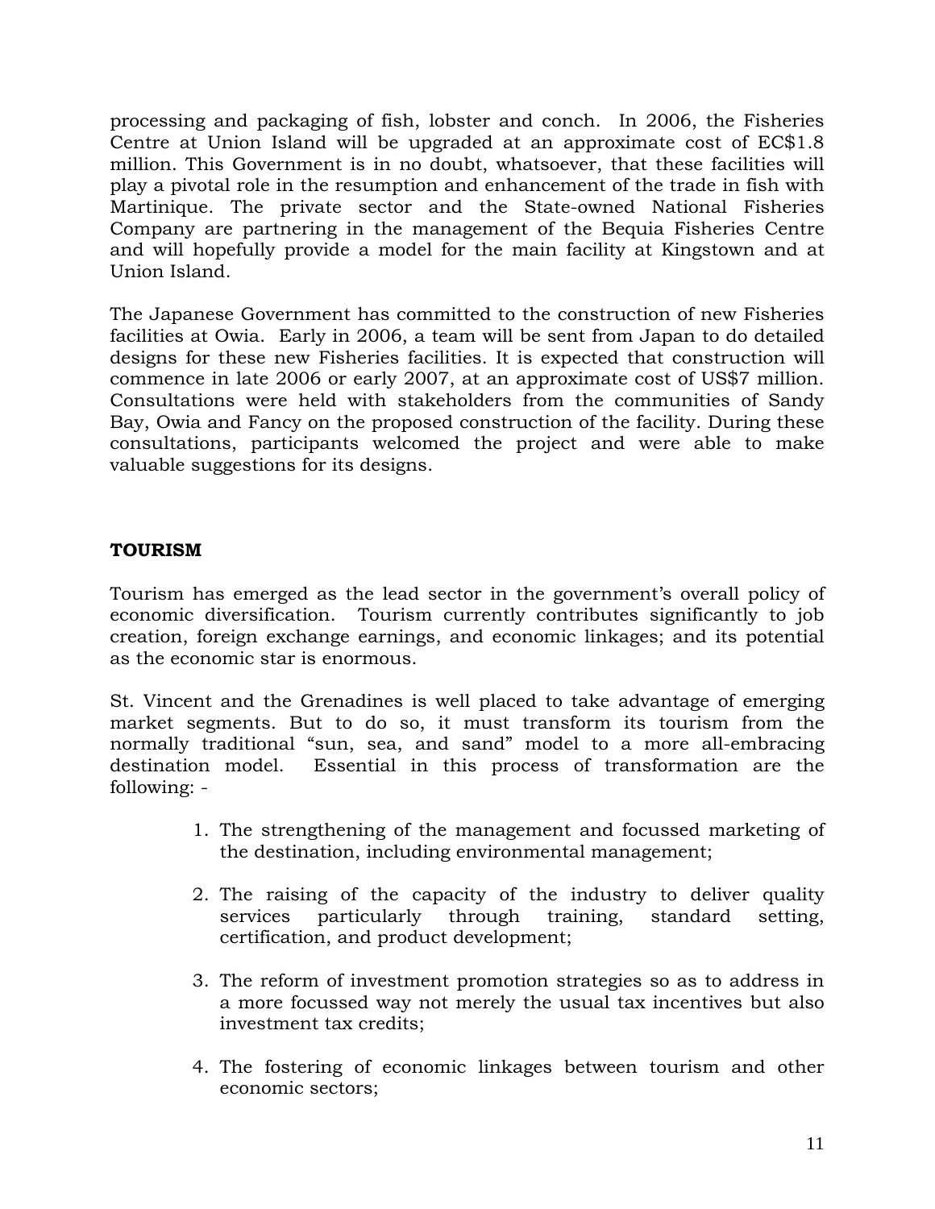processing and packaging of fish, lobster and conch. In 2006, the Fisheries Centre at Union Island will be upgraded at an approximate cost of EC$1.8 million. This Government is in no doubt, whatsoever, that these facilities will play a pivotal role in the resumption and enhancement of the trade in fish with Martinique. The private sector and the State-owned National Fisheries Company are partnering in the management of the Bequia Fisheries Centre and will hopefully provide a model for the main facility at Kingstown and at Union Island.

The Japanese Government has committed to the construction of new Fisheries facilities at Owia. Early in 2006, a team will be sent from Japan to do detailed designs for these new Fisheries facilities. It is expected that construction will commence in late 2006 or early 2007, at an approximate cost of US$7 million. Consultations were held with stakeholders from the communities of Sandy Bay, Owia and Fancy on the proposed construction of the facility. During these consultations, participants welcomed the project and were able to make valuable suggestions for its designs.

**TOURISM**

Tourism has emerged as the lead sector in the government's overall policy of economic diversification. Tourism currently contributes significantly to job creation, foreign exchange earnings, and economic linkages; and its potential as the economic star is enormous.

St. Vincent and the Grenadines is well placed to take advantage of emerging market segments. But to do so, it must transform its tourism from the normally traditional "sun, sea, and sand" model to a more all-embracing destination model. Essential in this process of transformation are the following: -

1. The strengthening of the management and focussed marketing of the destination, including environmental management;

2. The raising of the capacity of the industry to deliver quality services particularly through training, standard setting, certification, and product development;

3. The reform of investment promotion strategies so as to address in a more focussed way not merely the usual tax incentives but also investment tax credits;

4. The fostering of economic linkages between tourism and other economic sectors;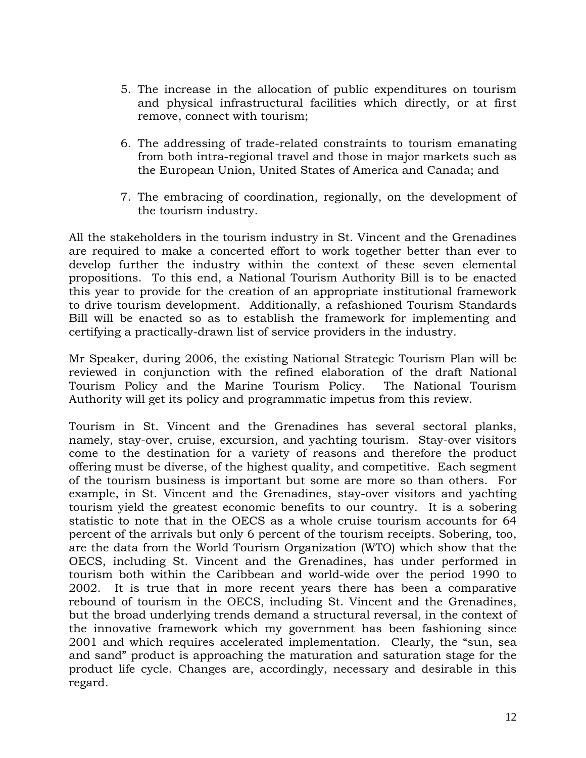5. The increase in the allocation of public expenditures on tourism and physical infrastructural facilities which directly, or at first remove, connect with tourism;

6. The addressing of trade-related constraints to tourism emanating from both intra-regional travel and those in major markets such as the European Union, United States of America and Canada; and

7. The embracing of coordination, regionally, on the development of the tourism industry.

All the stakeholders in the tourism industry in St. Vincent and the Grenadines are required to make a concerted effort to work together better than ever to develop further the industry within the context of these seven elemental propositions. To this end, a National Tourism Authority Bill is to be enacted this year to provide for the creation of an appropriate institutional framework to drive tourism development. Additionally, a refashioned Tourism Standards Bill will be enacted so as to establish the framework for implementing and certifying a practically-drawn list of service providers in the industry.

Mr Speaker, during 2006, the existing National Strategic Tourism Plan will be reviewed in conjunction with the refined elaboration of the draft National Tourism Policy and the Marine Tourism Policy. The National Tourism Authority will get its policy and programmatic impetus from this review.

Tourism in St. Vincent and the Grenadines has several sectoral planks, namely, stay-over, cruise, excursion, and yachting tourism. Stay-over visitors come to the destination for a variety of reasons and therefore the product offering must be diverse, of the highest quality, and competitive. Each segment of the tourism business is important but some are more so than others. For example, in St. Vincent and the Grenadines, stay-over visitors and yachting tourism yield the greatest economic benefits to our country. It is a sobering statistic to note that in the OECS as a whole cruise tourism accounts for 64 percent of the arrivals but only 6 percent of the tourism receipts. Sobering, too, are the data from the World Tourism Organization (WTO) which show that the OECS, including St. Vincent and the Grenadines, has under performed in tourism both within the Caribbean and world-wide over the period 1990 to 2002. It is true that in more recent years there has been a comparative rebound of tourism in the OECS, including St. Vincent and the Grenadines, but the broad underlying trends demand a structural reversal, in the context of the innovative framework which my government has been fashioning since 2001 and which requires accelerated implementation. Clearly, the "sun, sea and sand" product is approaching the maturation and saturation stage for the product life cycle. Changes are, accordingly, necessary and desirable in this regard.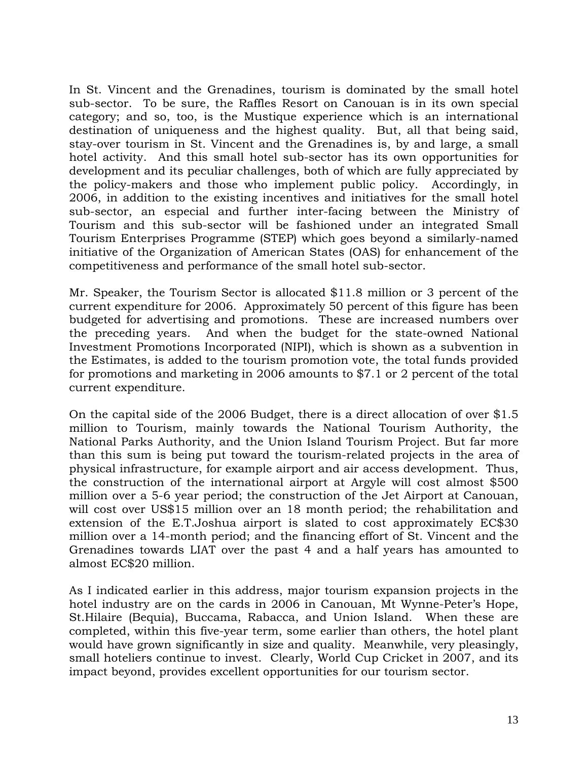In St. Vincent and the Grenadines, tourism is dominated by the small hotel sub-sector. To be sure, the Raffles Resort on Canouan is in its own special category; and so, too, is the Mustique experience which is an international destination of uniqueness and the highest quality. But, all that being said, stay-over tourism in St. Vincent and the Grenadines is, by and large, a small hotel activity. And this small hotel sub-sector has its own opportunities for development and its peculiar challenges, both of which are fully appreciated by the policy-makers and those who implement public policy. Accordingly, in 2006, in addition to the existing incentives and initiatives for the small hotel sub-sector, an especial and further inter-facing between the Ministry of Tourism and this sub-sector will be fashioned under an integrated Small Tourism Enterprises Programme (STEP) which goes beyond a similarly-named initiative of the Organization of American States (OAS) for enhancement of the competitiveness and performance of the small hotel sub-sector.

Mr. Speaker, the Tourism Sector is allocated $11.8 million or 3 percent of the current expenditure for 2006. Approximately 50 percent of this figure has been budgeted for advertising and promotions. These are increased numbers over the preceding years. And when the budget for the state-owned National Investment Promotions Incorporated (NIPI), which is shown as a subvention in the Estimates, is added to the tourism promotion vote, the total funds provided for promotions and marketing in 2006 amounts to $7.1 or 2 percent of the total current expenditure.

On the capital side of the 2006 Budget, there is a direct allocation of over $1.5 million to Tourism, mainly towards the National Tourism Authority, the National Parks Authority, and the Union Island Tourism Project. But far more than this sum is being put toward the tourism-related projects in the area of physical infrastructure, for example airport and air access development. Thus, the construction of the international airport at Argyle will cost almost $500 million over a 5-6 year period; the construction of the Jet Airport at Canouan, will cost over US$15 million over an 18 month period; the rehabilitation and extension of the E.T.Joshua airport is slated to cost approximately EC$30 million over a 14-month period; and the financing effort of St. Vincent and the Grenadines towards LIAT over the past 4 and a half years has amounted to almost EC$20 million.

As I indicated earlier in this address, major tourism expansion projects in the hotel industry are on the cards in 2006 in Canouan, Mt Wynne-Peter's Hope, St.Hilaire (Bequia), Buccama, Rabacca, and Union Island. When these are completed, within this five-year term, some earlier than others, the hotel plant would have grown significantly in size and quality. Meanwhile, very pleasingly, small hoteliers continue to invest. Clearly, World Cup Cricket in 2007, and its impact beyond, provides excellent opportunities for our tourism sector.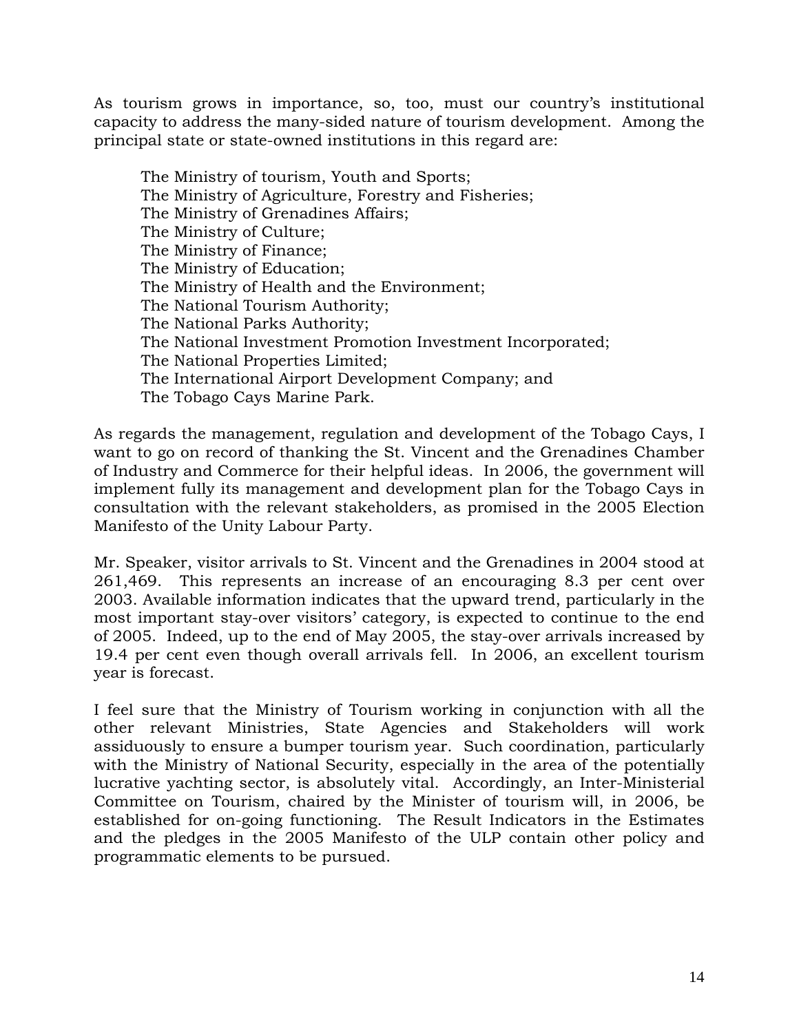As tourism grows in importance, so, too, must our country's institutional capacity to address the many-sided nature of tourism development. Among the principal state or state-owned institutions in this regard are:

The Ministry of tourism, Youth and Sports;
The Ministry of Agriculture, Forestry and Fisheries;
The Ministry of Grenadines Affairs;
The Ministry of Culture;
The Ministry of Finance;
The Ministry of Education;
The Ministry of Health and the Environment;
The National Tourism Authority;
The National Parks Authority;
The National Investment Promotion Investment Incorporated;
The National Properties Limited;
The International Airport Development Company; and
The Tobago Cays Marine Park.

As regards the management, regulation and development of the Tobago Cays, I want to go on record of thanking the St. Vincent and the Grenadines Chamber of Industry and Commerce for their helpful ideas. In 2006, the government will implement fully its management and development plan for the Tobago Cays in consultation with the relevant stakeholders, as promised in the 2005 Election Manifesto of the Unity Labour Party.

Mr. Speaker, visitor arrivals to St. Vincent and the Grenadines in 2004 stood at 261,469. This represents an increase of an encouraging 8.3 per cent over 2003. Available information indicates that the upward trend, particularly in the most important stay-over visitors' category, is expected to continue to the end of 2005. Indeed, up to the end of May 2005, the stay-over arrivals increased by 19.4 per cent even though overall arrivals fell. In 2006, an excellent tourism year is forecast.

I feel sure that the Ministry of Tourism working in conjunction with all the other relevant Ministries, State Agencies and Stakeholders will work assiduously to ensure a bumper tourism year. Such coordination, particularly with the Ministry of National Security, especially in the area of the potentially lucrative yachting sector, is absolutely vital. Accordingly, an Inter-Ministerial Committee on Tourism, chaired by the Minister of tourism will, in 2006, be established for on-going functioning. The Result Indicators in the Estimates and the pledges in the 2005 Manifesto of the ULP contain other policy and programmatic elements to be pursued.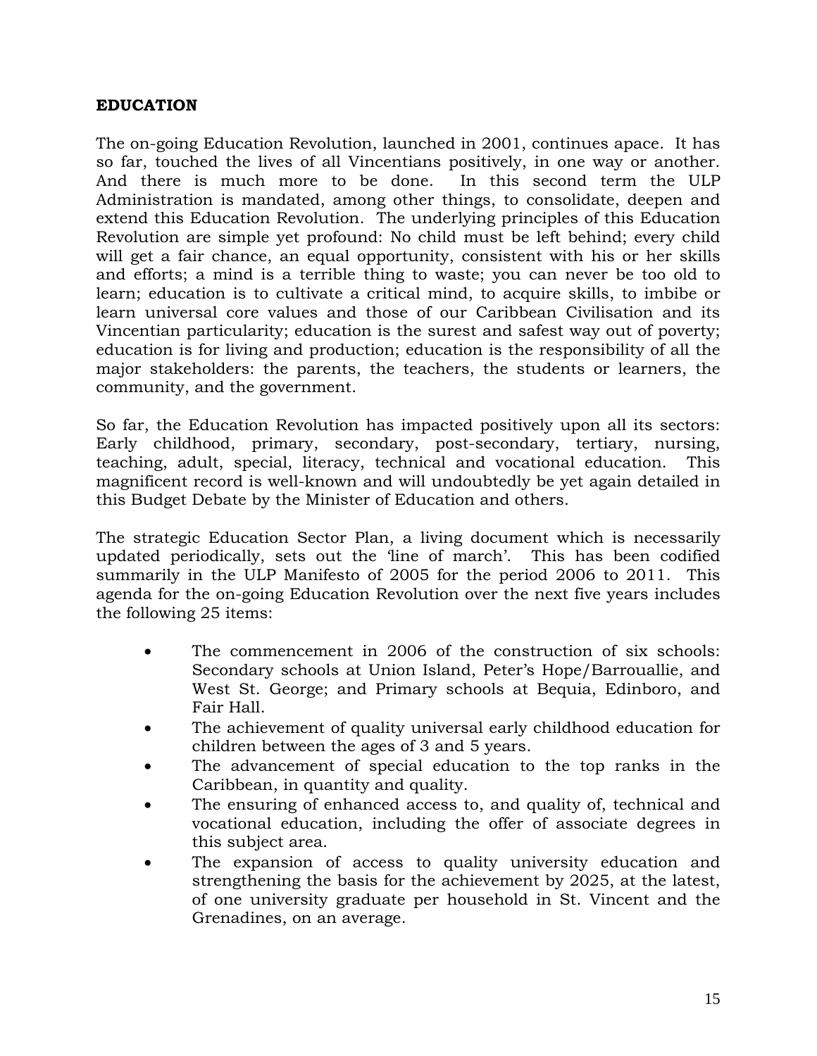**EDUCATION**

The on-going Education Revolution, launched in 2001, continues apace. It has so far, touched the lives of all Vincentians positively, in one way or another. And there is much more to be done. In this second term the ULP Administration is mandated, among other things, to consolidate, deepen and extend this Education Revolution. The underlying principles of this Education Revolution are simple yet profound: No child must be left behind; every child will get a fair chance, an equal opportunity, consistent with his or her skills and efforts; a mind is a terrible thing to waste; you can never be too old to learn; education is to cultivate a critical mind, to acquire skills, to imbibe or learn universal core values and those of our Caribbean Civilisation and its Vincentian particularity; education is the surest and safest way out of poverty; education is for living and production; education is the responsibility of all the major stakeholders: the parents, the teachers, the students or learners, the community, and the government.

So far, the Education Revolution has impacted positively upon all its sectors: Early childhood, primary, secondary, post-secondary, tertiary, nursing, teaching, adult, special, literacy, technical and vocational education. This magnificent record is well-known and will undoubtedly be yet again detailed in this Budget Debate by the Minister of Education and others.

The strategic Education Sector Plan, a living document which is necessarily updated periodically, sets out the 'line of march'. This has been codified summarily in the ULP Manifesto of 2005 for the period 2006 to 2011. This agenda for the on-going Education Revolution over the next five years includes the following 25 items:

- The commencement in 2006 of the construction of six schools: Secondary schools at Union Island, Peter's Hope/Barrouallie, and West St. George; and Primary schools at Bequia, Edinboro, and Fair Hall.
- The achievement of quality universal early childhood education for children between the ages of 3 and 5 years.
- The advancement of special education to the top ranks in the Caribbean, in quantity and quality.
- The ensuring of enhanced access to, and quality of, technical and vocational education, including the offer of associate degrees in this subject area.
- The expansion of access to quality university education and strengthening the basis for the achievement by 2025, at the latest, of one university graduate per household in St. Vincent and the Grenadines, on an average.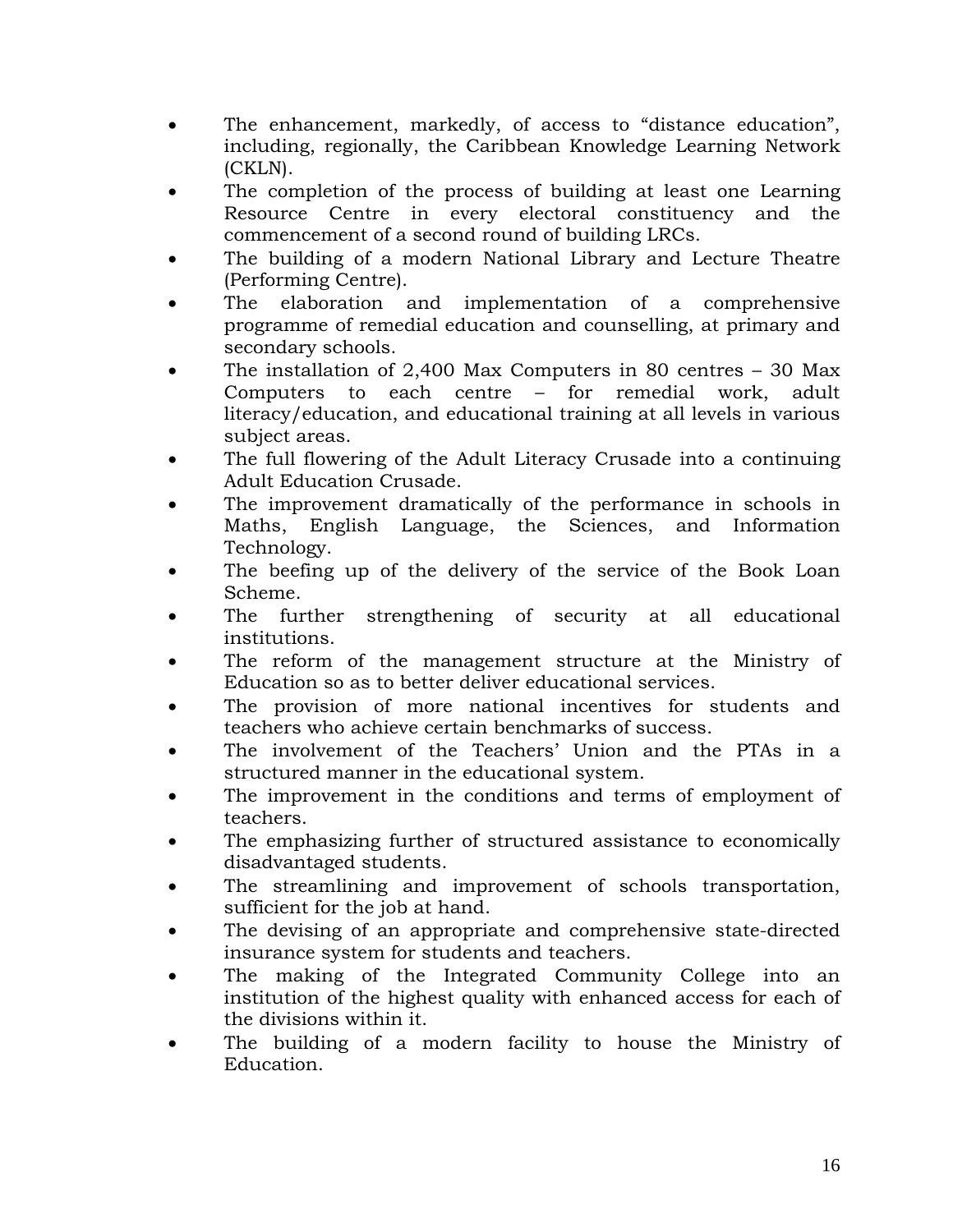- The enhancement, markedly, of access to "distance education", including, regionally, the Caribbean Knowledge Learning Network (CKLN).
- The completion of the process of building at least one Learning Resource Centre in every electoral constituency and the commencement of a second round of building LRCs.
- The building of a modern National Library and Lecture Theatre (Performing Centre).
- The elaboration and implementation of a comprehensive programme of remedial education and counselling, at primary and secondary schools.
- The installation of 2,400 Max Computers in 80 centres – 30 Max Computers to each centre – for remedial work, adult literacy/education, and educational training at all levels in various subject areas.
- The full flowering of the Adult Literacy Crusade into a continuing Adult Education Crusade.
- The improvement dramatically of the performance in schools in Maths, English Language, the Sciences, and Information Technology.
- The beefing up of the delivery of the service of the Book Loan Scheme.
- The further strengthening of security at all educational institutions.
- The reform of the management structure at the Ministry of Education so as to better deliver educational services.
- The provision of more national incentives for students and teachers who achieve certain benchmarks of success.
- The involvement of the Teachers' Union and the PTAs in a structured manner in the educational system.
- The improvement in the conditions and terms of employment of teachers.
- The emphasizing further of structured assistance to economically disadvantaged students.
- The streamlining and improvement of schools transportation, sufficient for the job at hand.
- The devising of an appropriate and comprehensive state-directed insurance system for students and teachers.
- The making of the Integrated Community College into an institution of the highest quality with enhanced access for each of the divisions within it.
- The building of a modern facility to house the Ministry of Education.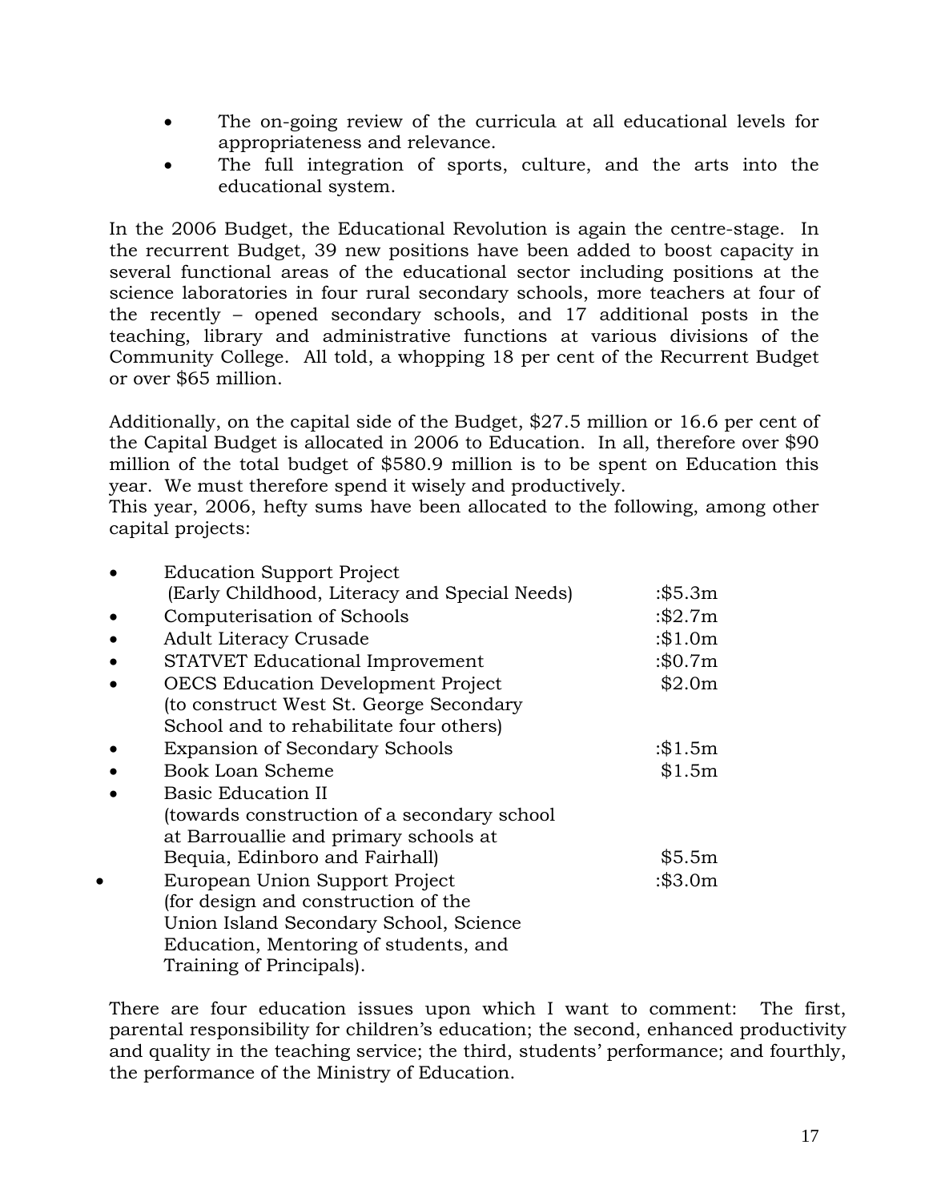- The on-going review of the curricula at all educational levels for appropriateness and relevance.
- The full integration of sports, culture, and the arts into the educational system.

In the 2006 Budget, the Educational Revolution is again the centre-stage. In the recurrent Budget, 39 new positions have been added to boost capacity in several functional areas of the educational sector including positions at the science laboratories in four rural secondary schools, more teachers at four of the recently – opened secondary schools, and 17 additional posts in the teaching, library and administrative functions at various divisions of the Community College. All told, a whopping 18 per cent of the Recurrent Budget or over $65 million.

Additionally, on the capital side of the Budget, $27.5 million or 16.6 per cent of the Capital Budget is allocated in 2006 to Education. In all, therefore over $90 million of the total budget of $580.9 million is to be spent on Education this year. We must therefore spend it wisely and productively.
This year, 2006, hefty sums have been allocated to the following, among other capital projects:

- Education Support Project (Early Childhood, Literacy and Special Needs) :$5.3m
- Computerisation of Schools :$2.7m
- Adult Literacy Crusade :$1.0m
- STATVET Educational Improvement :$0.7m
- OECS Education Development Project (to construct West St. George Secondary School and to rehabilitate four others) $2.0m
- Expansion of Secondary Schools :$1.5m
- Book Loan Scheme $1.5m
- Basic Education II (towards construction of a secondary school at Barrouallie and primary schools at Bequia, Edinboro and Fairhall) $5.5m
- European Union Support Project (for design and construction of the Union Island Secondary School, Science Education, Mentoring of students, and Training of Principals). :$3.0m

There are four education issues upon which I want to comment: The first, parental responsibility for children's education; the second, enhanced productivity and quality in the teaching service; the third, students' performance; and fourthly, the performance of the Ministry of Education.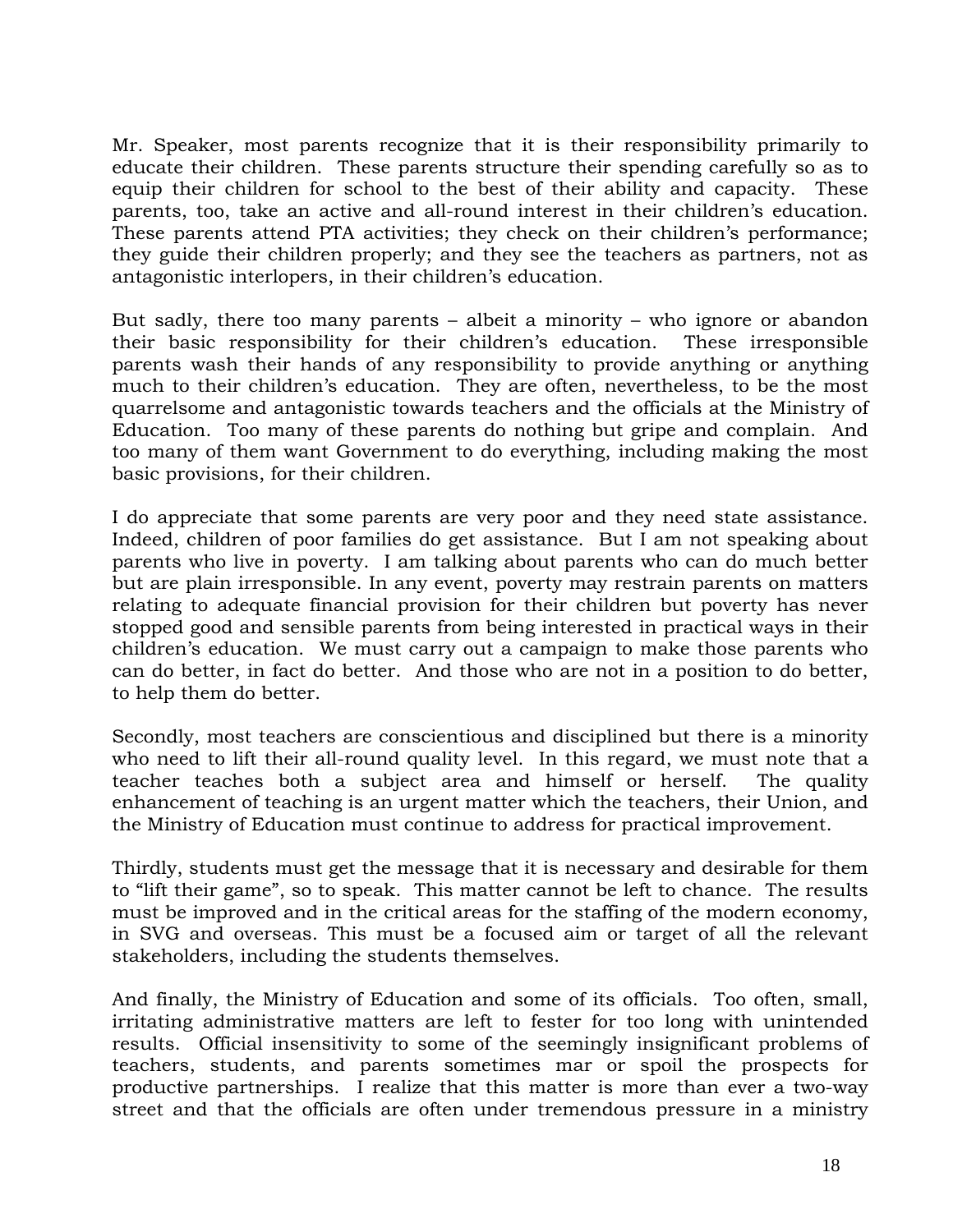Mr. Speaker, most parents recognize that it is their responsibility primarily to educate their children. These parents structure their spending carefully so as to equip their children for school to the best of their ability and capacity. These parents, too, take an active and all-round interest in their children's education. These parents attend PTA activities; they check on their children's performance; they guide their children properly; and they see the teachers as partners, not as antagonistic interlopers, in their children's education.

But sadly, there too many parents – albeit a minority – who ignore or abandon their basic responsibility for their children's education. These irresponsible parents wash their hands of any responsibility to provide anything or anything much to their children's education. They are often, nevertheless, to be the most quarrelsome and antagonistic towards teachers and the officials at the Ministry of Education. Too many of these parents do nothing but gripe and complain. And too many of them want Government to do everything, including making the most basic provisions, for their children.

I do appreciate that some parents are very poor and they need state assistance. Indeed, children of poor families do get assistance. But I am not speaking about parents who live in poverty. I am talking about parents who can do much better but are plain irresponsible. In any event, poverty may restrain parents on matters relating to adequate financial provision for their children but poverty has never stopped good and sensible parents from being interested in practical ways in their children's education. We must carry out a campaign to make those parents who can do better, in fact do better. And those who are not in a position to do better, to help them do better.

Secondly, most teachers are conscientious and disciplined but there is a minority who need to lift their all-round quality level. In this regard, we must note that a teacher teaches both a subject area and himself or herself. The quality enhancement of teaching is an urgent matter which the teachers, their Union, and the Ministry of Education must continue to address for practical improvement.

Thirdly, students must get the message that it is necessary and desirable for them to "lift their game", so to speak. This matter cannot be left to chance. The results must be improved and in the critical areas for the staffing of the modern economy, in SVG and overseas. This must be a focused aim or target of all the relevant stakeholders, including the students themselves.

And finally, the Ministry of Education and some of its officials. Too often, small, irritating administrative matters are left to fester for too long with unintended results. Official insensitivity to some of the seemingly insignificant problems of teachers, students, and parents sometimes mar or spoil the prospects for productive partnerships. I realize that this matter is more than ever a two-way street and that the officials are often under tremendous pressure in a ministry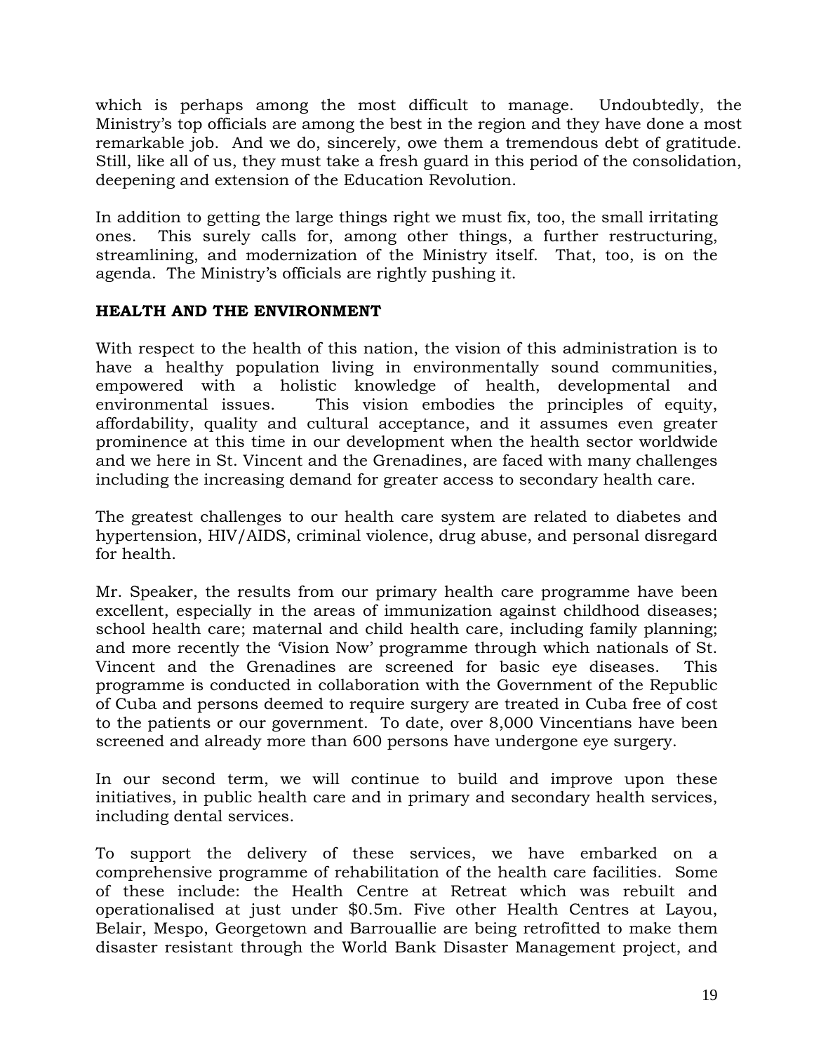which is perhaps among the most difficult to manage. Undoubtedly, the Ministry's top officials are among the best in the region and they have done a most remarkable job. And we do, sincerely, owe them a tremendous debt of gratitude. Still, like all of us, they must take a fresh guard in this period of the consolidation, deepening and extension of the Education Revolution.

In addition to getting the large things right we must fix, too, the small irritating ones. This surely calls for, among other things, a further restructuring, streamlining, and modernization of the Ministry itself. That, too, is on the agenda. The Ministry's officials are rightly pushing it.

**HEALTH AND THE ENVIRONMENT**

With respect to the health of this nation, the vision of this administration is to have a healthy population living in environmentally sound communities, empowered with a holistic knowledge of health, developmental and environmental issues. This vision embodies the principles of equity, affordability, quality and cultural acceptance, and it assumes even greater prominence at this time in our development when the health sector worldwide and we here in St. Vincent and the Grenadines, are faced with many challenges including the increasing demand for greater access to secondary health care.

The greatest challenges to our health care system are related to diabetes and hypertension, HIV/AIDS, criminal violence, drug abuse, and personal disregard for health.

Mr. Speaker, the results from our primary health care programme have been excellent, especially in the areas of immunization against childhood diseases; school health care; maternal and child health care, including family planning; and more recently the 'Vision Now' programme through which nationals of St. Vincent and the Grenadines are screened for basic eye diseases. This programme is conducted in collaboration with the Government of the Republic of Cuba and persons deemed to require surgery are treated in Cuba free of cost to the patients or our government. To date, over 8,000 Vincentians have been screened and already more than 600 persons have undergone eye surgery.

In our second term, we will continue to build and improve upon these initiatives, in public health care and in primary and secondary health services, including dental services.

To support the delivery of these services, we have embarked on a comprehensive programme of rehabilitation of the health care facilities. Some of these include: the Health Centre at Retreat which was rebuilt and operationalised at just under $0.5m. Five other Health Centres at Layou, Belair, Mespo, Georgetown and Barrouallie are being retrofitted to make them disaster resistant through the World Bank Disaster Management project, and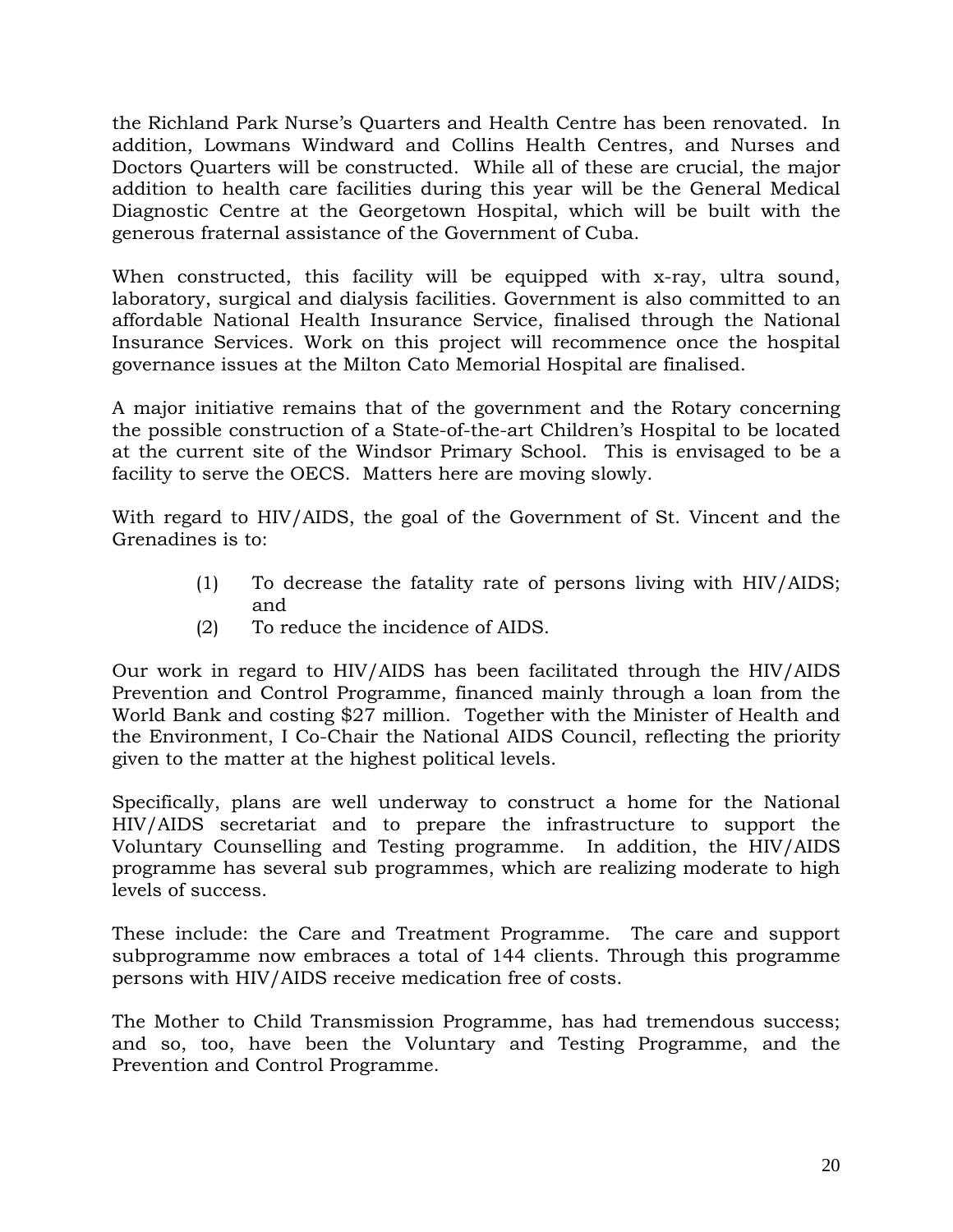the Richland Park Nurse's Quarters and Health Centre has been renovated. In addition, Lowmans Windward and Collins Health Centres, and Nurses and Doctors Quarters will be constructed. While all of these are crucial, the major addition to health care facilities during this year will be the General Medical Diagnostic Centre at the Georgetown Hospital, which will be built with the generous fraternal assistance of the Government of Cuba.

When constructed, this facility will be equipped with x-ray, ultra sound, laboratory, surgical and dialysis facilities. Government is also committed to an affordable National Health Insurance Service, finalised through the National Insurance Services. Work on this project will recommence once the hospital governance issues at the Milton Cato Memorial Hospital are finalised.

A major initiative remains that of the government and the Rotary concerning the possible construction of a State-of-the-art Children's Hospital to be located at the current site of the Windsor Primary School. This is envisaged to be a facility to serve the OECS. Matters here are moving slowly.

With regard to HIV/AIDS, the goal of the Government of St. Vincent and the Grenadines is to:

(1) To decrease the fatality rate of persons living with HIV/AIDS; and
(2) To reduce the incidence of AIDS.

Our work in regard to HIV/AIDS has been facilitated through the HIV/AIDS Prevention and Control Programme, financed mainly through a loan from the World Bank and costing $27 million. Together with the Minister of Health and the Environment, I Co-Chair the National AIDS Council, reflecting the priority given to the matter at the highest political levels.

Specifically, plans are well underway to construct a home for the National HIV/AIDS secretariat and to prepare the infrastructure to support the Voluntary Counselling and Testing programme. In addition, the HIV/AIDS programme has several sub programmes, which are realizing moderate to high levels of success.

These include: the Care and Treatment Programme. The care and support subprogramme now embraces a total of 144 clients. Through this programme persons with HIV/AIDS receive medication free of costs.

The Mother to Child Transmission Programme, has had tremendous success; and so, too, have been the Voluntary and Testing Programme, and the Prevention and Control Programme.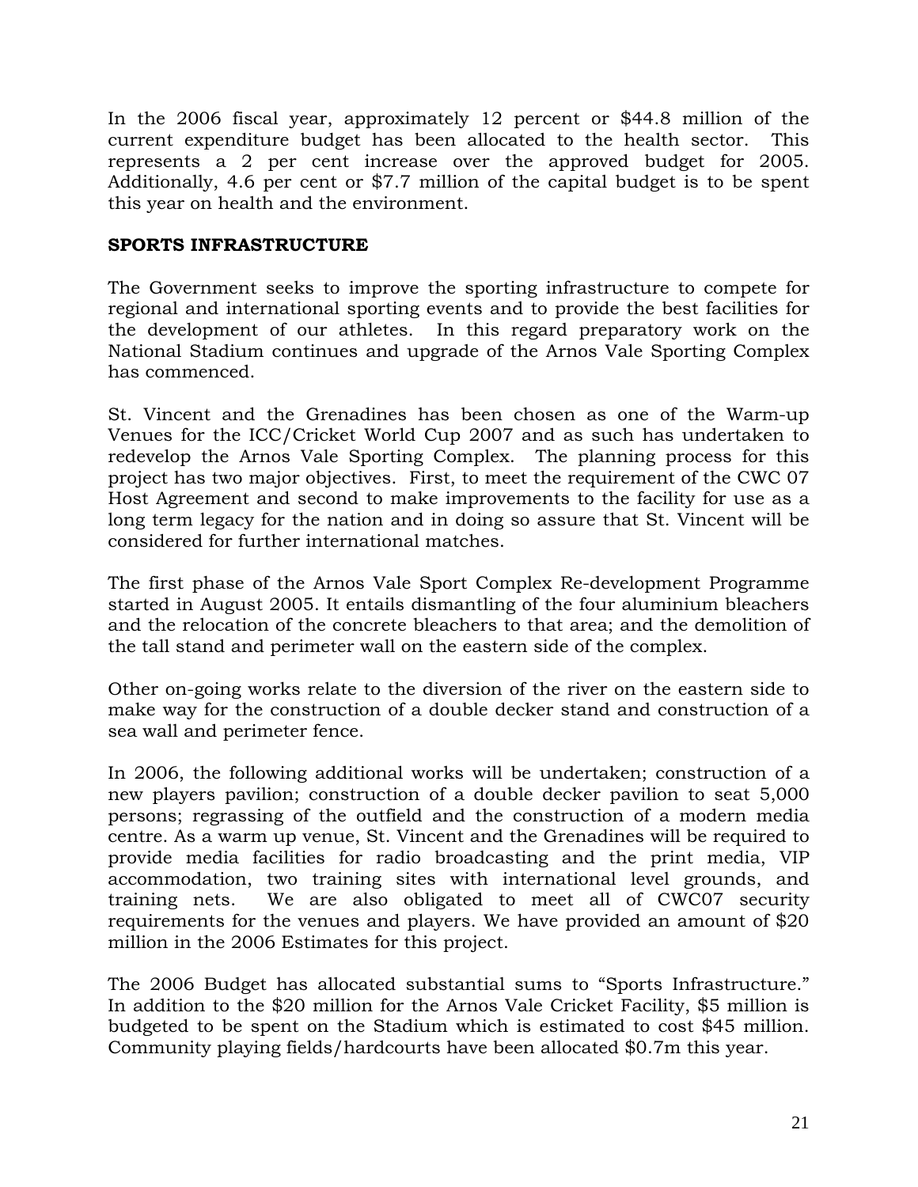In the 2006 fiscal year, approximately 12 percent or $44.8 million of the current expenditure budget has been allocated to the health sector. This represents a 2 per cent increase over the approved budget for 2005. Additionally, 4.6 per cent or $7.7 million of the capital budget is to be spent this year on health and the environment.

**SPORTS INFRASTRUCTURE**

The Government seeks to improve the sporting infrastructure to compete for regional and international sporting events and to provide the best facilities for the development of our athletes. In this regard preparatory work on the National Stadium continues and upgrade of the Arnos Vale Sporting Complex has commenced.

St. Vincent and the Grenadines has been chosen as one of the Warm-up Venues for the ICC/Cricket World Cup 2007 and as such has undertaken to redevelop the Arnos Vale Sporting Complex. The planning process for this project has two major objectives. First, to meet the requirement of the CWC 07 Host Agreement and second to make improvements to the facility for use as a long term legacy for the nation and in doing so assure that St. Vincent will be considered for further international matches.

The first phase of the Arnos Vale Sport Complex Re-development Programme started in August 2005. It entails dismantling of the four aluminium bleachers and the relocation of the concrete bleachers to that area; and the demolition of the tall stand and perimeter wall on the eastern side of the complex.

Other on-going works relate to the diversion of the river on the eastern side to make way for the construction of a double decker stand and construction of a sea wall and perimeter fence.

In 2006, the following additional works will be undertaken; construction of a new players pavilion; construction of a double decker pavilion to seat 5,000 persons; regrassing of the outfield and the construction of a modern media centre. As a warm up venue, St. Vincent and the Grenadines will be required to provide media facilities for radio broadcasting and the print media, VIP accommodation, two training sites with international level grounds, and training nets. We are also obligated to meet all of CWC07 security requirements for the venues and players. We have provided an amount of $20 million in the 2006 Estimates for this project.

The 2006 Budget has allocated substantial sums to “Sports Infrastructure.” In addition to the $20 million for the Arnos Vale Cricket Facility, $5 million is budgeted to be spent on the Stadium which is estimated to cost $45 million. Community playing fields/hardcourts have been allocated $0.7m this year.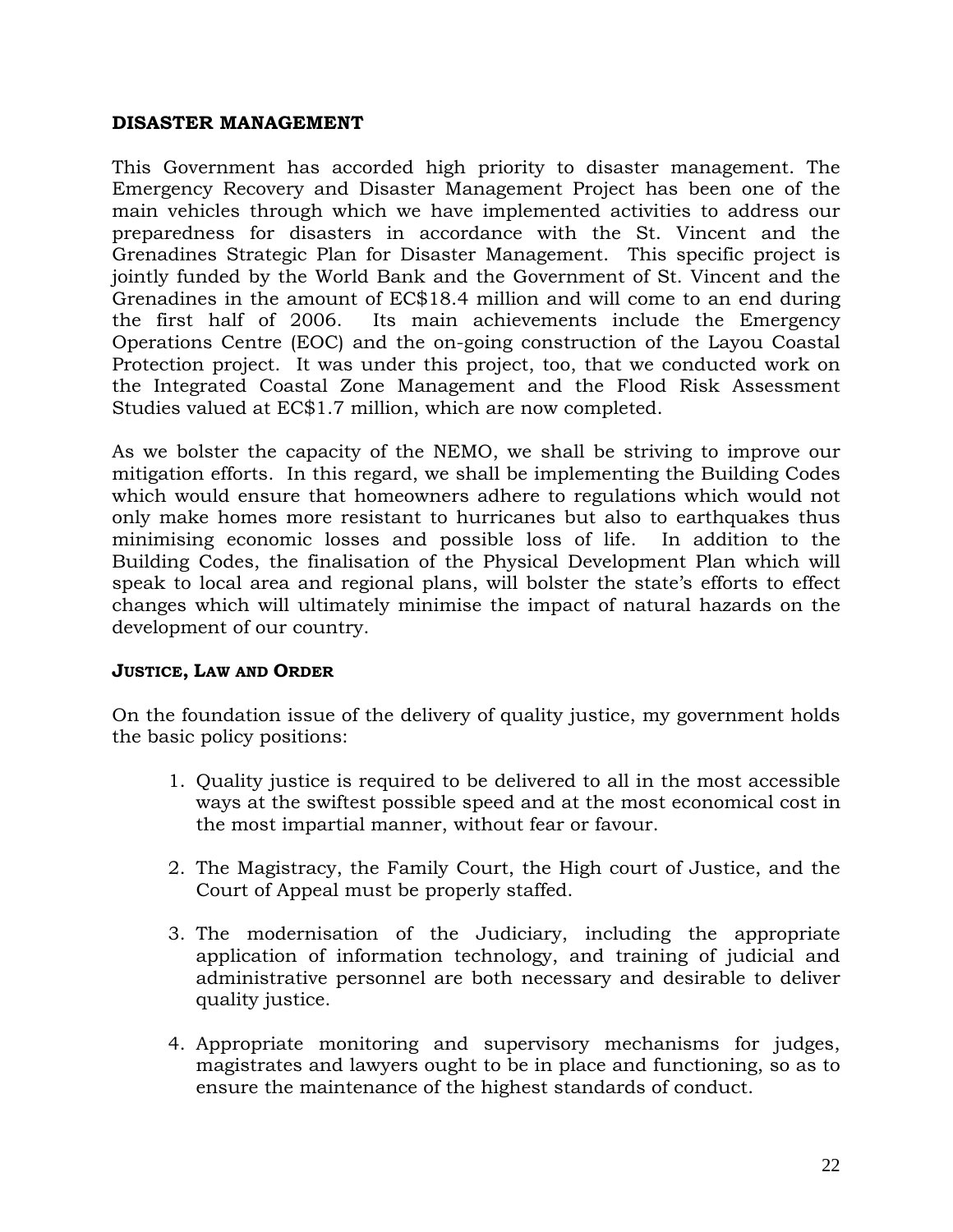## DISASTER MANAGEMENT

This Government has accorded high priority to disaster management. The Emergency Recovery and Disaster Management Project has been one of the main vehicles through which we have implemented activities to address our preparedness for disasters in accordance with the St. Vincent and the Grenadines Strategic Plan for Disaster Management. This specific project is jointly funded by the World Bank and the Government of St. Vincent and the Grenadines in the amount of EC$18.4 million and will come to an end during the first half of 2006. Its main achievements include the Emergency Operations Centre (EOC) and the on-going construction of the Layou Coastal Protection project. It was under this project, too, that we conducted work on the Integrated Coastal Zone Management and the Flood Risk Assessment Studies valued at EC$1.7 million, which are now completed.

As we bolster the capacity of the NEMO, we shall be striving to improve our mitigation efforts. In this regard, we shall be implementing the Building Codes which would ensure that homeowners adhere to regulations which would not only make homes more resistant to hurricanes but also to earthquakes thus minimising economic losses and possible loss of life. In addition to the Building Codes, the finalisation of the Physical Development Plan which will speak to local area and regional plans, will bolster the state's efforts to effect changes which will ultimately minimise the impact of natural hazards on the development of our country.

### JUSTICE, LAW AND ORDER

On the foundation issue of the delivery of quality justice, my government holds the basic policy positions:

1. Quality justice is required to be delivered to all in the most accessible ways at the swiftest possible speed and at the most economical cost in the most impartial manner, without fear or favour.

2. The Magistracy, the Family Court, the High court of Justice, and the Court of Appeal must be properly staffed.

3. The modernisation of the Judiciary, including the appropriate application of information technology, and training of judicial and administrative personnel are both necessary and desirable to deliver quality justice.

4. Appropriate monitoring and supervisory mechanisms for judges, magistrates and lawyers ought to be in place and functioning, so as to ensure the maintenance of the highest standards of conduct.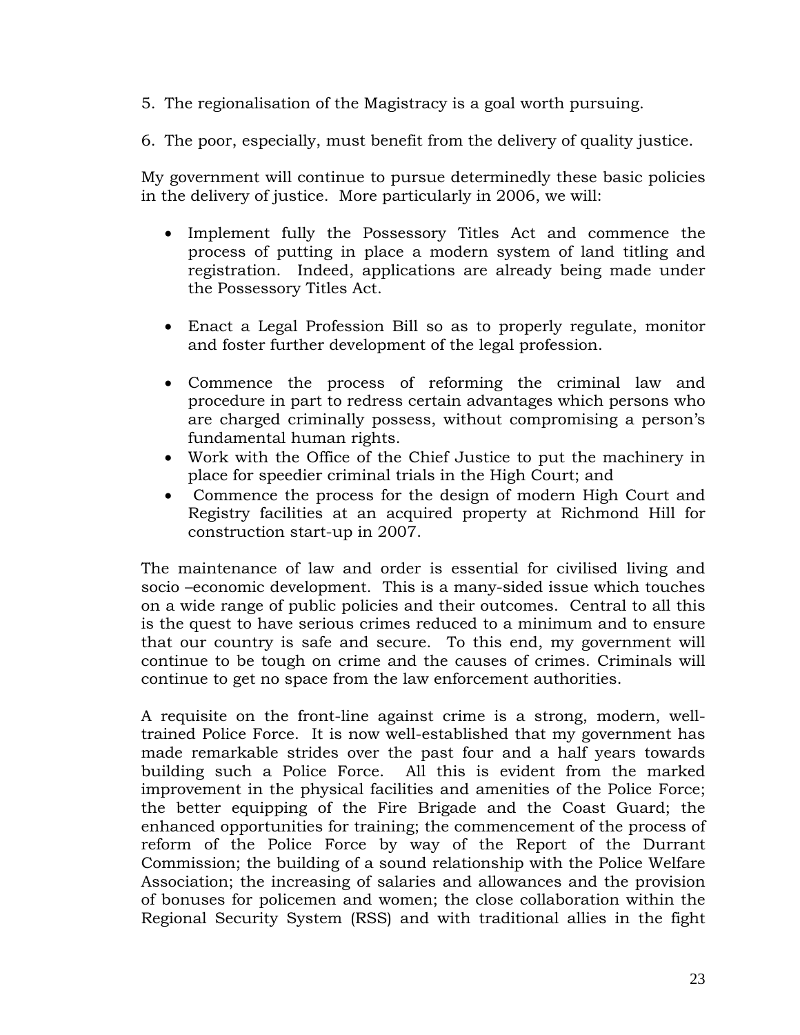5. The regionalisation of the Magistracy is a goal worth pursuing.

6. The poor, especially, must benefit from the delivery of quality justice.

My government will continue to pursue determinedly these basic policies in the delivery of justice. More particularly in 2006, we will:

- Implement fully the Possessory Titles Act and commence the process of putting in place a modern system of land titling and registration. Indeed, applications are already being made under the Possessory Titles Act.

- Enact a Legal Profession Bill so as to properly regulate, monitor and foster further development of the legal profession.

- Commence the process of reforming the criminal law and procedure in part to redress certain advantages which persons who are charged criminally possess, without compromising a person's fundamental human rights.
- Work with the Office of the Chief Justice to put the machinery in place for speedier criminal trials in the High Court; and
- Commence the process for the design of modern High Court and Registry facilities at an acquired property at Richmond Hill for construction start-up in 2007.

The maintenance of law and order is essential for civilised living and socio –economic development. This is a many-sided issue which touches on a wide range of public policies and their outcomes. Central to all this is the quest to have serious crimes reduced to a minimum and to ensure that our country is safe and secure. To this end, my government will continue to be tough on crime and the causes of crimes. Criminals will continue to get no space from the law enforcement authorities.

A requisite on the front-line against crime is a strong, modern, well-trained Police Force. It is now well-established that my government has made remarkable strides over the past four and a half years towards building such a Police Force. All this is evident from the marked improvement in the physical facilities and amenities of the Police Force; the better equipping of the Fire Brigade and the Coast Guard; the enhanced opportunities for training; the commencement of the process of reform of the Police Force by way of the Report of the Durrant Commission; the building of a sound relationship with the Police Welfare Association; the increasing of salaries and allowances and the provision of bonuses for policemen and women; the close collaboration within the Regional Security System (RSS) and with traditional allies in the fight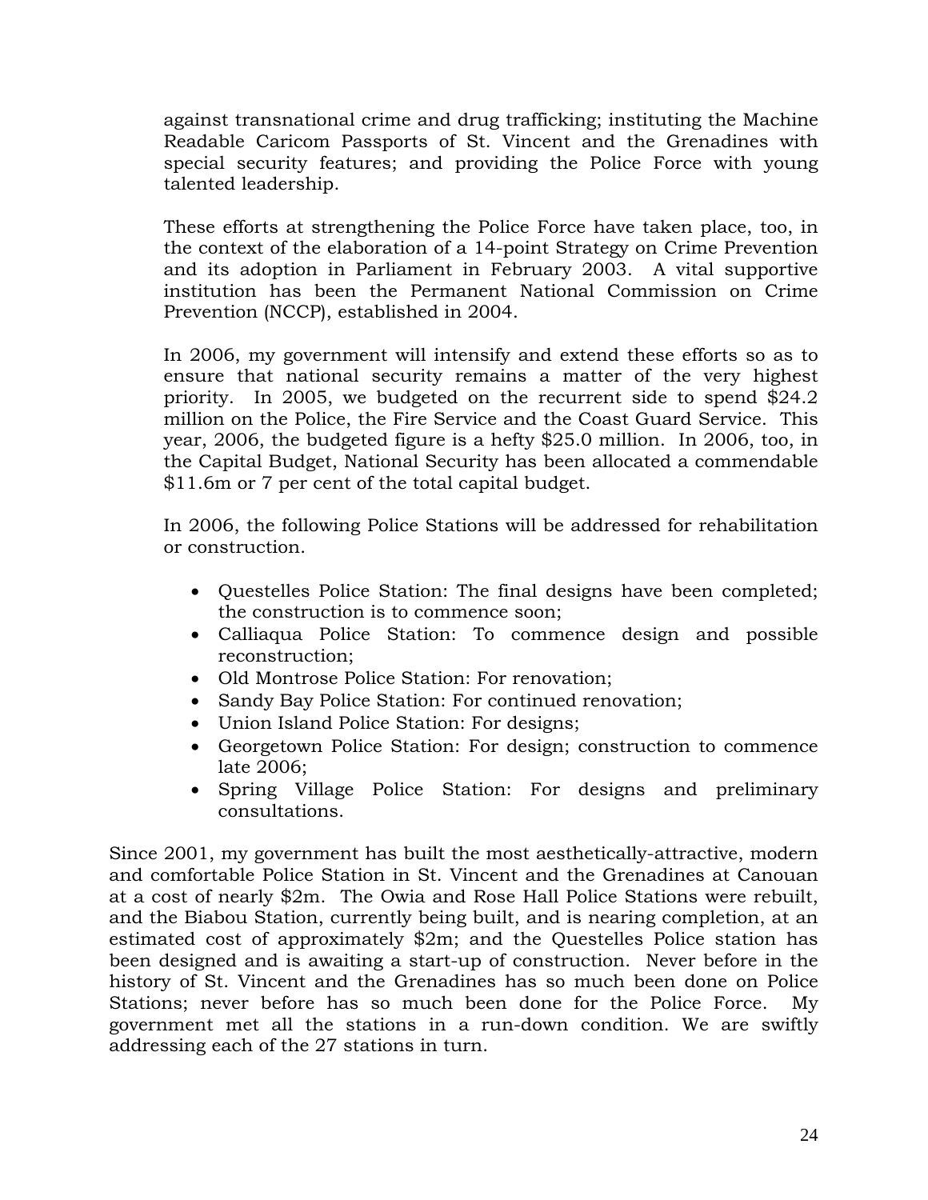against transnational crime and drug trafficking; instituting the Machine Readable Caricom Passports of St. Vincent and the Grenadines with special security features; and providing the Police Force with young talented leadership.

These efforts at strengthening the Police Force have taken place, too, in the context of the elaboration of a 14-point Strategy on Crime Prevention and its adoption in Parliament in February 2003. A vital supportive institution has been the Permanent National Commission on Crime Prevention (NCCP), established in 2004.

In 2006, my government will intensify and extend these efforts so as to ensure that national security remains a matter of the very highest priority. In 2005, we budgeted on the recurrent side to spend $24.2 million on the Police, the Fire Service and the Coast Guard Service. This year, 2006, the budgeted figure is a hefty $25.0 million. In 2006, too, in the Capital Budget, National Security has been allocated a commendable $11.6m or 7 per cent of the total capital budget.

In 2006, the following Police Stations will be addressed for rehabilitation or construction.

- Questelles Police Station: The final designs have been completed; the construction is to commence soon;
- Calliaqua Police Station: To commence design and possible reconstruction;
- Old Montrose Police Station: For renovation;
- Sandy Bay Police Station: For continued renovation;
- Union Island Police Station: For designs;
- Georgetown Police Station: For design; construction to commence late 2006;
- Spring Village Police Station: For designs and preliminary consultations.

Since 2001, my government has built the most aesthetically-attractive, modern and comfortable Police Station in St. Vincent and the Grenadines at Canouan at a cost of nearly $2m. The Owia and Rose Hall Police Stations were rebuilt, and the Biabou Station, currently being built, and is nearing completion, at an estimated cost of approximately $2m; and the Questelles Police station has been designed and is awaiting a start-up of construction. Never before in the history of St. Vincent and the Grenadines has so much been done on Police Stations; never before has so much been done for the Police Force. My government met all the stations in a run-down condition. We are swiftly addressing each of the 27 stations in turn.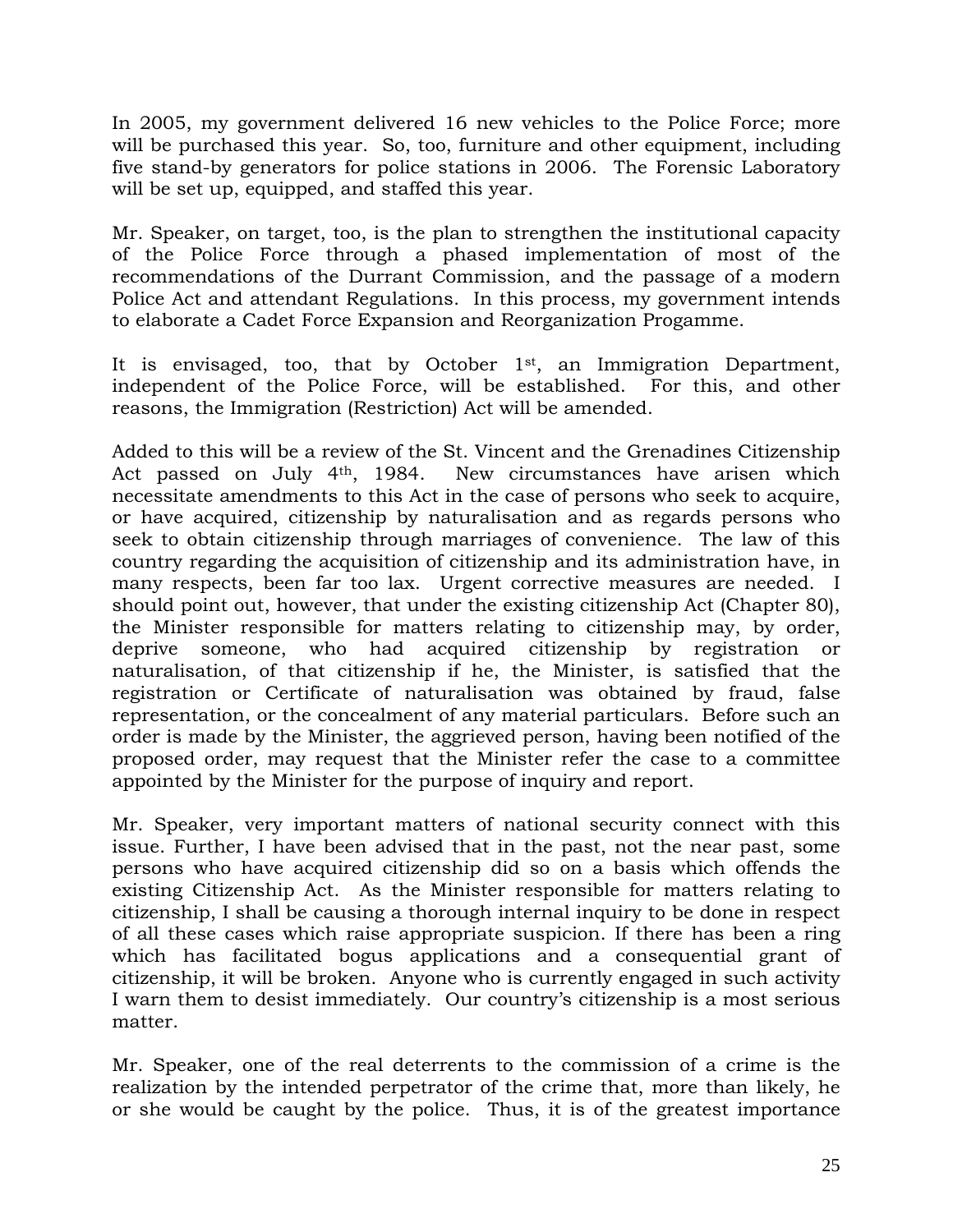In 2005, my government delivered 16 new vehicles to the Police Force; more will be purchased this year. So, too, furniture and other equipment, including five stand-by generators for police stations in 2006. The Forensic Laboratory will be set up, equipped, and staffed this year.

Mr. Speaker, on target, too, is the plan to strengthen the institutional capacity of the Police Force through a phased implementation of most of the recommendations of the Durrant Commission, and the passage of a modern Police Act and attendant Regulations. In this process, my government intends to elaborate a Cadet Force Expansion and Reorganization Progamme.

It is envisaged, too, that by October 1st, an Immigration Department, independent of the Police Force, will be established. For this, and other reasons, the Immigration (Restriction) Act will be amended.

Added to this will be a review of the St. Vincent and the Grenadines Citizenship Act passed on July 4th, 1984. New circumstances have arisen which necessitate amendments to this Act in the case of persons who seek to acquire, or have acquired, citizenship by naturalisation and as regards persons who seek to obtain citizenship through marriages of convenience. The law of this country regarding the acquisition of citizenship and its administration have, in many respects, been far too lax. Urgent corrective measures are needed. I should point out, however, that under the existing citizenship Act (Chapter 80), the Minister responsible for matters relating to citizenship may, by order, deprive someone, who had acquired citizenship by registration or naturalisation, of that citizenship if he, the Minister, is satisfied that the registration or Certificate of naturalisation was obtained by fraud, false representation, or the concealment of any material particulars. Before such an order is made by the Minister, the aggrieved person, having been notified of the proposed order, may request that the Minister refer the case to a committee appointed by the Minister for the purpose of inquiry and report.

Mr. Speaker, very important matters of national security connect with this issue. Further, I have been advised that in the past, not the near past, some persons who have acquired citizenship did so on a basis which offends the existing Citizenship Act. As the Minister responsible for matters relating to citizenship, I shall be causing a thorough internal inquiry to be done in respect of all these cases which raise appropriate suspicion. If there has been a ring which has facilitated bogus applications and a consequential grant of citizenship, it will be broken. Anyone who is currently engaged in such activity I warn them to desist immediately. Our country's citizenship is a most serious matter.

Mr. Speaker, one of the real deterrents to the commission of a crime is the realization by the intended perpetrator of the crime that, more than likely, he or she would be caught by the police. Thus, it is of the greatest importance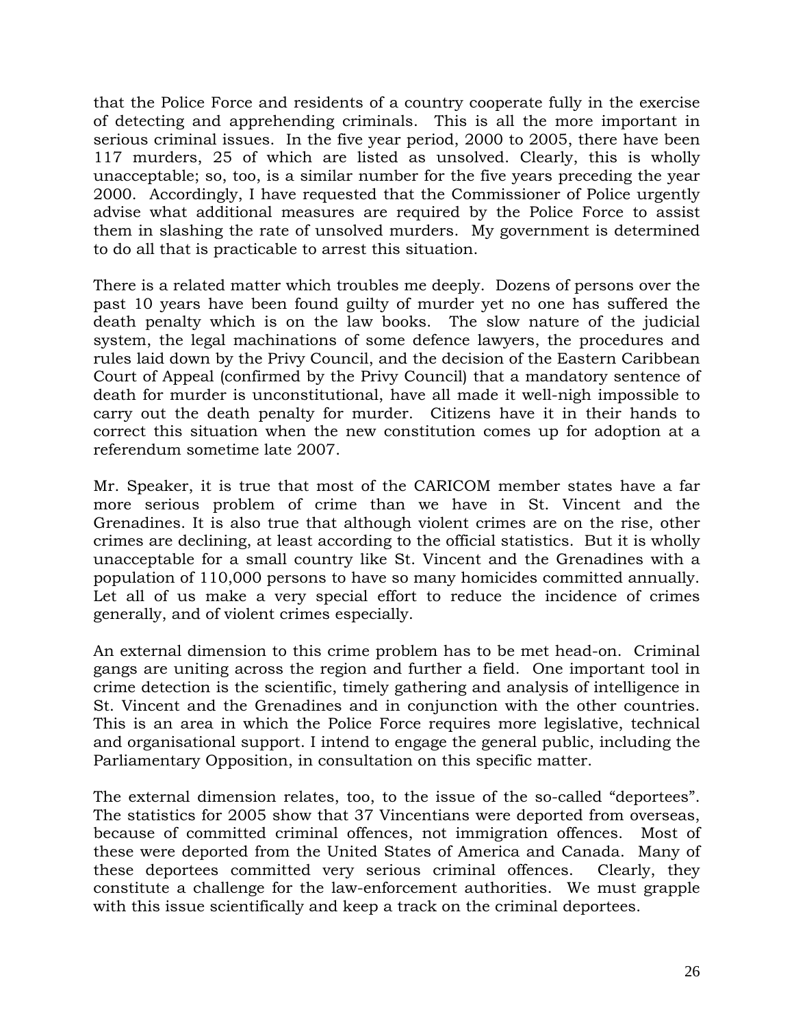that the Police Force and residents of a country cooperate fully in the exercise of detecting and apprehending criminals. This is all the more important in serious criminal issues. In the five year period, 2000 to 2005, there have been 117 murders, 25 of which are listed as unsolved. Clearly, this is wholly unacceptable; so, too, is a similar number for the five years preceding the year 2000. Accordingly, I have requested that the Commissioner of Police urgently advise what additional measures are required by the Police Force to assist them in slashing the rate of unsolved murders. My government is determined to do all that is practicable to arrest this situation.

There is a related matter which troubles me deeply. Dozens of persons over the past 10 years have been found guilty of murder yet no one has suffered the death penalty which is on the law books. The slow nature of the judicial system, the legal machinations of some defence lawyers, the procedures and rules laid down by the Privy Council, and the decision of the Eastern Caribbean Court of Appeal (confirmed by the Privy Council) that a mandatory sentence of death for murder is unconstitutional, have all made it well-nigh impossible to carry out the death penalty for murder. Citizens have it in their hands to correct this situation when the new constitution comes up for adoption at a referendum sometime late 2007.

Mr. Speaker, it is true that most of the CARICOM member states have a far more serious problem of crime than we have in St. Vincent and the Grenadines. It is also true that although violent crimes are on the rise, other crimes are declining, at least according to the official statistics. But it is wholly unacceptable for a small country like St. Vincent and the Grenadines with a population of 110,000 persons to have so many homicides committed annually. Let all of us make a very special effort to reduce the incidence of crimes generally, and of violent crimes especially.

An external dimension to this crime problem has to be met head-on. Criminal gangs are uniting across the region and further a field. One important tool in crime detection is the scientific, timely gathering and analysis of intelligence in St. Vincent and the Grenadines and in conjunction with the other countries. This is an area in which the Police Force requires more legislative, technical and organisational support. I intend to engage the general public, including the Parliamentary Opposition, in consultation on this specific matter.

The external dimension relates, too, to the issue of the so-called "deportees". The statistics for 2005 show that 37 Vincentians were deported from overseas, because of committed criminal offences, not immigration offences. Most of these were deported from the United States of America and Canada. Many of these deportees committed very serious criminal offences. Clearly, they constitute a challenge for the law-enforcement authorities. We must grapple with this issue scientifically and keep a track on the criminal deportees.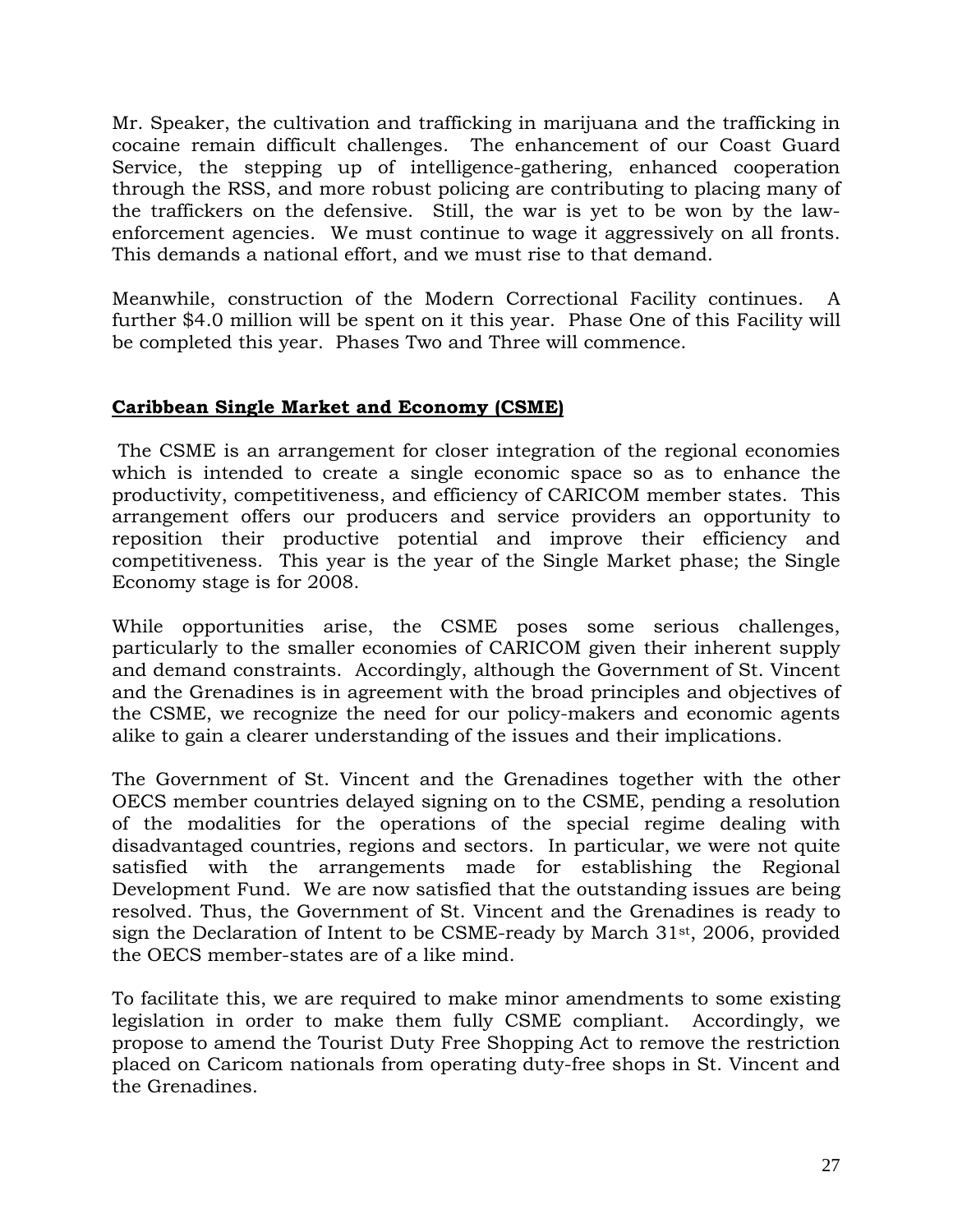Mr. Speaker, the cultivation and trafficking in marijuana and the trafficking in cocaine remain difficult challenges. The enhancement of our Coast Guard Service, the stepping up of intelligence-gathering, enhanced cooperation through the RSS, and more robust policing are contributing to placing many of the traffickers on the defensive. Still, the war is yet to be won by the law-enforcement agencies. We must continue to wage it aggressively on all fronts. This demands a national effort, and we must rise to that demand.

Meanwhile, construction of the Modern Correctional Facility continues. A further $4.0 million will be spent on it this year. Phase One of this Facility will be completed this year. Phases Two and Three will commence.

## Caribbean Single Market and Economy (CSME)

The CSME is an arrangement for closer integration of the regional economies which is intended to create a single economic space so as to enhance the productivity, competitiveness, and efficiency of CARICOM member states. This arrangement offers our producers and service providers an opportunity to reposition their productive potential and improve their efficiency and competitiveness. This year is the year of the Single Market phase; the Single Economy stage is for 2008.

While opportunities arise, the CSME poses some serious challenges, particularly to the smaller economies of CARICOM given their inherent supply and demand constraints. Accordingly, although the Government of St. Vincent and the Grenadines is in agreement with the broad principles and objectives of the CSME, we recognize the need for our policy-makers and economic agents alike to gain a clearer understanding of the issues and their implications.

The Government of St. Vincent and the Grenadines together with the other OECS member countries delayed signing on to the CSME, pending a resolution of the modalities for the operations of the special regime dealing with disadvantaged countries, regions and sectors. In particular, we were not quite satisfied with the arrangements made for establishing the Regional Development Fund. We are now satisfied that the outstanding issues are being resolved. Thus, the Government of St. Vincent and the Grenadines is ready to sign the Declaration of Intent to be CSME-ready by March 31st, 2006, provided the OECS member-states are of a like mind.

To facilitate this, we are required to make minor amendments to some existing legislation in order to make them fully CSME compliant. Accordingly, we propose to amend the Tourist Duty Free Shopping Act to remove the restriction placed on Caricom nationals from operating duty-free shops in St. Vincent and the Grenadines.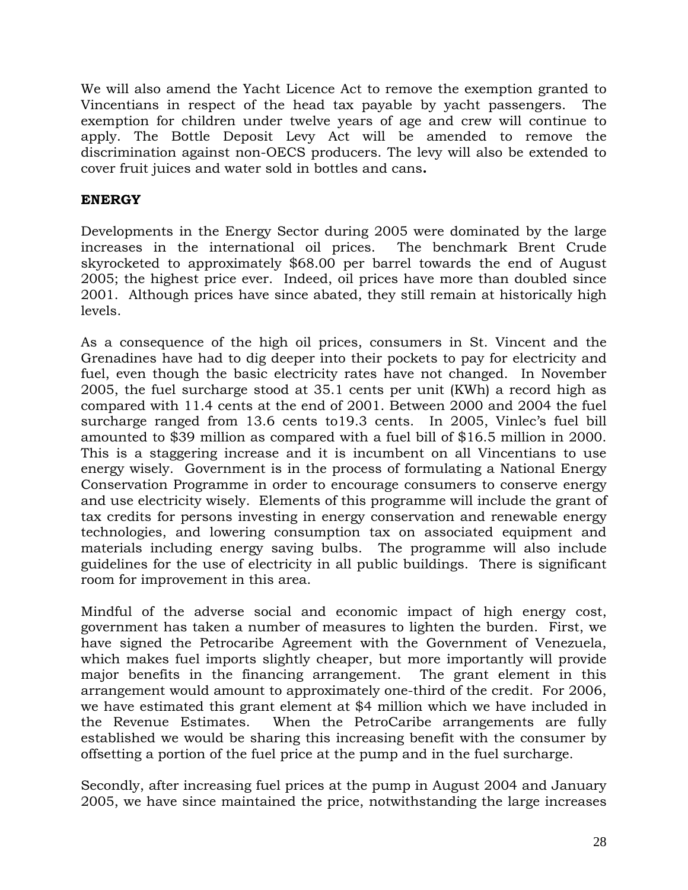We will also amend the Yacht Licence Act to remove the exemption granted to Vincentians in respect of the head tax payable by yacht passengers. The exemption for children under twelve years of age and crew will continue to apply. The Bottle Deposit Levy Act will be amended to remove the discrimination against non-OECS producers. The levy will also be extended to cover fruit juices and water sold in bottles and cans**.**

## ENERGY

Developments in the Energy Sector during 2005 were dominated by the large increases in the international oil prices. The benchmark Brent Crude skyrocketed to approximately $68.00 per barrel towards the end of August 2005; the highest price ever. Indeed, oil prices have more than doubled since 2001. Although prices have since abated, they still remain at historically high levels.

As a consequence of the high oil prices, consumers in St. Vincent and the Grenadines have had to dig deeper into their pockets to pay for electricity and fuel, even though the basic electricity rates have not changed. In November 2005, the fuel surcharge stood at 35.1 cents per unit (KWh) a record high as compared with 11.4 cents at the end of 2001. Between 2000 and 2004 the fuel surcharge ranged from 13.6 cents to19.3 cents. In 2005, Vinlec's fuel bill amounted to $39 million as compared with a fuel bill of $16.5 million in 2000. This is a staggering increase and it is incumbent on all Vincentians to use energy wisely. Government is in the process of formulating a National Energy Conservation Programme in order to encourage consumers to conserve energy and use electricity wisely. Elements of this programme will include the grant of tax credits for persons investing in energy conservation and renewable energy technologies, and lowering consumption tax on associated equipment and materials including energy saving bulbs. The programme will also include guidelines for the use of electricity in all public buildings. There is significant room for improvement in this area.

Mindful of the adverse social and economic impact of high energy cost, government has taken a number of measures to lighten the burden. First, we have signed the Petrocaribe Agreement with the Government of Venezuela, which makes fuel imports slightly cheaper, but more importantly will provide major benefits in the financing arrangement. The grant element in this arrangement would amount to approximately one-third of the credit. For 2006, we have estimated this grant element at $4 million which we have included in the Revenue Estimates. When the PetroCaribe arrangements are fully established we would be sharing this increasing benefit with the consumer by offsetting a portion of the fuel price at the pump and in the fuel surcharge.

Secondly, after increasing fuel prices at the pump in August 2004 and January 2005, we have since maintained the price, notwithstanding the large increases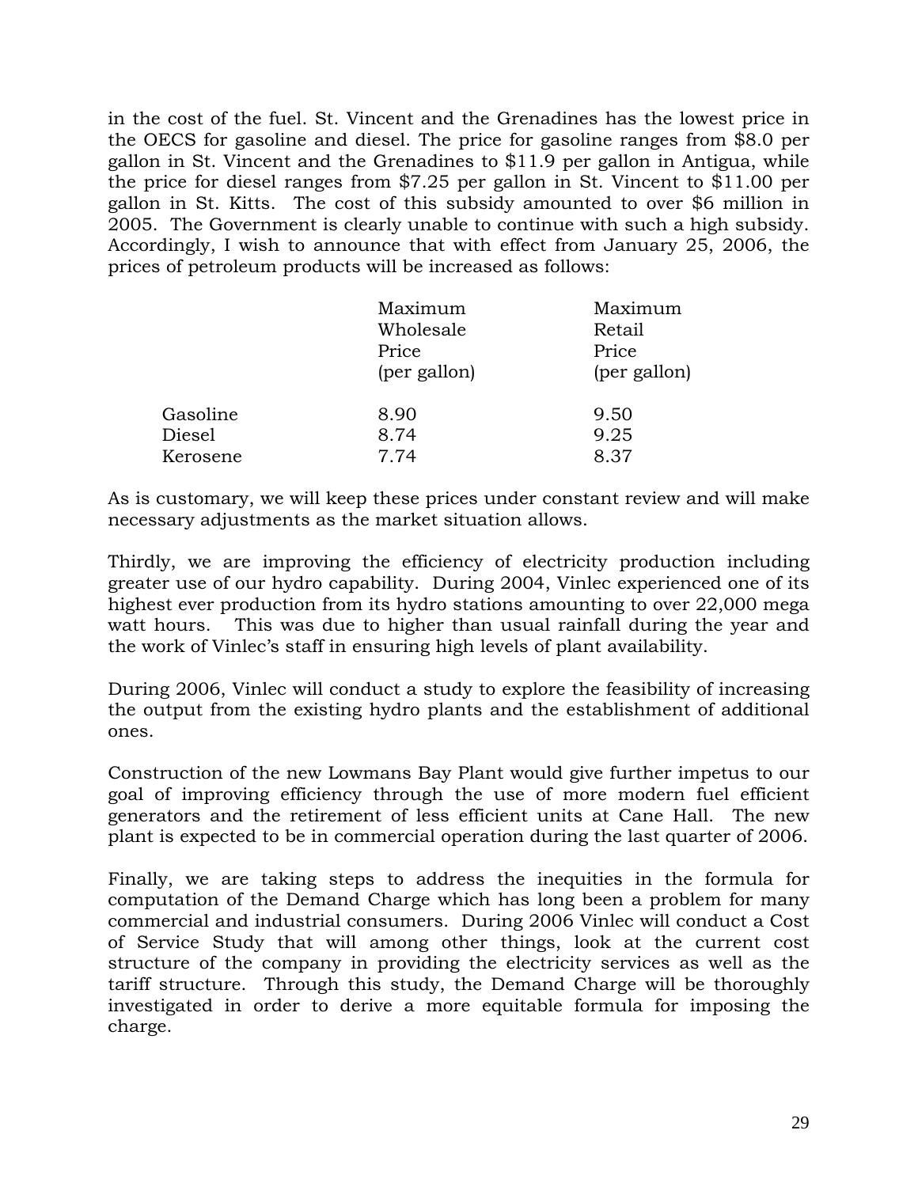in the cost of the fuel. St. Vincent and the Grenadines has the lowest price in the OECS for gasoline and diesel. The price for gasoline ranges from $8.0 per gallon in St. Vincent and the Grenadines to $11.9 per gallon in Antigua, while the price for diesel ranges from $7.25 per gallon in St. Vincent to $11.00 per gallon in St. Kitts. The cost of this subsidy amounted to over $6 million in 2005. The Government is clearly unable to continue with such a high subsidy. Accordingly, I wish to announce that with effect from January 25, 2006, the prices of petroleum products will be increased as follows:

| | Maximum Wholesale Price (per gallon) | Maximum Retail Price (per gallon) |
|---|---|---|
| Gasoline | 8.90 | 9.50 |
| Diesel | 8.74 | 9.25 |
| Kerosene | 7.74 | 8.37 |

As is customary, we will keep these prices under constant review and will make necessary adjustments as the market situation allows.

Thirdly, we are improving the efficiency of electricity production including greater use of our hydro capability. During 2004, Vinlec experienced one of its highest ever production from its hydro stations amounting to over 22,000 mega watt hours. This was due to higher than usual rainfall during the year and the work of Vinlec's staff in ensuring high levels of plant availability.

During 2006, Vinlec will conduct a study to explore the feasibility of increasing the output from the existing hydro plants and the establishment of additional ones.

Construction of the new Lowmans Bay Plant would give further impetus to our goal of improving efficiency through the use of more modern fuel efficient generators and the retirement of less efficient units at Cane Hall. The new plant is expected to be in commercial operation during the last quarter of 2006.

Finally, we are taking steps to address the inequities in the formula for computation of the Demand Charge which has long been a problem for many commercial and industrial consumers. During 2006 Vinlec will conduct a Cost of Service Study that will among other things, look at the current cost structure of the company in providing the electricity services as well as the tariff structure. Through this study, the Demand Charge will be thoroughly investigated in order to derive a more equitable formula for imposing the charge.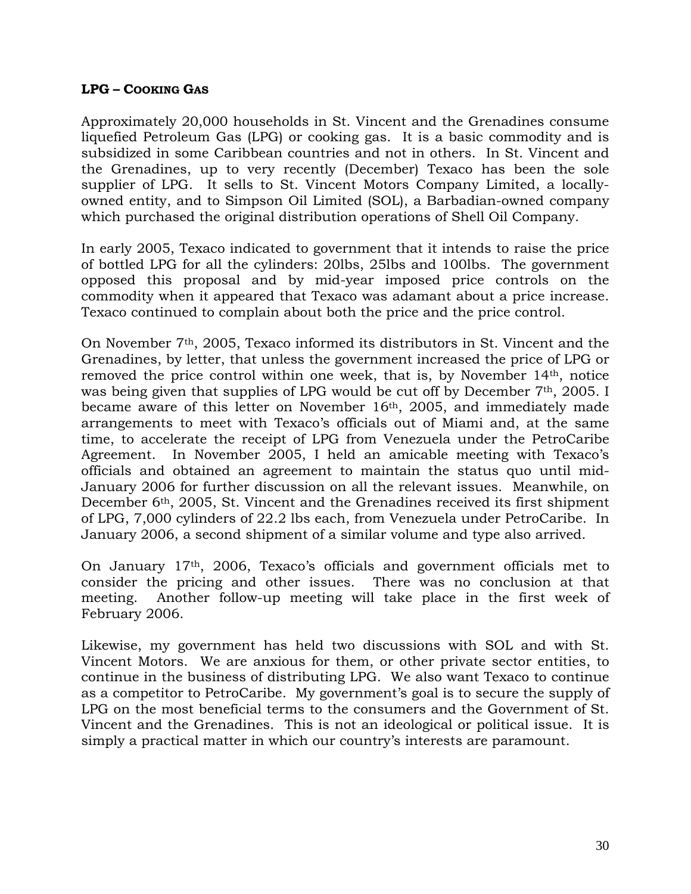## LPG – Cooking Gas

Approximately 20,000 households in St. Vincent and the Grenadines consume liquefied Petroleum Gas (LPG) or cooking gas. It is a basic commodity and is subsidized in some Caribbean countries and not in others. In St. Vincent and the Grenadines, up to very recently (December) Texaco has been the sole supplier of LPG. It sells to St. Vincent Motors Company Limited, a locally-owned entity, and to Simpson Oil Limited (SOL), a Barbadian-owned company which purchased the original distribution operations of Shell Oil Company.

In early 2005, Texaco indicated to government that it intends to raise the price of bottled LPG for all the cylinders: 20lbs, 25lbs and 100lbs. The government opposed this proposal and by mid-year imposed price controls on the commodity when it appeared that Texaco was adamant about a price increase. Texaco continued to complain about both the price and the price control.

On November 7th, 2005, Texaco informed its distributors in St. Vincent and the Grenadines, by letter, that unless the government increased the price of LPG or removed the price control within one week, that is, by November 14th, notice was being given that supplies of LPG would be cut off by December 7th, 2005. I became aware of this letter on November 16th, 2005, and immediately made arrangements to meet with Texaco's officials out of Miami and, at the same time, to accelerate the receipt of LPG from Venezuela under the PetroCaribe Agreement. In November 2005, I held an amicable meeting with Texaco's officials and obtained an agreement to maintain the status quo until mid-January 2006 for further discussion on all the relevant issues. Meanwhile, on December 6th, 2005, St. Vincent and the Grenadines received its first shipment of LPG, 7,000 cylinders of 22.2 lbs each, from Venezuela under PetroCaribe. In January 2006, a second shipment of a similar volume and type also arrived.

On January 17th, 2006, Texaco's officials and government officials met to consider the pricing and other issues. There was no conclusion at that meeting. Another follow-up meeting will take place in the first week of February 2006.

Likewise, my government has held two discussions with SOL and with St. Vincent Motors. We are anxious for them, or other private sector entities, to continue in the business of distributing LPG. We also want Texaco to continue as a competitor to PetroCaribe. My government's goal is to secure the supply of LPG on the most beneficial terms to the consumers and the Government of St. Vincent and the Grenadines. This is not an ideological or political issue. It is simply a practical matter in which our country's interests are paramount.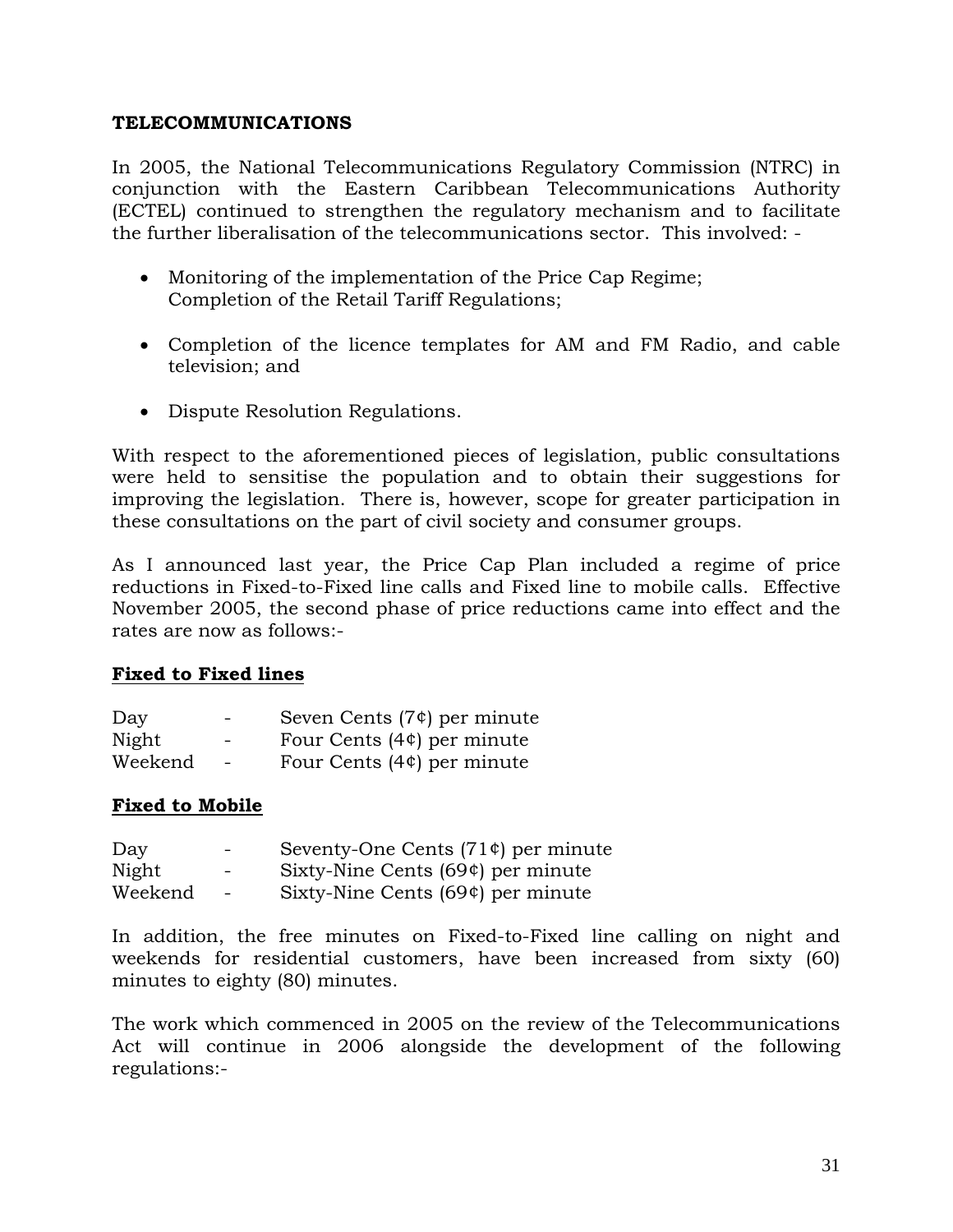**TELECOMMUNICATIONS**

In 2005, the National Telecommunications Regulatory Commission (NTRC) in conjunction with the Eastern Caribbean Telecommunications Authority (ECTEL) continued to strengthen the regulatory mechanism and to facilitate the further liberalisation of the telecommunications sector. This involved: -

- Monitoring of the implementation of the Price Cap Regime; Completion of the Retail Tariff Regulations;
- Completion of the licence templates for AM and FM Radio, and cable television; and
- Dispute Resolution Regulations.

With respect to the aforementioned pieces of legislation, public consultations were held to sensitise the population and to obtain their suggestions for improving the legislation. There is, however, scope for greater participation in these consultations on the part of civil society and consumer groups.

As I announced last year, the Price Cap Plan included a regime of price reductions in Fixed-to-Fixed line calls and Fixed line to mobile calls. Effective November 2005, the second phase of price reductions came into effect and the rates are now as follows:-

**Fixed to Fixed lines**

| | | |
|---|---|---|
| Day | - | Seven Cents (7¢) per minute |
| Night | - | Four Cents (4¢) per minute |
| Weekend | - | Four Cents (4¢) per minute |

**Fixed to Mobile**

| | | |
|---|---|---|
| Day | - | Seventy-One Cents (71¢) per minute |
| Night | - | Sixty-Nine Cents (69¢) per minute |
| Weekend | - | Sixty-Nine Cents (69¢) per minute |

In addition, the free minutes on Fixed-to-Fixed line calling on night and weekends for residential customers, have been increased from sixty (60) minutes to eighty (80) minutes.

The work which commenced in 2005 on the review of the Telecommunications Act will continue in 2006 alongside the development of the following regulations:-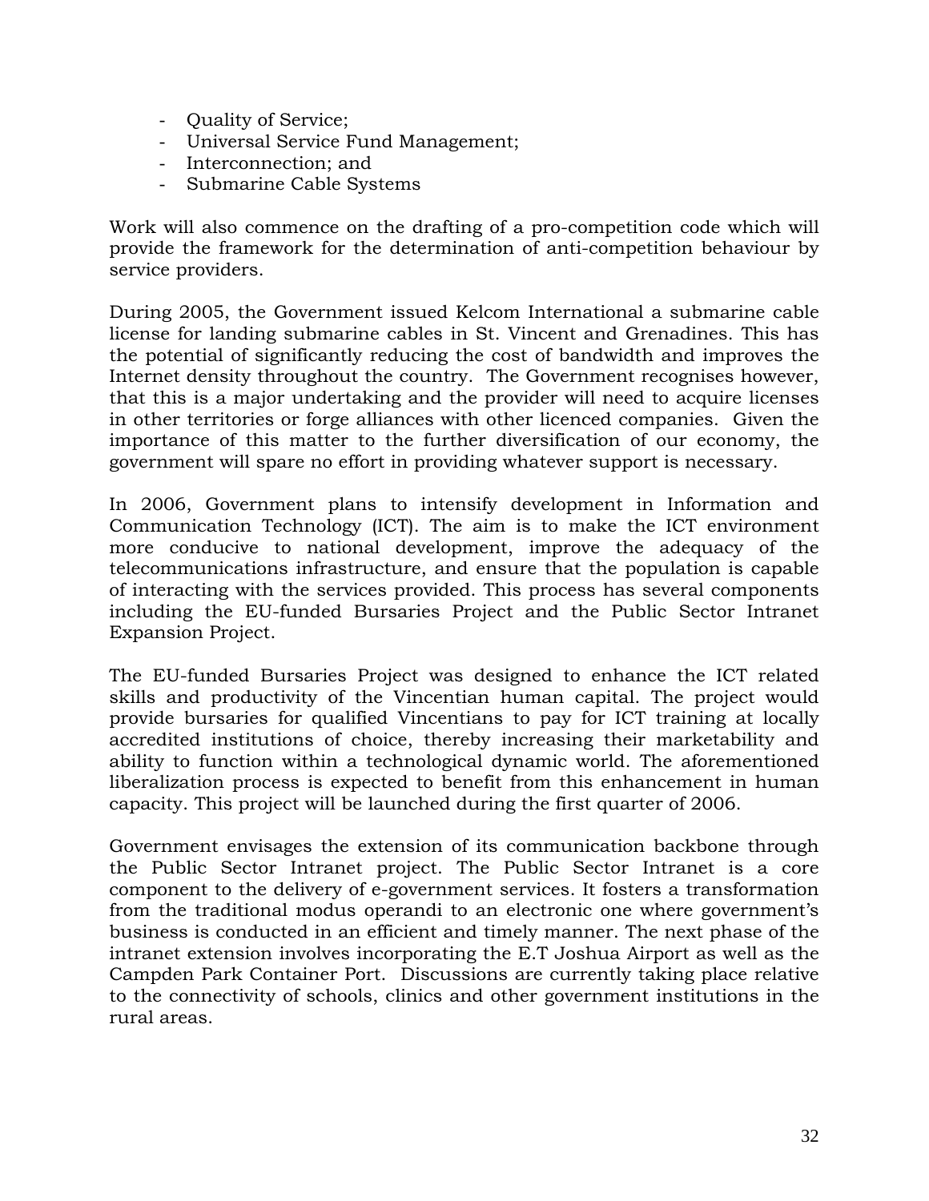- Quality of Service;
- Universal Service Fund Management;
- Interconnection; and
- Submarine Cable Systems

Work will also commence on the drafting of a pro-competition code which will provide the framework for the determination of anti-competition behaviour by service providers.

During 2005, the Government issued Kelcom International a submarine cable license for landing submarine cables in St. Vincent and Grenadines. This has the potential of significantly reducing the cost of bandwidth and improves the Internet density throughout the country. The Government recognises however, that this is a major undertaking and the provider will need to acquire licenses in other territories or forge alliances with other licenced companies. Given the importance of this matter to the further diversification of our economy, the government will spare no effort in providing whatever support is necessary.

In 2006, Government plans to intensify development in Information and Communication Technology (ICT). The aim is to make the ICT environment more conducive to national development, improve the adequacy of the telecommunications infrastructure, and ensure that the population is capable of interacting with the services provided. This process has several components including the EU-funded Bursaries Project and the Public Sector Intranet Expansion Project.

The EU-funded Bursaries Project was designed to enhance the ICT related skills and productivity of the Vincentian human capital. The project would provide bursaries for qualified Vincentians to pay for ICT training at locally accredited institutions of choice, thereby increasing their marketability and ability to function within a technological dynamic world. The aforementioned liberalization process is expected to benefit from this enhancement in human capacity. This project will be launched during the first quarter of 2006.

Government envisages the extension of its communication backbone through the Public Sector Intranet project. The Public Sector Intranet is a core component to the delivery of e-government services. It fosters a transformation from the traditional modus operandi to an electronic one where government's business is conducted in an efficient and timely manner. The next phase of the intranet extension involves incorporating the E.T Joshua Airport as well as the Campden Park Container Port. Discussions are currently taking place relative to the connectivity of schools, clinics and other government institutions in the rural areas.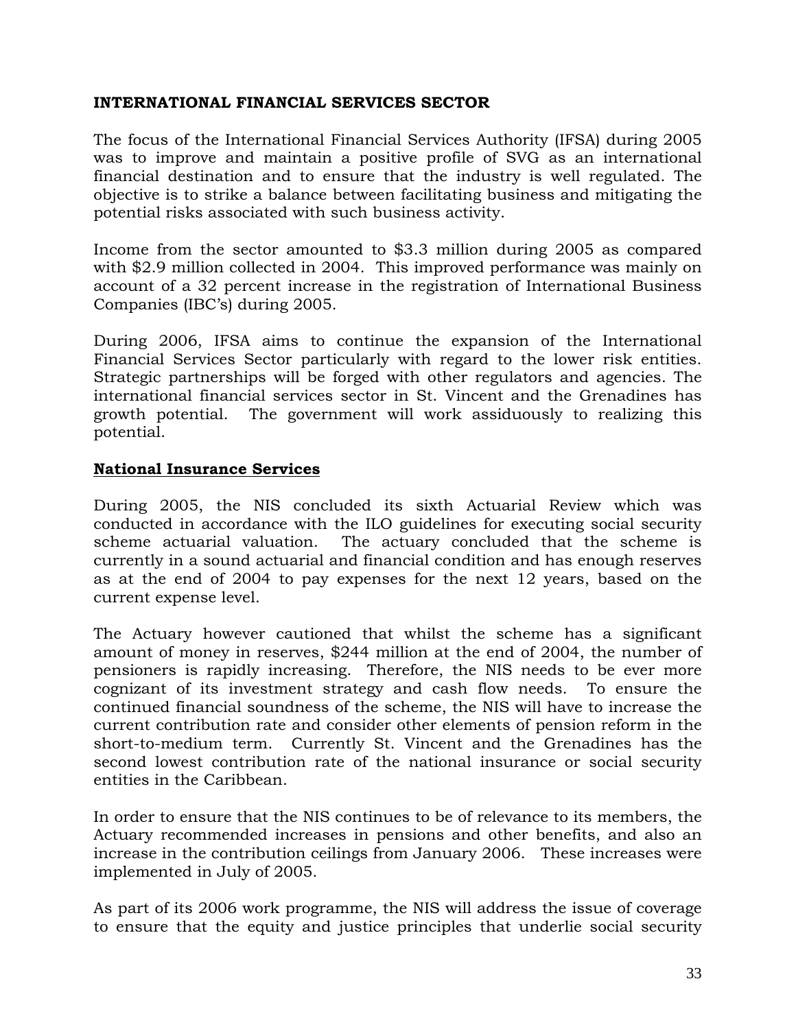**INTERNATIONAL FINANCIAL SERVICES SECTOR**

The focus of the International Financial Services Authority (IFSA) during 2005 was to improve and maintain a positive profile of SVG as an international financial destination and to ensure that the industry is well regulated. The objective is to strike a balance between facilitating business and mitigating the potential risks associated with such business activity.

Income from the sector amounted to $3.3 million during 2005 as compared with $2.9 million collected in 2004. This improved performance was mainly on account of a 32 percent increase in the registration of International Business Companies (IBC's) during 2005.

During 2006, IFSA aims to continue the expansion of the International Financial Services Sector particularly with regard to the lower risk entities. Strategic partnerships will be forged with other regulators and agencies. The international financial services sector in St. Vincent and the Grenadines has growth potential. The government will work assiduously to realizing this potential.

**National Insurance Services**

During 2005, the NIS concluded its sixth Actuarial Review which was conducted in accordance with the ILO guidelines for executing social security scheme actuarial valuation. The actuary concluded that the scheme is currently in a sound actuarial and financial condition and has enough reserves as at the end of 2004 to pay expenses for the next 12 years, based on the current expense level.

The Actuary however cautioned that whilst the scheme has a significant amount of money in reserves, $244 million at the end of 2004, the number of pensioners is rapidly increasing. Therefore, the NIS needs to be ever more cognizant of its investment strategy and cash flow needs. To ensure the continued financial soundness of the scheme, the NIS will have to increase the current contribution rate and consider other elements of pension reform in the short-to-medium term. Currently St. Vincent and the Grenadines has the second lowest contribution rate of the national insurance or social security entities in the Caribbean.

In order to ensure that the NIS continues to be of relevance to its members, the Actuary recommended increases in pensions and other benefits, and also an increase in the contribution ceilings from January 2006. These increases were implemented in July of 2005.

As part of its 2006 work programme, the NIS will address the issue of coverage to ensure that the equity and justice principles that underlie social security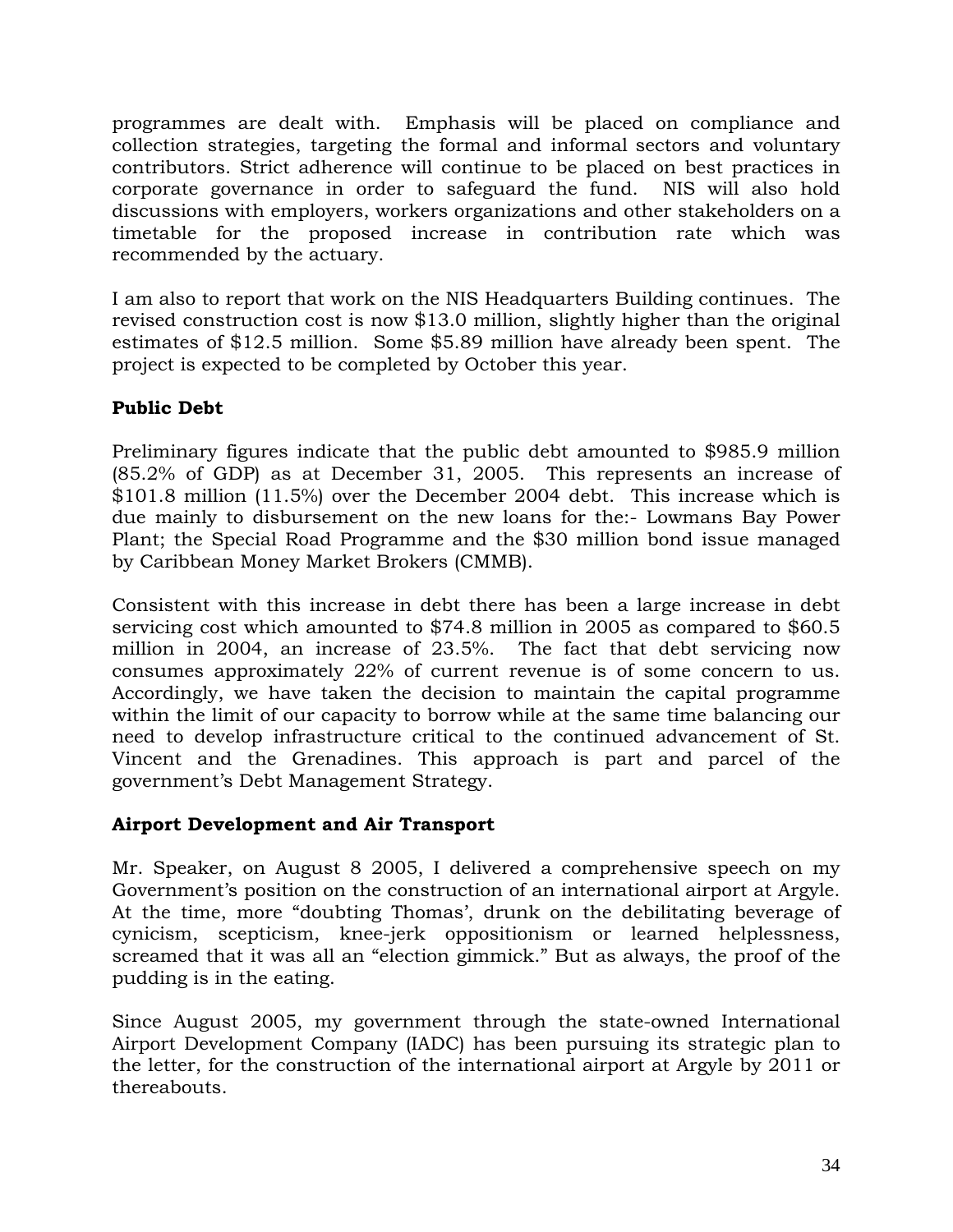programmes are dealt with. Emphasis will be placed on compliance and collection strategies, targeting the formal and informal sectors and voluntary contributors. Strict adherence will continue to be placed on best practices in corporate governance in order to safeguard the fund. NIS will also hold discussions with employers, workers organizations and other stakeholders on a timetable for the proposed increase in contribution rate which was recommended by the actuary.

I am also to report that work on the NIS Headquarters Building continues. The revised construction cost is now $13.0 million, slightly higher than the original estimates of $12.5 million. Some $5.89 million have already been spent. The project is expected to be completed by October this year.

**Public Debt**

Preliminary figures indicate that the public debt amounted to $985.9 million (85.2% of GDP) as at December 31, 2005. This represents an increase of $101.8 million (11.5%) over the December 2004 debt. This increase which is due mainly to disbursement on the new loans for the:- Lowmans Bay Power Plant; the Special Road Programme and the $30 million bond issue managed by Caribbean Money Market Brokers (CMMB).

Consistent with this increase in debt there has been a large increase in debt servicing cost which amounted to $74.8 million in 2005 as compared to $60.5 million in 2004, an increase of 23.5%. The fact that debt servicing now consumes approximately 22% of current revenue is of some concern to us. Accordingly, we have taken the decision to maintain the capital programme within the limit of our capacity to borrow while at the same time balancing our need to develop infrastructure critical to the continued advancement of St. Vincent and the Grenadines. This approach is part and parcel of the government's Debt Management Strategy.

**Airport Development and Air Transport**

Mr. Speaker, on August 8 2005, I delivered a comprehensive speech on my Government's position on the construction of an international airport at Argyle. At the time, more "doubting Thomas', drunk on the debilitating beverage of cynicism, scepticism, knee-jerk oppositionism or learned helplessness, screamed that it was all an "election gimmick." But as always, the proof of the pudding is in the eating.

Since August 2005, my government through the state-owned International Airport Development Company (IADC) has been pursuing its strategic plan to the letter, for the construction of the international airport at Argyle by 2011 or thereabouts.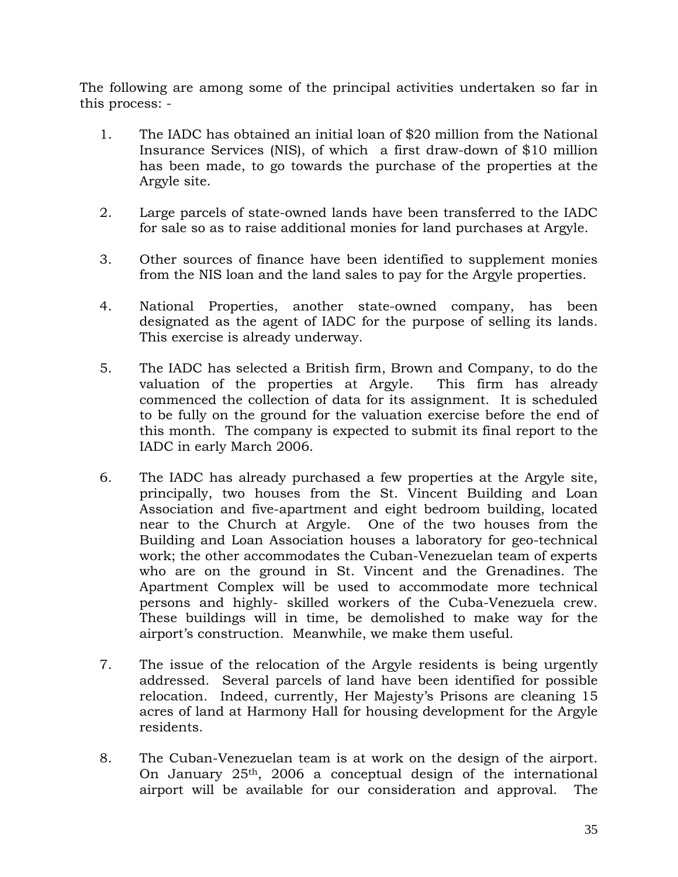The following are among some of the principal activities undertaken so far in this process: -

1. The IADC has obtained an initial loan of $20 million from the National Insurance Services (NIS), of which a first draw-down of $10 million has been made, to go towards the purchase of the properties at the Argyle site.

2. Large parcels of state-owned lands have been transferred to the IADC for sale so as to raise additional monies for land purchases at Argyle.

3. Other sources of finance have been identified to supplement monies from the NIS loan and the land sales to pay for the Argyle properties.

4. National Properties, another state-owned company, has been designated as the agent of IADC for the purpose of selling its lands. This exercise is already underway.

5. The IADC has selected a British firm, Brown and Company, to do the valuation of the properties at Argyle. This firm has already commenced the collection of data for its assignment. It is scheduled to be fully on the ground for the valuation exercise before the end of this month. The company is expected to submit its final report to the IADC in early March 2006.

6. The IADC has already purchased a few properties at the Argyle site, principally, two houses from the St. Vincent Building and Loan Association and five-apartment and eight bedroom building, located near to the Church at Argyle. One of the two houses from the Building and Loan Association houses a laboratory for geo-technical work; the other accommodates the Cuban-Venezuelan team of experts who are on the ground in St. Vincent and the Grenadines. The Apartment Complex will be used to accommodate more technical persons and highly- skilled workers of the Cuba-Venezuela crew. These buildings will in time, be demolished to make way for the airport's construction. Meanwhile, we make them useful.

7. The issue of the relocation of the Argyle residents is being urgently addressed. Several parcels of land have been identified for possible relocation. Indeed, currently, Her Majesty's Prisons are cleaning 15 acres of land at Harmony Hall for housing development for the Argyle residents.

8. The Cuban-Venezuelan team is at work on the design of the airport. On January 25th, 2006 a conceptual design of the international airport will be available for our consideration and approval. The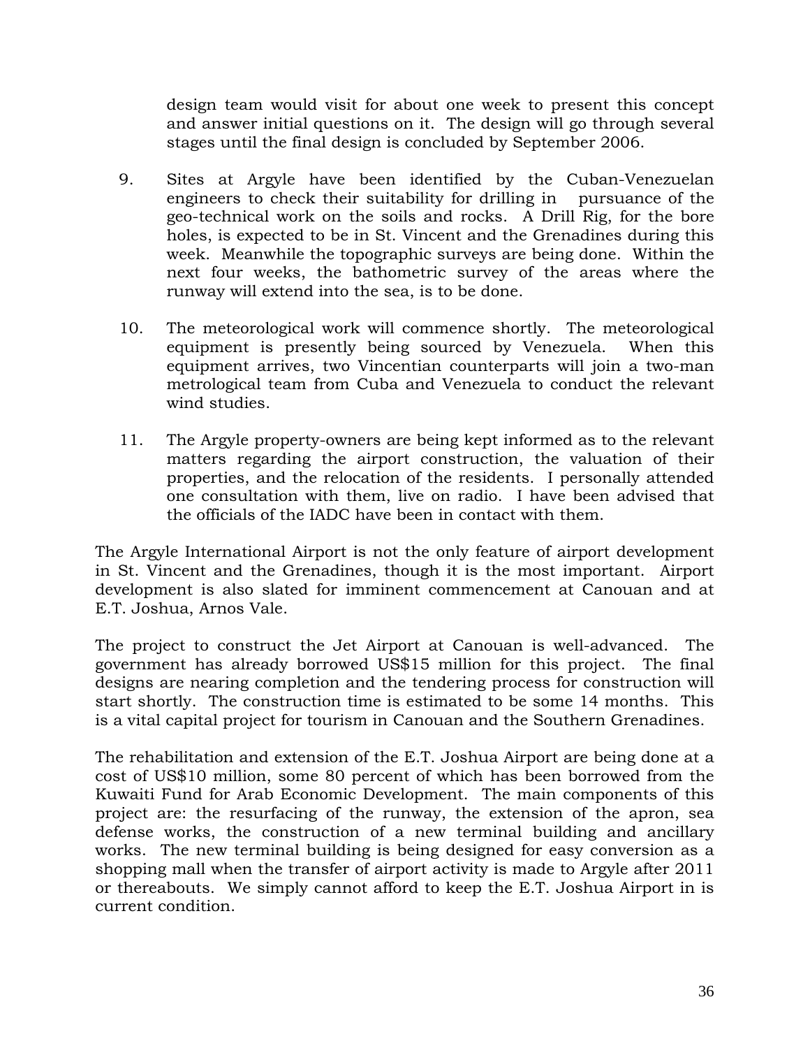design team would visit for about one week to present this concept and answer initial questions on it. The design will go through several stages until the final design is concluded by September 2006.

9. Sites at Argyle have been identified by the Cuban-Venezuelan engineers to check their suitability for drilling in pursuance of the geo-technical work on the soils and rocks. A Drill Rig, for the bore holes, is expected to be in St. Vincent and the Grenadines during this week. Meanwhile the topographic surveys are being done. Within the next four weeks, the bathometric survey of the areas where the runway will extend into the sea, is to be done.

10. The meteorological work will commence shortly. The meteorological equipment is presently being sourced by Venezuela. When this equipment arrives, two Vincentian counterparts will join a two-man metrological team from Cuba and Venezuela to conduct the relevant wind studies.

11. The Argyle property-owners are being kept informed as to the relevant matters regarding the airport construction, the valuation of their properties, and the relocation of the residents. I personally attended one consultation with them, live on radio. I have been advised that the officials of the IADC have been in contact with them.

The Argyle International Airport is not the only feature of airport development in St. Vincent and the Grenadines, though it is the most important. Airport development is also slated for imminent commencement at Canouan and at E.T. Joshua, Arnos Vale.

The project to construct the Jet Airport at Canouan is well-advanced. The government has already borrowed US$15 million for this project. The final designs are nearing completion and the tendering process for construction will start shortly. The construction time is estimated to be some 14 months. This is a vital capital project for tourism in Canouan and the Southern Grenadines.

The rehabilitation and extension of the E.T. Joshua Airport are being done at a cost of US$10 million, some 80 percent of which has been borrowed from the Kuwaiti Fund for Arab Economic Development. The main components of this project are: the resurfacing of the runway, the extension of the apron, sea defense works, the construction of a new terminal building and ancillary works. The new terminal building is being designed for easy conversion as a shopping mall when the transfer of airport activity is made to Argyle after 2011 or thereabouts. We simply cannot afford to keep the E.T. Joshua Airport in is current condition.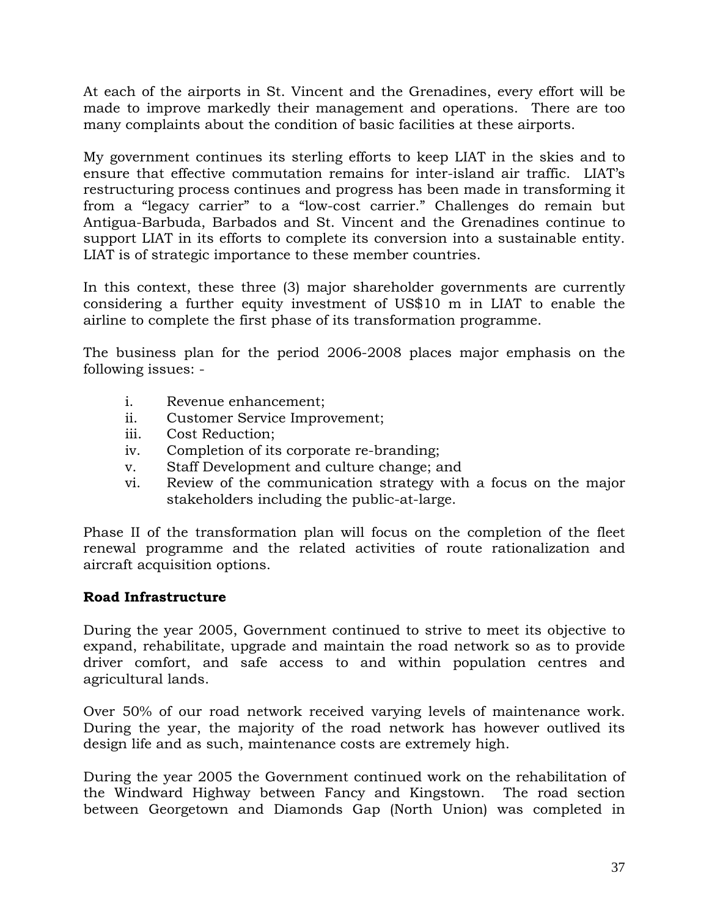At each of the airports in St. Vincent and the Grenadines, every effort will be made to improve markedly their management and operations. There are too many complaints about the condition of basic facilities at these airports.

My government continues its sterling efforts to keep LIAT in the skies and to ensure that effective commutation remains for inter-island air traffic. LIAT's restructuring process continues and progress has been made in transforming it from a "legacy carrier" to a "low-cost carrier." Challenges do remain but Antigua-Barbuda, Barbados and St. Vincent and the Grenadines continue to support LIAT in its efforts to complete its conversion into a sustainable entity. LIAT is of strategic importance to these member countries.

In this context, these three (3) major shareholder governments are currently considering a further equity investment of US$10 m in LIAT to enable the airline to complete the first phase of its transformation programme.

The business plan for the period 2006-2008 places major emphasis on the following issues: -

i. Revenue enhancement;
ii. Customer Service Improvement;
iii. Cost Reduction;
iv. Completion of its corporate re-branding;
v. Staff Development and culture change; and
vi. Review of the communication strategy with a focus on the major stakeholders including the public-at-large.

Phase II of the transformation plan will focus on the completion of the fleet renewal programme and the related activities of route rationalization and aircraft acquisition options.

**Road Infrastructure**

During the year 2005, Government continued to strive to meet its objective to expand, rehabilitate, upgrade and maintain the road network so as to provide driver comfort, and safe access to and within population centres and agricultural lands.

Over 50% of our road network received varying levels of maintenance work. During the year, the majority of the road network has however outlived its design life and as such, maintenance costs are extremely high.

During the year 2005 the Government continued work on the rehabilitation of the Windward Highway between Fancy and Kingstown. The road section between Georgetown and Diamonds Gap (North Union) was completed in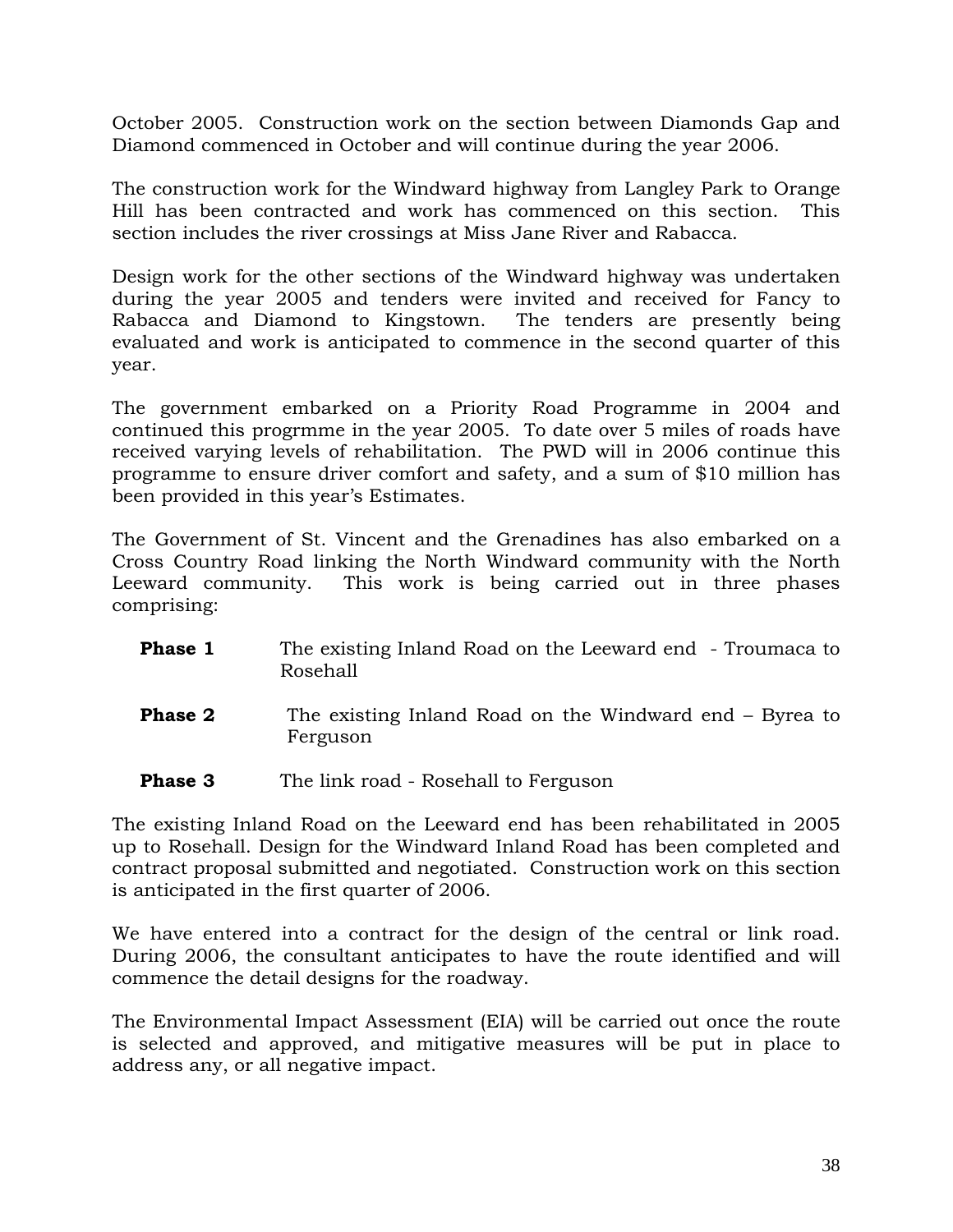October 2005. Construction work on the section between Diamonds Gap and Diamond commenced in October and will continue during the year 2006.

The construction work for the Windward highway from Langley Park to Orange Hill has been contracted and work has commenced on this section. This section includes the river crossings at Miss Jane River and Rabacca.

Design work for the other sections of the Windward highway was undertaken during the year 2005 and tenders were invited and received for Fancy to Rabacca and Diamond to Kingstown. The tenders are presently being evaluated and work is anticipated to commence in the second quarter of this year.

The government embarked on a Priority Road Programme in 2004 and continued this progrmme in the year 2005. To date over 5 miles of roads have received varying levels of rehabilitation. The PWD will in 2006 continue this programme to ensure driver comfort and safety, and a sum of $10 million has been provided in this year's Estimates.

The Government of St. Vincent and the Grenadines has also embarked on a Cross Country Road linking the North Windward community with the North Leeward community. This work is being carried out in three phases comprising:

**Phase 1** The existing Inland Road on the Leeward end - Troumaca to Rosehall

**Phase 2** The existing Inland Road on the Windward end – Byrea to Ferguson

**Phase 3** The link road - Rosehall to Ferguson

The existing Inland Road on the Leeward end has been rehabilitated in 2005 up to Rosehall. Design for the Windward Inland Road has been completed and contract proposal submitted and negotiated. Construction work on this section is anticipated in the first quarter of 2006.

We have entered into a contract for the design of the central or link road. During 2006, the consultant anticipates to have the route identified and will commence the detail designs for the roadway.

The Environmental Impact Assessment (EIA) will be carried out once the route is selected and approved, and mitigative measures will be put in place to address any, or all negative impact.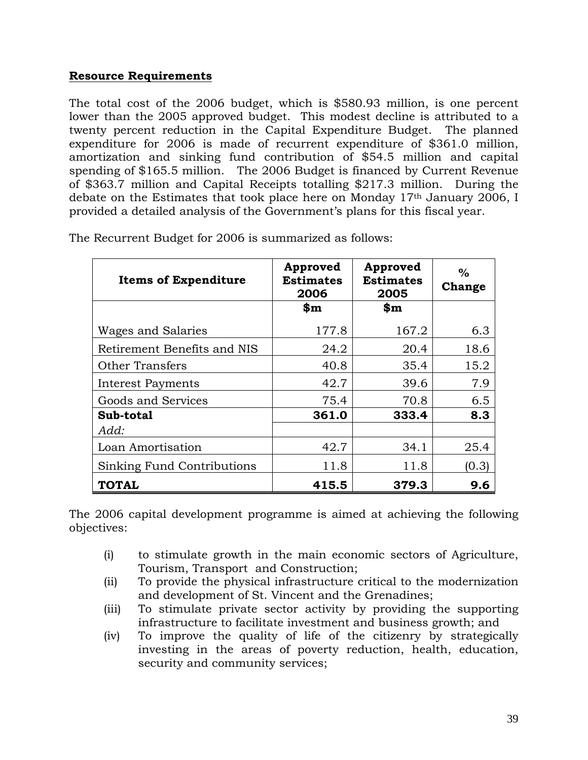## **Resource Requirements**

The total cost of the 2006 budget, which is $580.93 million, is one percent lower than the 2005 approved budget. This modest decline is attributed to a twenty percent reduction in the Capital Expenditure Budget. The planned expenditure for 2006 is made of recurrent expenditure of $361.0 million, amortization and sinking fund contribution of $54.5 million and capital spending of $165.5 million. The 2006 Budget is financed by Current Revenue of $363.7 million and Capital Receipts totalling $217.3 million. During the debate on the Estimates that took place here on Monday 17th January 2006, I provided a detailed analysis of the Government's plans for this fiscal year.

The Recurrent Budget for 2006 is summarized as follows:

| **Items of Expenditure** | **Approved Estimates 2006** | **Approved Estimates 2005** | **% Change** |
|---|---|---|---|
| | **$m** | **$m** | |
| Wages and Salaries | 177.8 | 167.2 | 6.3 |
| Retirement Benefits and NIS | 24.2 | 20.4 | 18.6 |
| Other Transfers | 40.8 | 35.4 | 15.2 |
| Interest Payments | 42.7 | 39.6 | 7.9 |
| Goods and Services | 75.4 | 70.8 | 6.5 |
| **Sub-total** | **361.0** | **333.4** | **8.3** |
| *Add:* | | | |
| Loan Amortisation | 42.7 | 34.1 | 25.4 |
| Sinking Fund Contributions | 11.8 | 11.8 | (0.3) |
| **TOTAL** | **415.5** | **379.3** | **9.6** |

The 2006 capital development programme is aimed at achieving the following objectives:

(i) to stimulate growth in the main economic sectors of Agriculture, Tourism, Transport and Construction;

(ii) To provide the physical infrastructure critical to the modernization and development of St. Vincent and the Grenadines;

(iii) To stimulate private sector activity by providing the supporting infrastructure to facilitate investment and business growth; and

(iv) To improve the quality of life of the citizenry by strategically investing in the areas of poverty reduction, health, education, security and community services;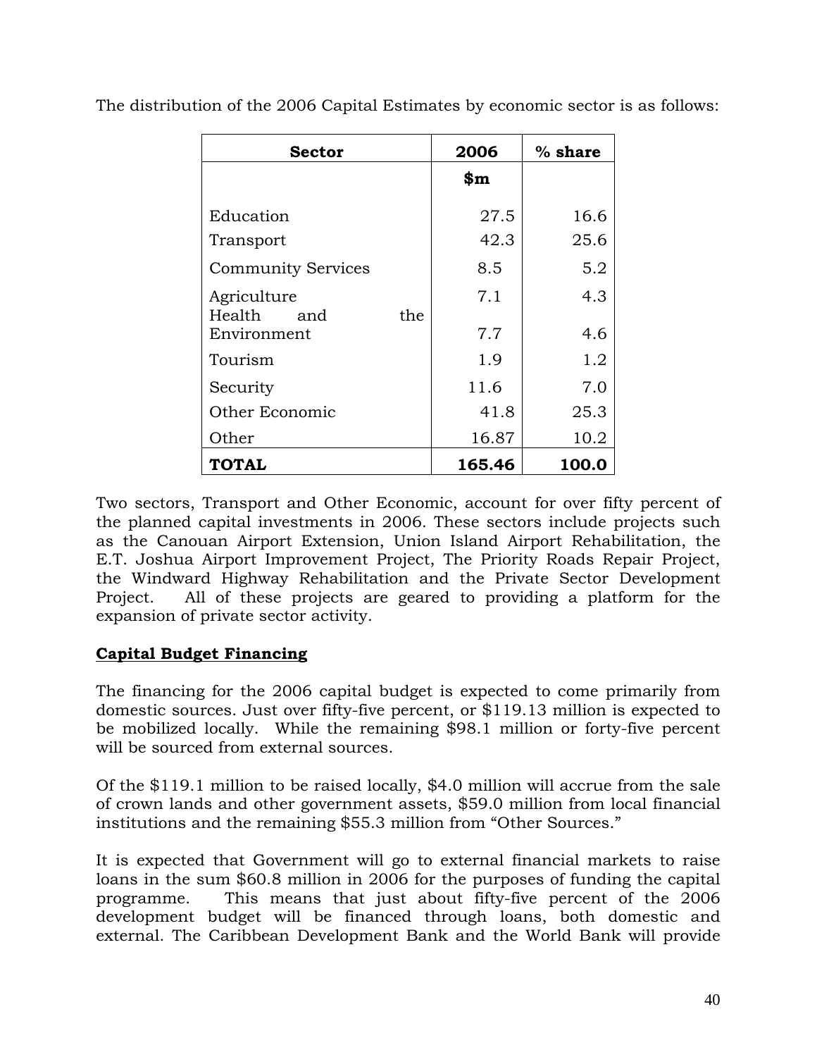The distribution of the 2006 Capital Estimates by economic sector is as follows:

| Sector | 2006 | % share |
|---|---|---|
| | $m | |
| Education | 27.5 | 16.6 |
| Transport | 42.3 | 25.6 |
| Community Services | 8.5 | 5.2 |
| Agriculture | 7.1 | 4.3 |
| Health and the Environment | 7.7 | 4.6 |
| Tourism | 1.9 | 1.2 |
| Security | 11.6 | 7.0 |
| Other Economic | 41.8 | 25.3 |
| Other | 16.87 | 10.2 |
| **TOTAL** | **165.46** | **100.0** |

Two sectors, Transport and Other Economic, account for over fifty percent of the planned capital investments in 2006. These sectors include projects such as the Canouan Airport Extension, Union Island Airport Rehabilitation, the E.T. Joshua Airport Improvement Project, The Priority Roads Repair Project, the Windward Highway Rehabilitation and the Private Sector Development Project. All of these projects are geared to providing a platform for the expansion of private sector activity.

## Capital Budget Financing

The financing for the 2006 capital budget is expected to come primarily from domestic sources. Just over fifty-five percent, or $119.13 million is expected to be mobilized locally. While the remaining $98.1 million or forty-five percent will be sourced from external sources.

Of the $119.1 million to be raised locally, $4.0 million will accrue from the sale of crown lands and other government assets, $59.0 million from local financial institutions and the remaining $55.3 million from "Other Sources."

It is expected that Government will go to external financial markets to raise loans in the sum $60.8 million in 2006 for the purposes of funding the capital programme. This means that just about fifty-five percent of the 2006 development budget will be financed through loans, both domestic and external. The Caribbean Development Bank and the World Bank will provide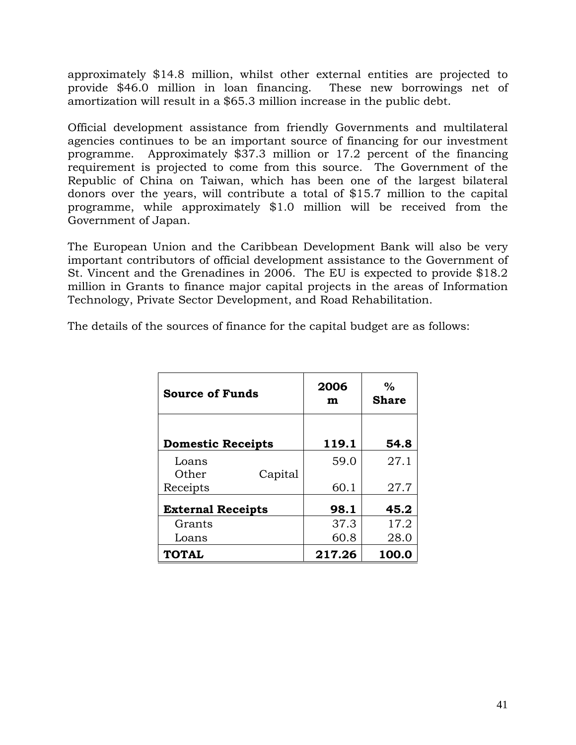approximately $14.8 million, whilst other external entities are projected to provide $46.0 million in loan financing. These new borrowings net of amortization will result in a $65.3 million increase in the public debt.

Official development assistance from friendly Governments and multilateral agencies continues to be an important source of financing for our investment programme. Approximately $37.3 million or 17.2 percent of the financing requirement is projected to come from this source. The Government of the Republic of China on Taiwan, which has been one of the largest bilateral donors over the years, will contribute a total of $15.7 million to the capital programme, while approximately $1.0 million will be received from the Government of Japan.

The European Union and the Caribbean Development Bank will also be very important contributors of official development assistance to the Government of St. Vincent and the Grenadines in 2006. The EU is expected to provide $18.2 million in Grants to finance major capital projects in the areas of Information Technology, Private Sector Development, and Road Rehabilitation.

The details of the sources of finance for the capital budget are as follows:

| Source of Funds | 2006 m | % Share |
|---|---|---|
| **Domestic Receipts** | **119.1** | **54.8** |
| Loans | 59.0 | 27.1 |
| Other Capital Receipts | 60.1 | 27.7 |
| **External Receipts** | **98.1** | **45.2** |
| Grants | 37.3 | 17.2 |
| Loans | 60.8 | 28.0 |
| **TOTAL** | **217.26** | **100.0** |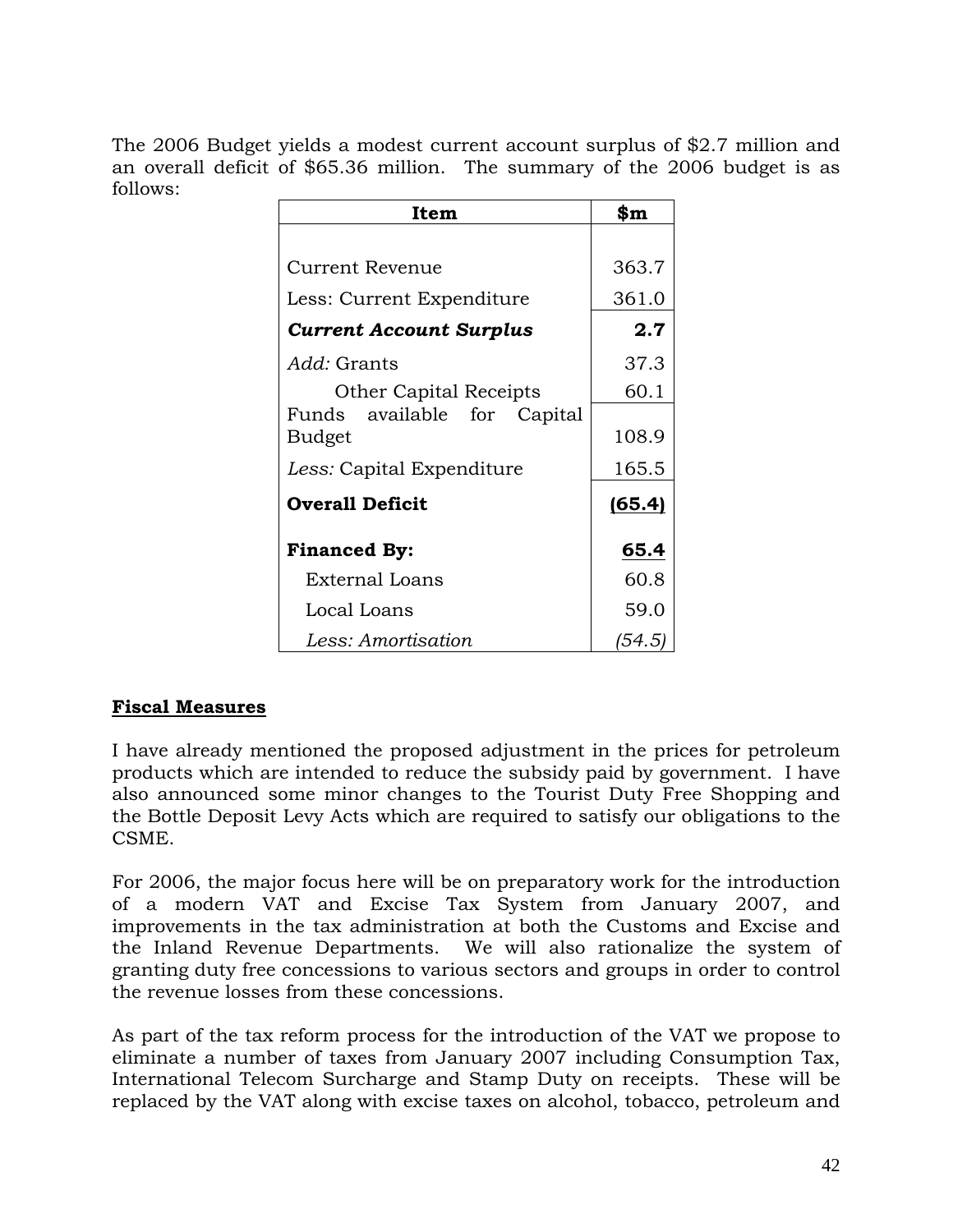The 2006 Budget yields a modest current account surplus of $2.7 million and an overall deficit of $65.36 million.  The summary of the 2006 budget is as follows:

| Item | $m |
|---|---|
| Current Revenue | 363.7 |
| Less: Current Expenditure | 361.0 |
| ***Current Account Surplus*** | **2.7** |
| *Add:* Grants | 37.3 |
| Other Capital Receipts | 60.1 |
| Funds available for Capital Budget | 108.9 |
| *Less:* Capital Expenditure | 165.5 |
| **Overall Deficit** | **(65.4)** |
| **Financed By:** | **65.4** |
| External Loans | 60.8 |
| Local Loans | 59.0 |
| *Less: Amortisation* | *(54.5)* |

**Fiscal Measures**

I have already mentioned the proposed adjustment in the prices for petroleum products which are intended to reduce the subsidy paid by government.  I have also announced some minor changes to the Tourist Duty Free Shopping and the Bottle Deposit Levy Acts which are required to satisfy our obligations to the CSME.

For 2006, the major focus here will be on preparatory work for the introduction of a modern VAT and Excise Tax System from January 2007, and improvements in the tax administration at both the Customs and Excise and the Inland Revenue Departments.  We will also rationalize the system of granting duty free concessions to various sectors and groups in order to control the revenue losses from these concessions.

As part of the tax reform process for the introduction of the VAT we propose to eliminate a number of taxes from January 2007 including Consumption Tax, International Telecom Surcharge and Stamp Duty on receipts.  These will be replaced by the VAT along with excise taxes on alcohol, tobacco, petroleum and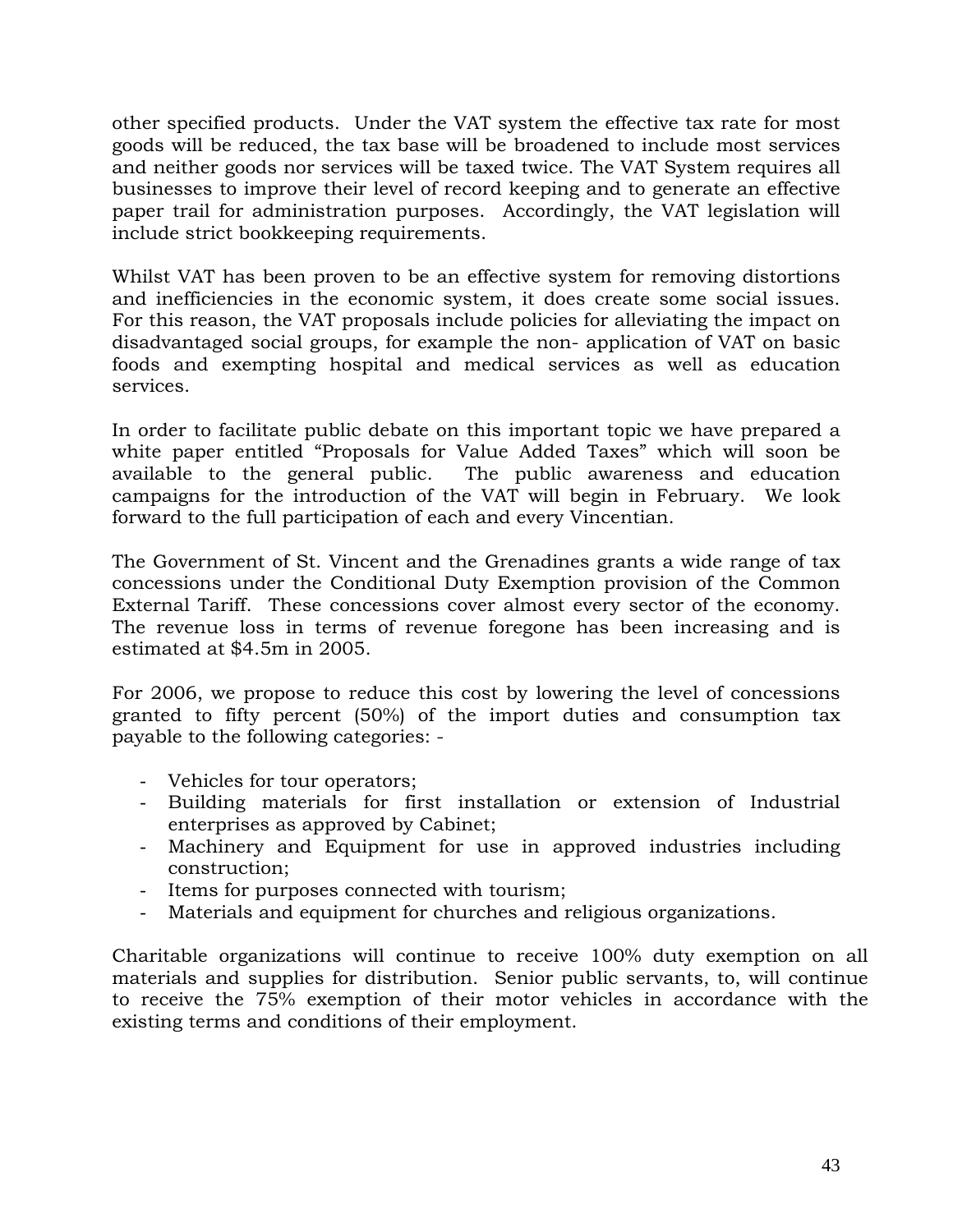other specified products. Under the VAT system the effective tax rate for most goods will be reduced, the tax base will be broadened to include most services and neither goods nor services will be taxed twice. The VAT System requires all businesses to improve their level of record keeping and to generate an effective paper trail for administration purposes. Accordingly, the VAT legislation will include strict bookkeeping requirements.

Whilst VAT has been proven to be an effective system for removing distortions and inefficiencies in the economic system, it does create some social issues. For this reason, the VAT proposals include policies for alleviating the impact on disadvantaged social groups, for example the non- application of VAT on basic foods and exempting hospital and medical services as well as education services.

In order to facilitate public debate on this important topic we have prepared a white paper entitled "Proposals for Value Added Taxes" which will soon be available to the general public. The public awareness and education campaigns for the introduction of the VAT will begin in February. We look forward to the full participation of each and every Vincentian.

The Government of St. Vincent and the Grenadines grants a wide range of tax concessions under the Conditional Duty Exemption provision of the Common External Tariff. These concessions cover almost every sector of the economy. The revenue loss in terms of revenue foregone has been increasing and is estimated at $4.5m in 2005.

For 2006, we propose to reduce this cost by lowering the level of concessions granted to fifty percent (50%) of the import duties and consumption tax payable to the following categories: -

- Vehicles for tour operators;
- Building materials for first installation or extension of Industrial enterprises as approved by Cabinet;
- Machinery and Equipment for use in approved industries including construction;
- Items for purposes connected with tourism;
- Materials and equipment for churches and religious organizations.

Charitable organizations will continue to receive 100% duty exemption on all materials and supplies for distribution. Senior public servants, to, will continue to receive the 75% exemption of their motor vehicles in accordance with the existing terms and conditions of their employment.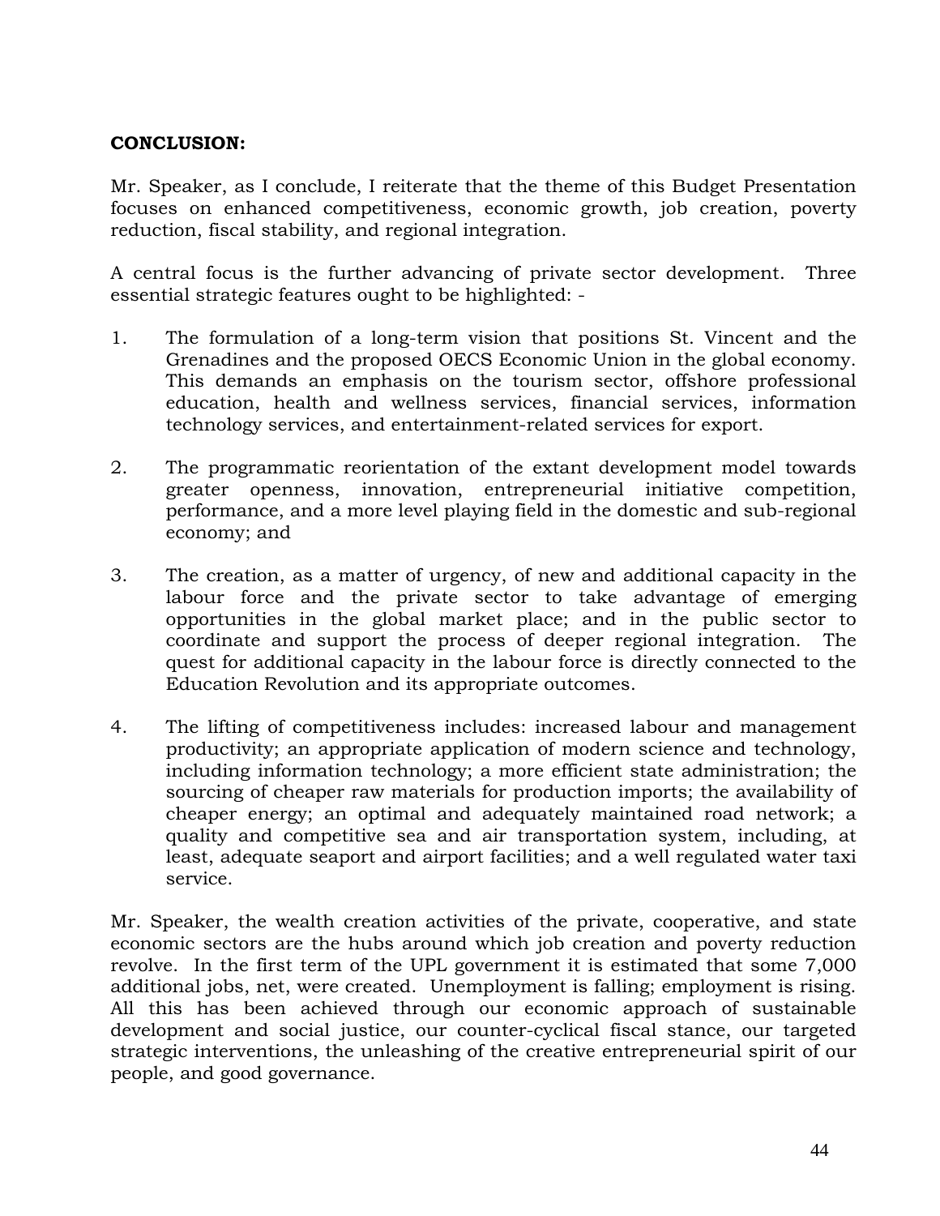**CONCLUSION:**

Mr. Speaker, as I conclude, I reiterate that the theme of this Budget Presentation focuses on enhanced competitiveness, economic growth, job creation, poverty reduction, fiscal stability, and regional integration.

A central focus is the further advancing of private sector development. Three essential strategic features ought to be highlighted: -

1. The formulation of a long-term vision that positions St. Vincent and the Grenadines and the proposed OECS Economic Union in the global economy. This demands an emphasis on the tourism sector, offshore professional education, health and wellness services, financial services, information technology services, and entertainment-related services for export.

2. The programmatic reorientation of the extant development model towards greater openness, innovation, entrepreneurial initiative competition, performance, and a more level playing field in the domestic and sub-regional economy; and

3. The creation, as a matter of urgency, of new and additional capacity in the labour force and the private sector to take advantage of emerging opportunities in the global market place; and in the public sector to coordinate and support the process of deeper regional integration. The quest for additional capacity in the labour force is directly connected to the Education Revolution and its appropriate outcomes.

4. The lifting of competitiveness includes: increased labour and management productivity; an appropriate application of modern science and technology, including information technology; a more efficient state administration; the sourcing of cheaper raw materials for production imports; the availability of cheaper energy; an optimal and adequately maintained road network; a quality and competitive sea and air transportation system, including, at least, adequate seaport and airport facilities; and a well regulated water taxi service.

Mr. Speaker, the wealth creation activities of the private, cooperative, and state economic sectors are the hubs around which job creation and poverty reduction revolve. In the first term of the UPL government it is estimated that some 7,000 additional jobs, net, were created. Unemployment is falling; employment is rising. All this has been achieved through our economic approach of sustainable development and social justice, our counter-cyclical fiscal stance, our targeted strategic interventions, the unleashing of the creative entrepreneurial spirit of our people, and good governance.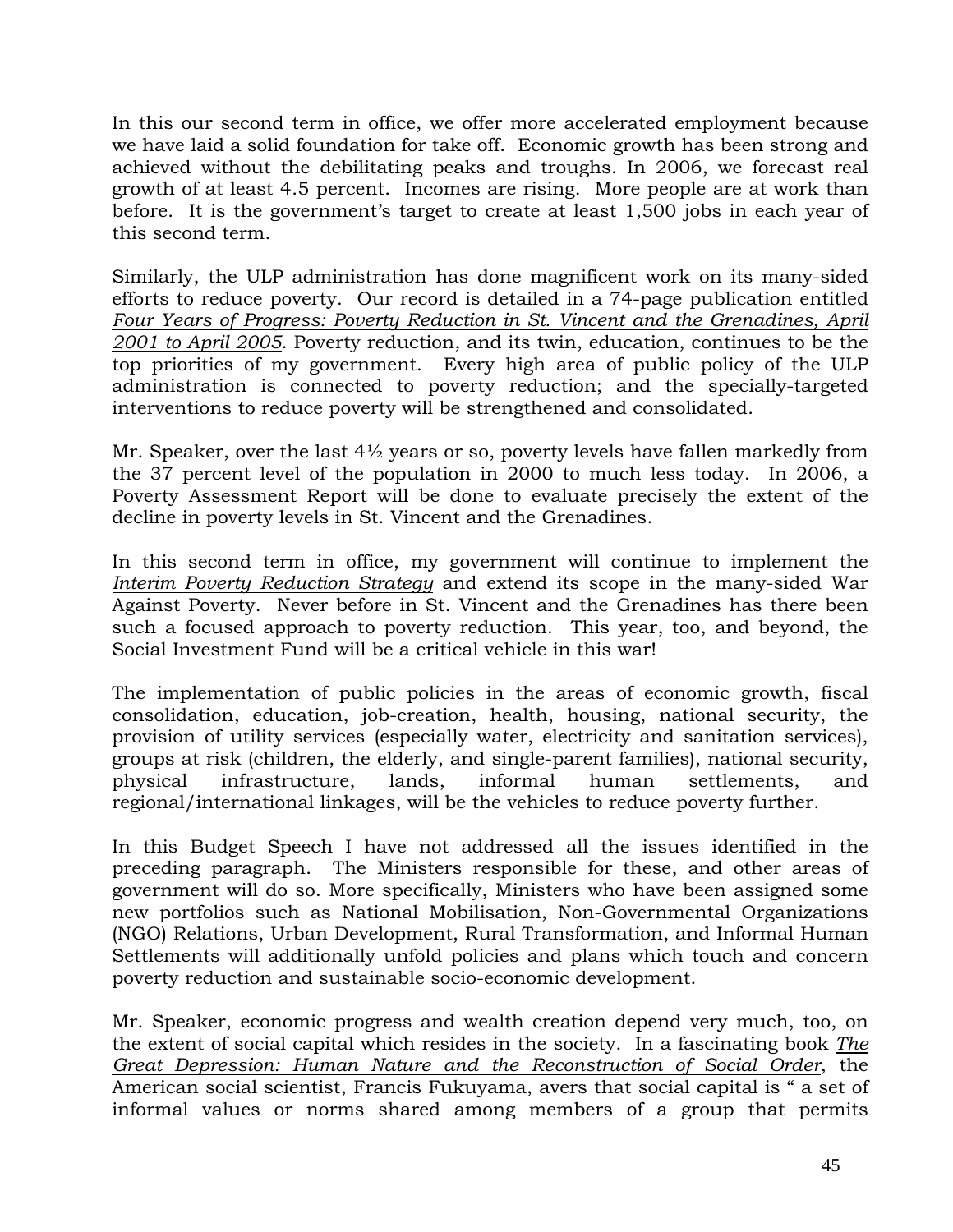In this our second term in office, we offer more accelerated employment because we have laid a solid foundation for take off. Economic growth has been strong and achieved without the debilitating peaks and troughs. In 2006, we forecast real growth of at least 4.5 percent. Incomes are rising. More people are at work than before. It is the government's target to create at least 1,500 jobs in each year of this second term.

Similarly, the ULP administration has done magnificent work on its many-sided efforts to reduce poverty. Our record is detailed in a 74-page publication entitled *Four Years of Progress: Poverty Reduction in St. Vincent and the Grenadines, April 2001 to April 2005*. Poverty reduction, and its twin, education, continues to be the top priorities of my government. Every high area of public policy of the ULP administration is connected to poverty reduction; and the specially-targeted interventions to reduce poverty will be strengthened and consolidated.

Mr. Speaker, over the last 4½ years or so, poverty levels have fallen markedly from the 37 percent level of the population in 2000 to much less today. In 2006, a Poverty Assessment Report will be done to evaluate precisely the extent of the decline in poverty levels in St. Vincent and the Grenadines.

In this second term in office, my government will continue to implement the *Interim Poverty Reduction Strategy* and extend its scope in the many-sided War Against Poverty. Never before in St. Vincent and the Grenadines has there been such a focused approach to poverty reduction. This year, too, and beyond, the Social Investment Fund will be a critical vehicle in this war!

The implementation of public policies in the areas of economic growth, fiscal consolidation, education, job-creation, health, housing, national security, the provision of utility services (especially water, electricity and sanitation services), groups at risk (children, the elderly, and single-parent families), national security, physical infrastructure, lands, informal human settlements, and regional/international linkages, will be the vehicles to reduce poverty further.

In this Budget Speech I have not addressed all the issues identified in the preceding paragraph. The Ministers responsible for these, and other areas of government will do so. More specifically, Ministers who have been assigned some new portfolios such as National Mobilisation, Non-Governmental Organizations (NGO) Relations, Urban Development, Rural Transformation, and Informal Human Settlements will additionally unfold policies and plans which touch and concern poverty reduction and sustainable socio-economic development.

Mr. Speaker, economic progress and wealth creation depend very much, too, on the extent of social capital which resides in the society. In a fascinating book *The Great Depression: Human Nature and the Reconstruction of Social Order*, the American social scientist, Francis Fukuyama, avers that social capital is " a set of informal values or norms shared among members of a group that permits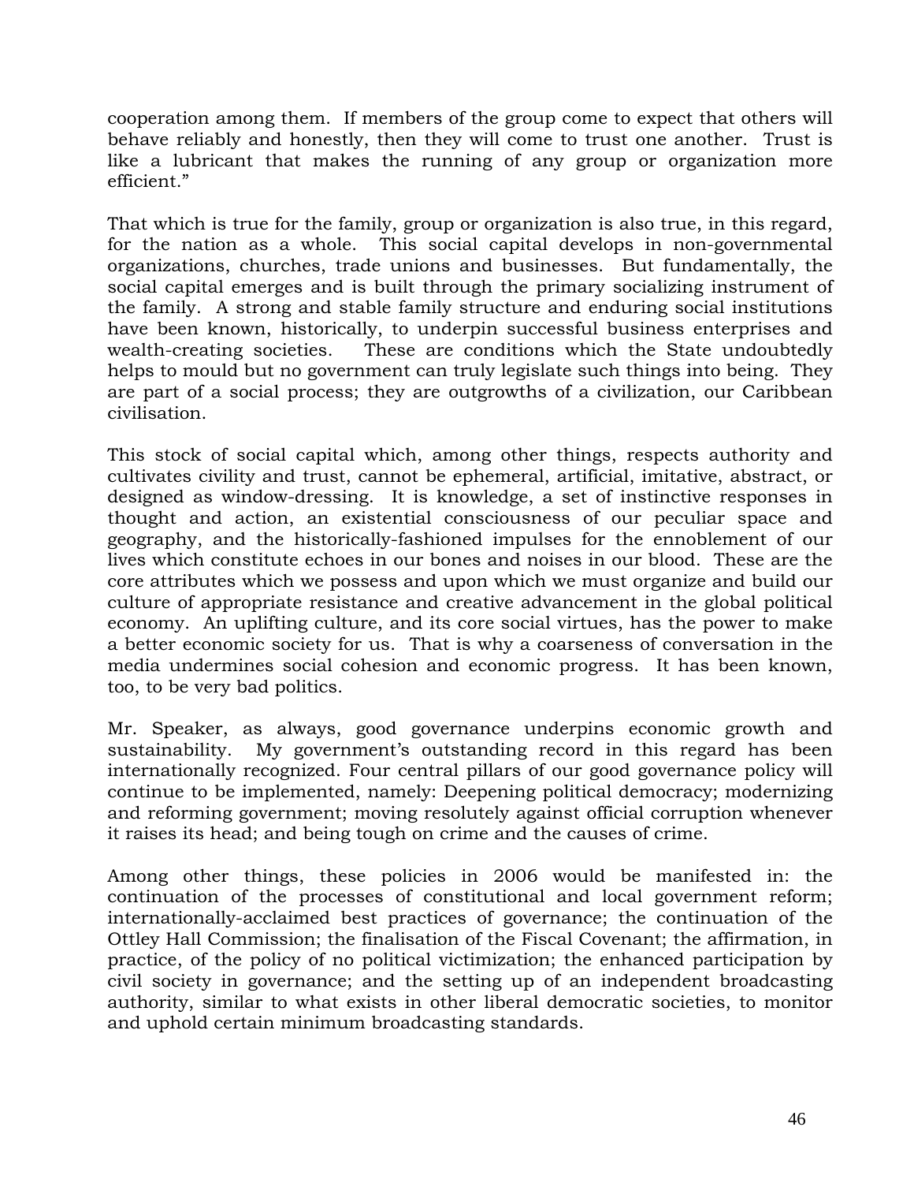cooperation among them. If members of the group come to expect that others will behave reliably and honestly, then they will come to trust one another. Trust is like a lubricant that makes the running of any group or organization more efficient."

That which is true for the family, group or organization is also true, in this regard, for the nation as a whole. This social capital develops in non-governmental organizations, churches, trade unions and businesses. But fundamentally, the social capital emerges and is built through the primary socializing instrument of the family. A strong and stable family structure and enduring social institutions have been known, historically, to underpin successful business enterprises and wealth-creating societies. These are conditions which the State undoubtedly helps to mould but no government can truly legislate such things into being. They are part of a social process; they are outgrowths of a civilization, our Caribbean civilisation.

This stock of social capital which, among other things, respects authority and cultivates civility and trust, cannot be ephemeral, artificial, imitative, abstract, or designed as window-dressing. It is knowledge, a set of instinctive responses in thought and action, an existential consciousness of our peculiar space and geography, and the historically-fashioned impulses for the ennoblement of our lives which constitute echoes in our bones and noises in our blood. These are the core attributes which we possess and upon which we must organize and build our culture of appropriate resistance and creative advancement in the global political economy. An uplifting culture, and its core social virtues, has the power to make a better economic society for us. That is why a coarseness of conversation in the media undermines social cohesion and economic progress. It has been known, too, to be very bad politics.

Mr. Speaker, as always, good governance underpins economic growth and sustainability. My government's outstanding record in this regard has been internationally recognized. Four central pillars of our good governance policy will continue to be implemented, namely: Deepening political democracy; modernizing and reforming government; moving resolutely against official corruption whenever it raises its head; and being tough on crime and the causes of crime.

Among other things, these policies in 2006 would be manifested in: the continuation of the processes of constitutional and local government reform; internationally-acclaimed best practices of governance; the continuation of the Ottley Hall Commission; the finalisation of the Fiscal Covenant; the affirmation, in practice, of the policy of no political victimization; the enhanced participation by civil society in governance; and the setting up of an independent broadcasting authority, similar to what exists in other liberal democratic societies, to monitor and uphold certain minimum broadcasting standards.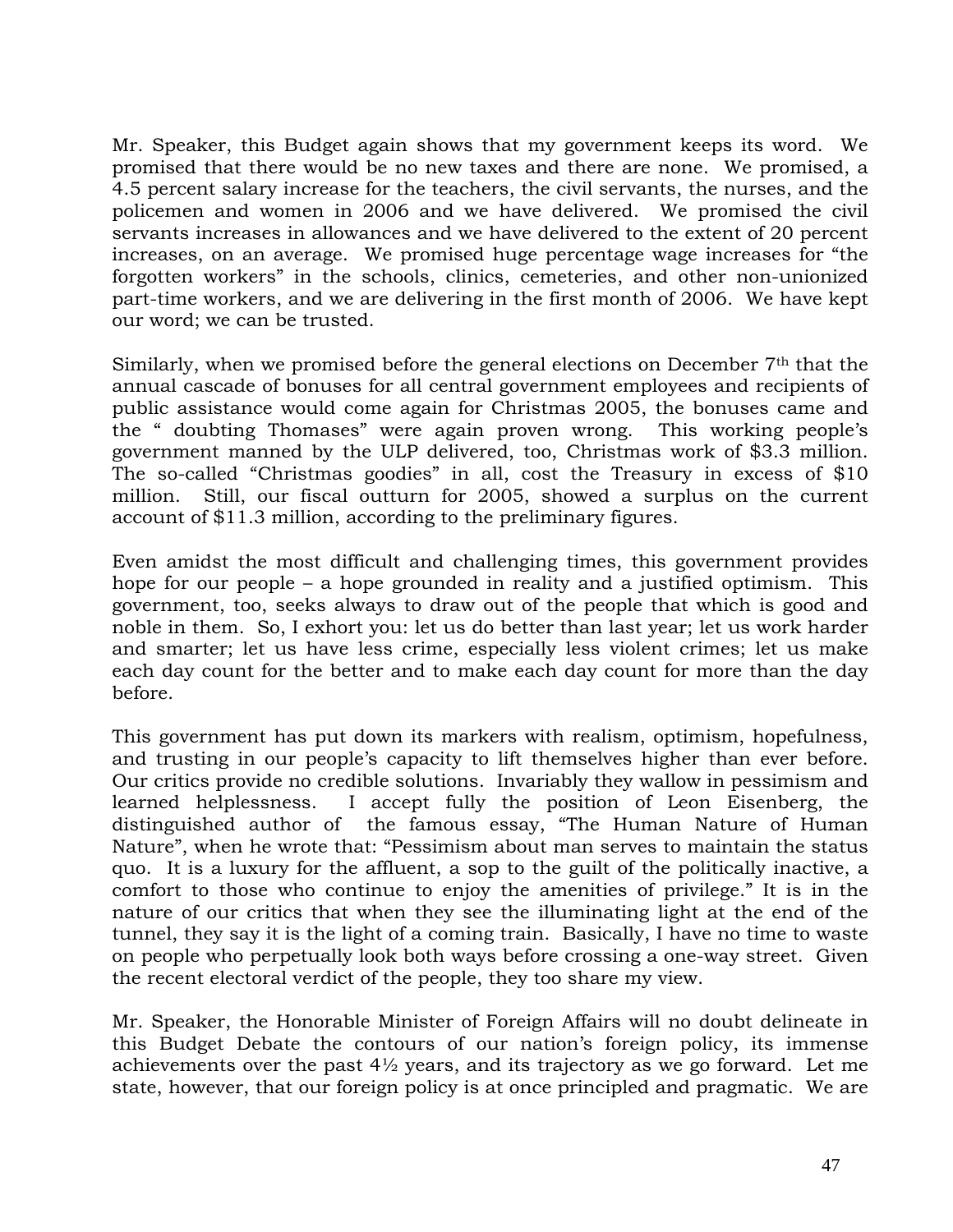Mr. Speaker, this Budget again shows that my government keeps its word. We promised that there would be no new taxes and there are none. We promised, a 4.5 percent salary increase for the teachers, the civil servants, the nurses, and the policemen and women in 2006 and we have delivered. We promised the civil servants increases in allowances and we have delivered to the extent of 20 percent increases, on an average. We promised huge percentage wage increases for "the forgotten workers" in the schools, clinics, cemeteries, and other non-unionized part-time workers, and we are delivering in the first month of 2006. We have kept our word; we can be trusted.

Similarly, when we promised before the general elections on December 7th that the annual cascade of bonuses for all central government employees and recipients of public assistance would come again for Christmas 2005, the bonuses came and the " doubting Thomases" were again proven wrong. This working people's government manned by the ULP delivered, too, Christmas work of $3.3 million. The so-called "Christmas goodies" in all, cost the Treasury in excess of $10 million. Still, our fiscal outturn for 2005, showed a surplus on the current account of $11.3 million, according to the preliminary figures.

Even amidst the most difficult and challenging times, this government provides hope for our people – a hope grounded in reality and a justified optimism. This government, too, seeks always to draw out of the people that which is good and noble in them. So, I exhort you: let us do better than last year; let us work harder and smarter; let us have less crime, especially less violent crimes; let us make each day count for the better and to make each day count for more than the day before.

This government has put down its markers with realism, optimism, hopefulness, and trusting in our people's capacity to lift themselves higher than ever before. Our critics provide no credible solutions. Invariably they wallow in pessimism and learned helplessness. I accept fully the position of Leon Eisenberg, the distinguished author of the famous essay, "The Human Nature of Human Nature", when he wrote that: "Pessimism about man serves to maintain the status quo. It is a luxury for the affluent, a sop to the guilt of the politically inactive, a comfort to those who continue to enjoy the amenities of privilege." It is in the nature of our critics that when they see the illuminating light at the end of the tunnel, they say it is the light of a coming train. Basically, I have no time to waste on people who perpetually look both ways before crossing a one-way street. Given the recent electoral verdict of the people, they too share my view.

Mr. Speaker, the Honorable Minister of Foreign Affairs will no doubt delineate in this Budget Debate the contours of our nation's foreign policy, its immense achievements over the past 4½ years, and its trajectory as we go forward. Let me state, however, that our foreign policy is at once principled and pragmatic. We are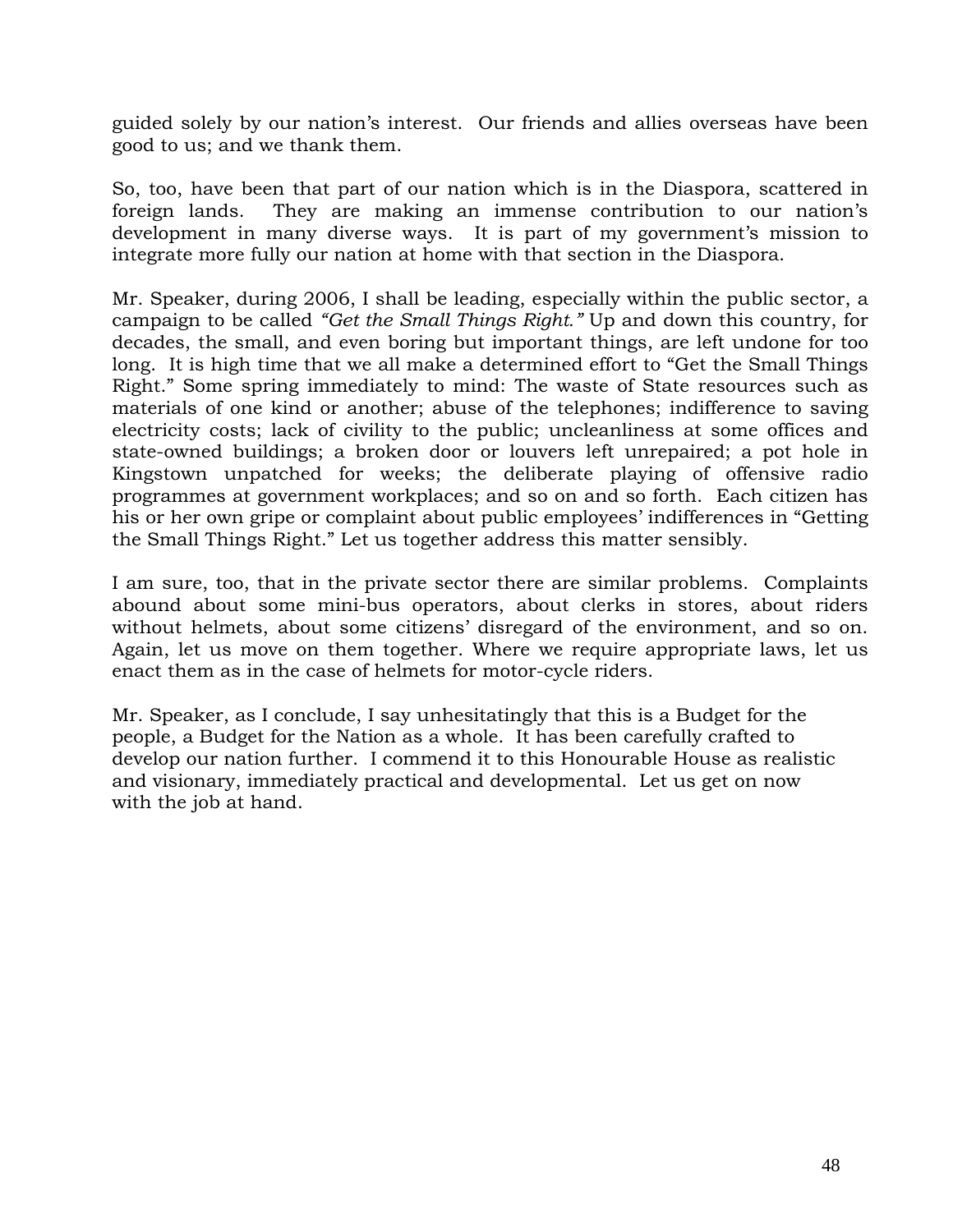guided solely by our nation's interest. Our friends and allies overseas have been good to us; and we thank them.

So, too, have been that part of our nation which is in the Diaspora, scattered in foreign lands. They are making an immense contribution to our nation's development in many diverse ways. It is part of my government's mission to integrate more fully our nation at home with that section in the Diaspora.

Mr. Speaker, during 2006, I shall be leading, especially within the public sector, a campaign to be called *"Get the Small Things Right."* Up and down this country, for decades, the small, and even boring but important things, are left undone for too long. It is high time that we all make a determined effort to "Get the Small Things Right." Some spring immediately to mind: The waste of State resources such as materials of one kind or another; abuse of the telephones; indifference to saving electricity costs; lack of civility to the public; uncleanliness at some offices and state-owned buildings; a broken door or louvers left unrepaired; a pot hole in Kingstown unpatched for weeks; the deliberate playing of offensive radio programmes at government workplaces; and so on and so forth. Each citizen has his or her own gripe or complaint about public employees' indifferences in "Getting the Small Things Right." Let us together address this matter sensibly.

I am sure, too, that in the private sector there are similar problems. Complaints abound about some mini-bus operators, about clerks in stores, about riders without helmets, about some citizens' disregard of the environment, and so on. Again, let us move on them together. Where we require appropriate laws, let us enact them as in the case of helmets for motor-cycle riders.

Mr. Speaker, as I conclude, I say unhesitatingly that this is a Budget for the people, a Budget for the Nation as a whole. It has been carefully crafted to develop our nation further. I commend it to this Honourable House as realistic and visionary, immediately practical and developmental. Let us get on now with the job at hand.